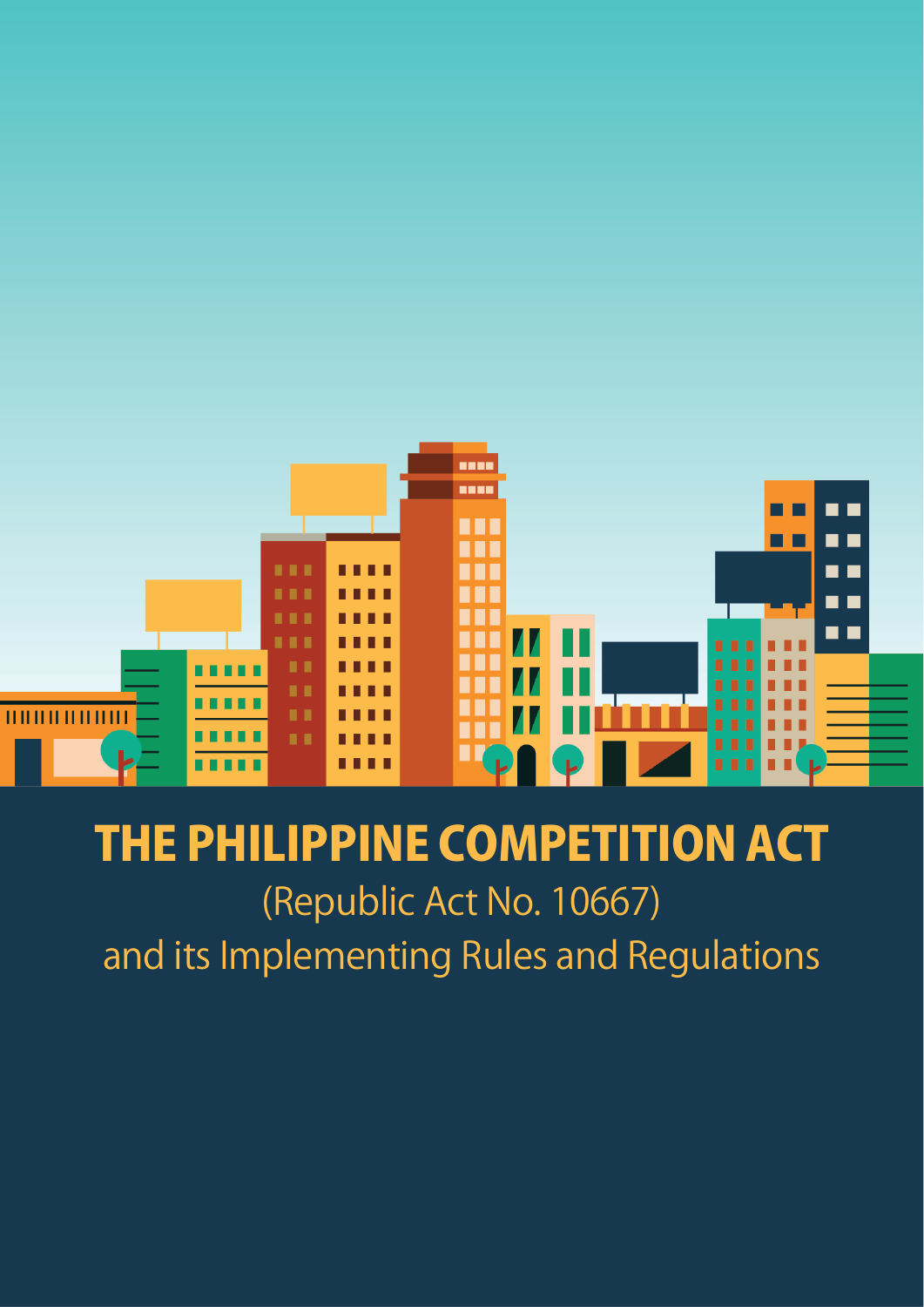# THE PHILIPPINE COMPETITION ACT

(Republic Act No. 10667)

and its Implementing Rules and Regulations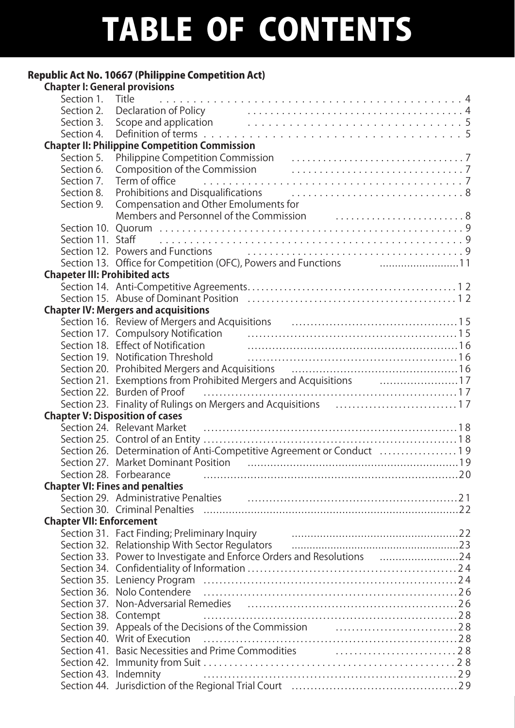# TABLE OF CONTENTS

**Republic Act No. 10667 (Philippine Competition Act)**

**Chapter I: General provisions**

- Section 1. Title . . . . . 4
- Section 2. Declaration of Policy . . . . . 4
- Section 3. Scope and application . . . . . 5
- Section 4. Definition of terms . . . . . 5

**Chapter II: Philippine Competition Commission**

- Section 5. Philippine Competition Commission . . . . . 7
- Section 6. Composition of the Commission . . . . . 7
- Section 7. Term of office . . . . . 7
- Section 8. Prohibitions and Disqualifications . . . . . 8
- Section 9. Compensation and Other Emoluments for Members and Personnel of the Commission . . . . . 8
- Section 10. Quorum . . . . . 9
- Section 11. Staff . . . . . 9
- Section 12. Powers and Functions . . . . . 9
- Section 13. Office for Competition (OFC), Powers and Functions . . . . . 11

**Chapeter III: Prohibited acts**

- Section 14. Anti-Competitive Agreements . . . . . 12
- Section 15. Abuse of Dominant Position . . . . . 12

**Chapter IV: Mergers and acquisitions**

- Section 16. Review of Mergers and Acquisitions . . . . . 15
- Section 17. Compulsory Notification . . . . . 15
- Section 18. Effect of Notification . . . . . 16
- Section 19. Notification Threshold . . . . . 16
- Section 20. Prohibited Mergers and Acquisitions . . . . . 16
- Section 21. Exemptions from Prohibited Mergers and Acquisitions . . . . . 17
- Section 22. Burden of Proof . . . . . 17
- Section 23. Finality of Rulings on Mergers and Acquisitions . . . . . 17

**Chapter V: Disposition of cases**

- Section 24. Relevant Market . . . . . 18
- Section 25. Control of an Entity . . . . . 18
- Section 26. Determination of Anti-Competitive Agreement or Conduct . . . . . 19
- Section 27. Market Dominant Position . . . . . 19
- Section 28. Forbearance . . . . . 20

**Chapter VI: Fines and penalties**

- Section 29. Administrative Penalties . . . . . 21
- Section 30. Criminal Penalties . . . . . 22

**Chapter VII: Enforcement**

- Section 31. Fact Finding; Preliminary Inquiry . . . . . 22
- Section 32. Relationship With Sector Regulators . . . . . 23
- Section 33. Power to Investigate and Enforce Orders and Resolutions . . . . . 24
- Section 34. Confidentiality of Information . . . . . 24
- Section 35. Leniency Program . . . . . 24
- Section 36. Nolo Contendere . . . . . 26
- Section 37. Non-Adversarial Remedies . . . . . 26
- Section 38. Contempt . . . . . 28
- Section 39. Appeals of the Decisions of the Commission . . . . . 28
- Section 40. Writ of Execution . . . . . 28
- Section 41. Basic Necessities and Prime Commodities . . . . . 28
- Section 42. Immunity from Suit . . . . . 28
- Section 43. Indemnity . . . . . 29
- Section 44. Jurisdiction of the Regional Trial Court . . . . . 29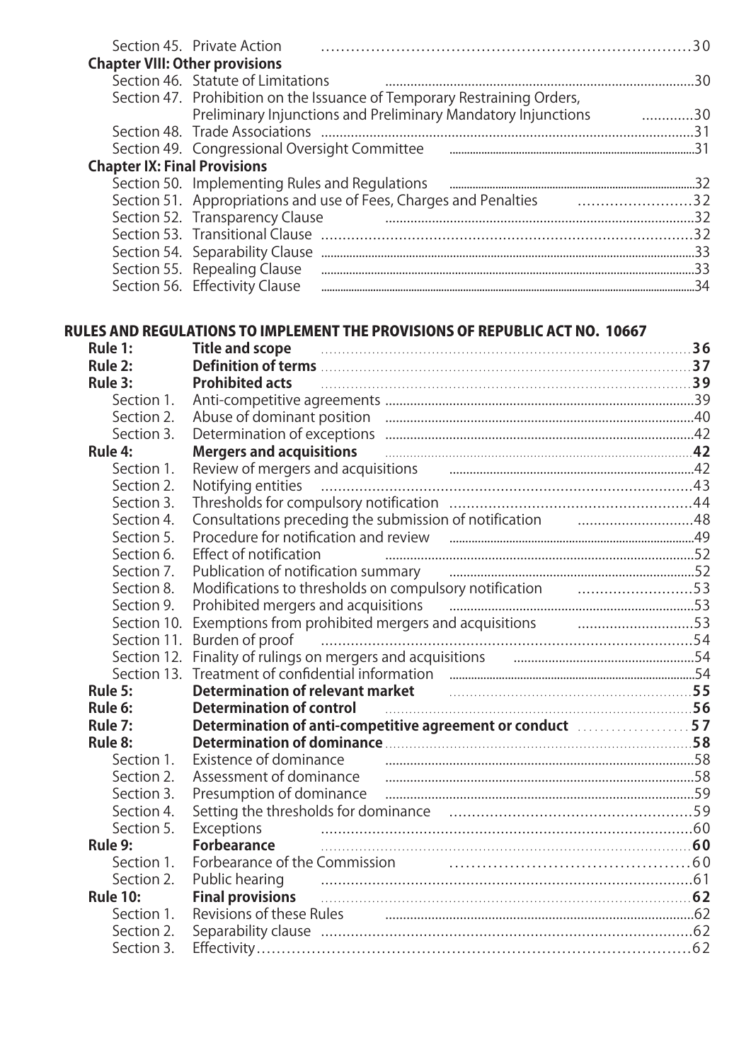| | | |
|---|---|---|
| Section 45. | Private Action | 30 |
| **Chapter VIII: Other provisions** | | |
| Section 46. | Statute of Limitations | 30 |
| Section 47. | Prohibition on the Issuance of Temporary Restraining Orders, Preliminary Injunctions and Preliminary Mandatory Injunctions | 30 |
| Section 48. | Trade Associations | 31 |
| Section 49. | Congressional Oversight Committee | 31 |
| **Chapter IX: Final Provisions** | | |
| Section 50. | Implementing Rules and Regulations | 32 |
| Section 51. | Appropriations and use of Fees, Charges and Penalties | 32 |
| Section 52. | Transparency Clause | 32 |
| Section 53. | Transitional Clause | 32 |
| Section 54. | Separability Clause | 33 |
| Section 55. | Repealing Clause | 33 |
| Section 56. | Effectivity Clause | 34 |

## RULES AND REGULATIONS TO IMPLEMENT THE PROVISIONS OF REPUBLIC ACT NO. 10667

| | | |
|---|---|---|
| **Rule 1:** | **Title and scope** | **36** |
| **Rule 2:** | **Definition of terms** | **37** |
| **Rule 3:** | **Prohibited acts** | **39** |
| Section 1. | Anti-competitive agreements | 39 |
| Section 2. | Abuse of dominant position | 40 |
| Section 3. | Determination of exceptions | 42 |
| **Rule 4:** | **Mergers and acquisitions** | **42** |
| Section 1. | Review of mergers and acquisitions | 42 |
| Section 2. | Notifying entities | 43 |
| Section 3. | Thresholds for compulsory notification | 44 |
| Section 4. | Consultations preceding the submission of notification | 48 |
| Section 5. | Procedure for notification and review | 49 |
| Section 6. | Effect of notification | 52 |
| Section 7. | Publication of notification summary | 52 |
| Section 8. | Modifications to thresholds on compulsory notification | 53 |
| Section 9. | Prohibited mergers and acquisitions | 53 |
| Section 10. | Exemptions from prohibited mergers and acquisitions | 53 |
| Section 11. | Burden of proof | 54 |
| Section 12. | Finality of rulings on mergers and acquisitions | 54 |
| Section 13. | Treatment of confidential information | 54 |
| **Rule 5:** | **Determination of relevant market** | **55** |
| **Rule 6:** | **Determination of control** | **56** |
| **Rule 7:** | **Determination of anti-competitive agreement or conduct** | **57** |
| **Rule 8:** | **Determination of dominance** | **58** |
| Section 1. | Existence of dominance | 58 |
| Section 2. | Assessment of dominance | 58 |
| Section 3. | Presumption of dominance | 59 |
| Section 4. | Setting the thresholds for dominance | 59 |
| Section 5. | Exceptions | 60 |
| **Rule 9:** | **Forbearance** | **60** |
| Section 1. | Forbearance of the Commission | 60 |
| Section 2. | Public hearing | 61 |
| **Rule 10:** | **Final provisions** | **62** |
| Section 1. | Revisions of these Rules | 62 |
| Section 2. | Separability clause | 62 |
| Section 3. | Effectivity | 62 |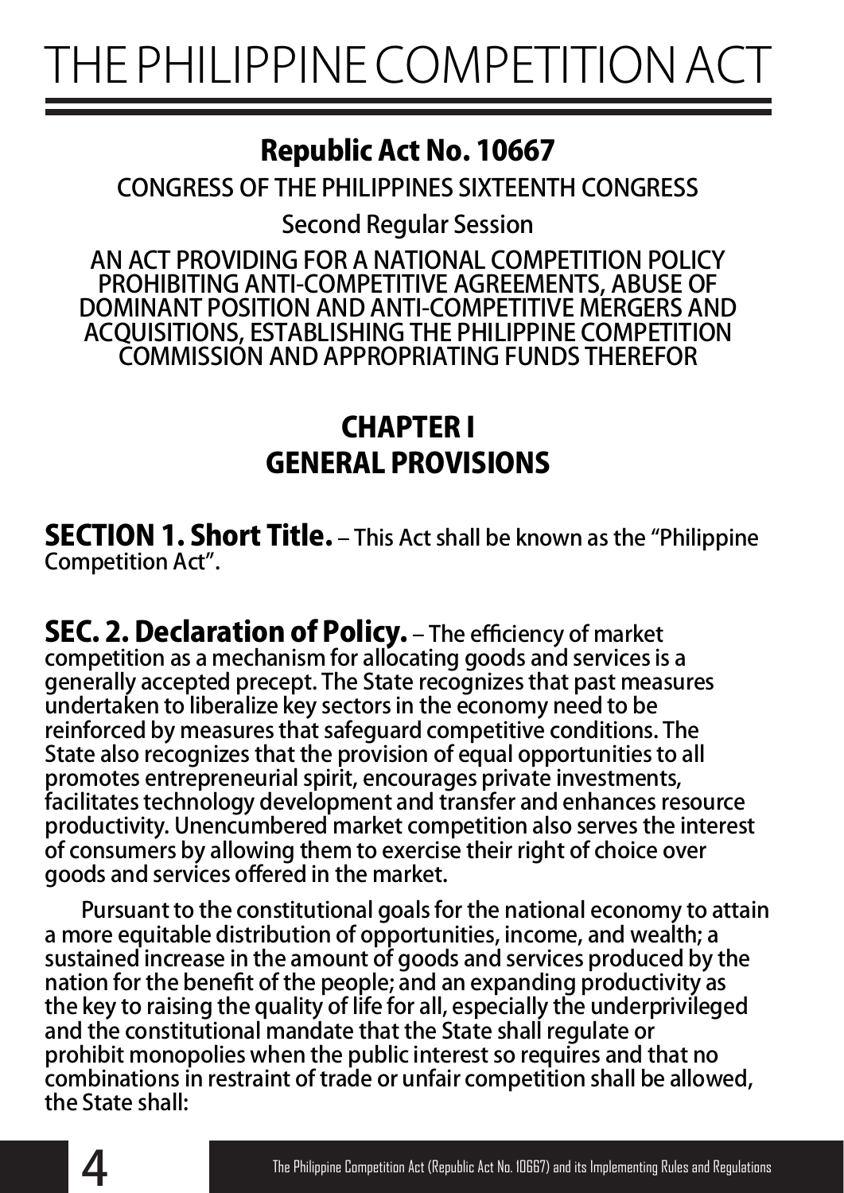# THE PHILIPPINE COMPETITION ACT

## Republic Act No. 10667

CONGRESS OF THE PHILIPPINES SIXTEENTH CONGRESS

Second Regular Session

AN ACT PROVIDING FOR A NATIONAL COMPETITION POLICY PROHIBITING ANTI-COMPETITIVE AGREEMENTS, ABUSE OF DOMINANT POSITION AND ANTI-COMPETITIVE MERGERS AND ACQUISITIONS, ESTABLISHING THE PHILIPPINE COMPETITION COMMISSION AND APPROPRIATING FUNDS THEREFOR

## CHAPTER I
## GENERAL PROVISIONS

**SECTION 1. Short Title.** – This Act shall be known as the "Philippine Competition Act".

**SEC. 2. Declaration of Policy.** – The efficiency of market competition as a mechanism for allocating goods and services is a generally accepted precept. The State recognizes that past measures undertaken to liberalize key sectors in the economy need to be reinforced by measures that safeguard competitive conditions. The State also recognizes that the provision of equal opportunities to all promotes entrepreneurial spirit, encourages private investments, facilitates technology development and transfer and enhances resource productivity. Unencumbered market competition also serves the interest of consumers by allowing them to exercise their right of choice over goods and services offered in the market.

Pursuant to the constitutional goals for the national economy to attain a more equitable distribution of opportunities, income, and wealth; a sustained increase in the amount of goods and services produced by the nation for the benefit of the people; and an expanding productivity as the key to raising the quality of life for all, especially the underprivileged and the constitutional mandate that the State shall regulate or prohibit monopolies when the public interest so requires and that no combinations in restraint of trade or unfair competition shall be allowed, the State shall: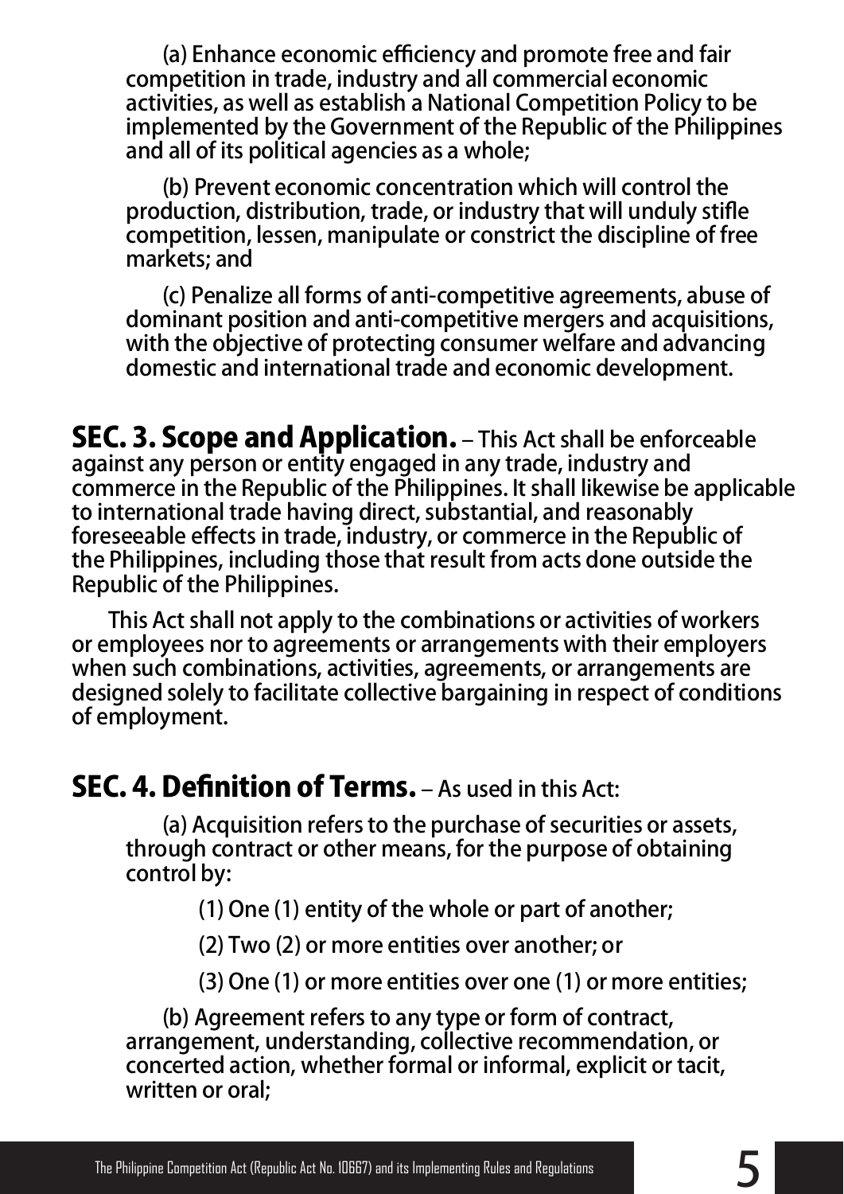(a) Enhance economic efficiency and promote free and fair competition in trade, industry and all commercial economic activities, as well as establish a National Competition Policy to be implemented by the Government of the Republic of the Philippines and all of its political agencies as a whole;

(b) Prevent economic concentration which will control the production, distribution, trade, or industry that will unduly stifle competition, lessen, manipulate or constrict the discipline of free markets; and

(c) Penalize all forms of anti-competitive agreements, abuse of dominant position and anti-competitive mergers and acquisitions, with the objective of protecting consumer welfare and advancing domestic and international trade and economic development.

**SEC. 3. Scope and Application.** – This Act shall be enforceable against any person or entity engaged in any trade, industry and commerce in the Republic of the Philippines. It shall likewise be applicable to international trade having direct, substantial, and reasonably foreseeable effects in trade, industry, or commerce in the Republic of the Philippines, including those that result from acts done outside the Republic of the Philippines.

This Act shall not apply to the combinations or activities of workers or employees nor to agreements or arrangements with their employers when such combinations, activities, agreements, or arrangements are designed solely to facilitate collective bargaining in respect of conditions of employment.

**SEC. 4. Definition of Terms.** – As used in this Act:

(a) Acquisition refers to the purchase of securities or assets, through contract or other means, for the purpose of obtaining control by:

(1) One (1) entity of the whole or part of another;

(2) Two (2) or more entities over another; or

(3) One (1) or more entities over one (1) or more entities;

(b) Agreement refers to any type or form of contract, arrangement, understanding, collective recommendation, or concerted action, whether formal or informal, explicit or tacit, written or oral;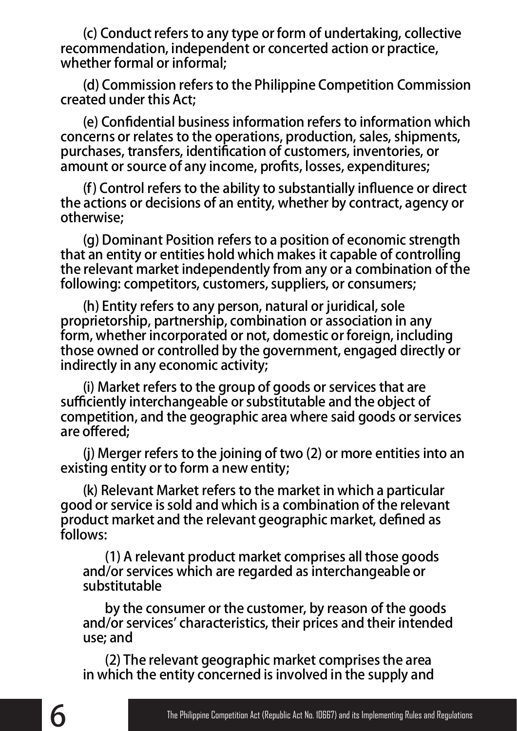(c) Conduct refers to any type or form of undertaking, collective recommendation, independent or concerted action or practice, whether formal or informal;

(d) Commission refers to the Philippine Competition Commission created under this Act;

(e) Confidential business information refers to information which concerns or relates to the operations, production, sales, shipments, purchases, transfers, identification of customers, inventories, or amount or source of any income, profits, losses, expenditures;

(f) Control refers to the ability to substantially influence or direct the actions or decisions of an entity, whether by contract, agency or otherwise;

(g) Dominant Position refers to a position of economic strength that an entity or entities hold which makes it capable of controlling the relevant market independently from any or a combination of the following: competitors, customers, suppliers, or consumers;

(h) Entity refers to any person, natural or juridical, sole proprietorship, partnership, combination or association in any form, whether incorporated or not, domestic or foreign, including those owned or controlled by the government, engaged directly or indirectly in any economic activity;

(i) Market refers to the group of goods or services that are sufficiently interchangeable or substitutable and the object of competition, and the geographic area where said goods or services are offered;

(j) Merger refers to the joining of two (2) or more entities into an existing entity or to form a new entity;

(k) Relevant Market refers to the market in which a particular good or service is sold and which is a combination of the relevant product market and the relevant geographic market, defined as follows:

(1) A relevant product market comprises all those goods and/or services which are regarded as interchangeable or substitutable

by the consumer or the customer, by reason of the goods and/or services' characteristics, their prices and their intended use; and

(2) The relevant geographic market comprises the area in which the entity concerned is involved in the supply and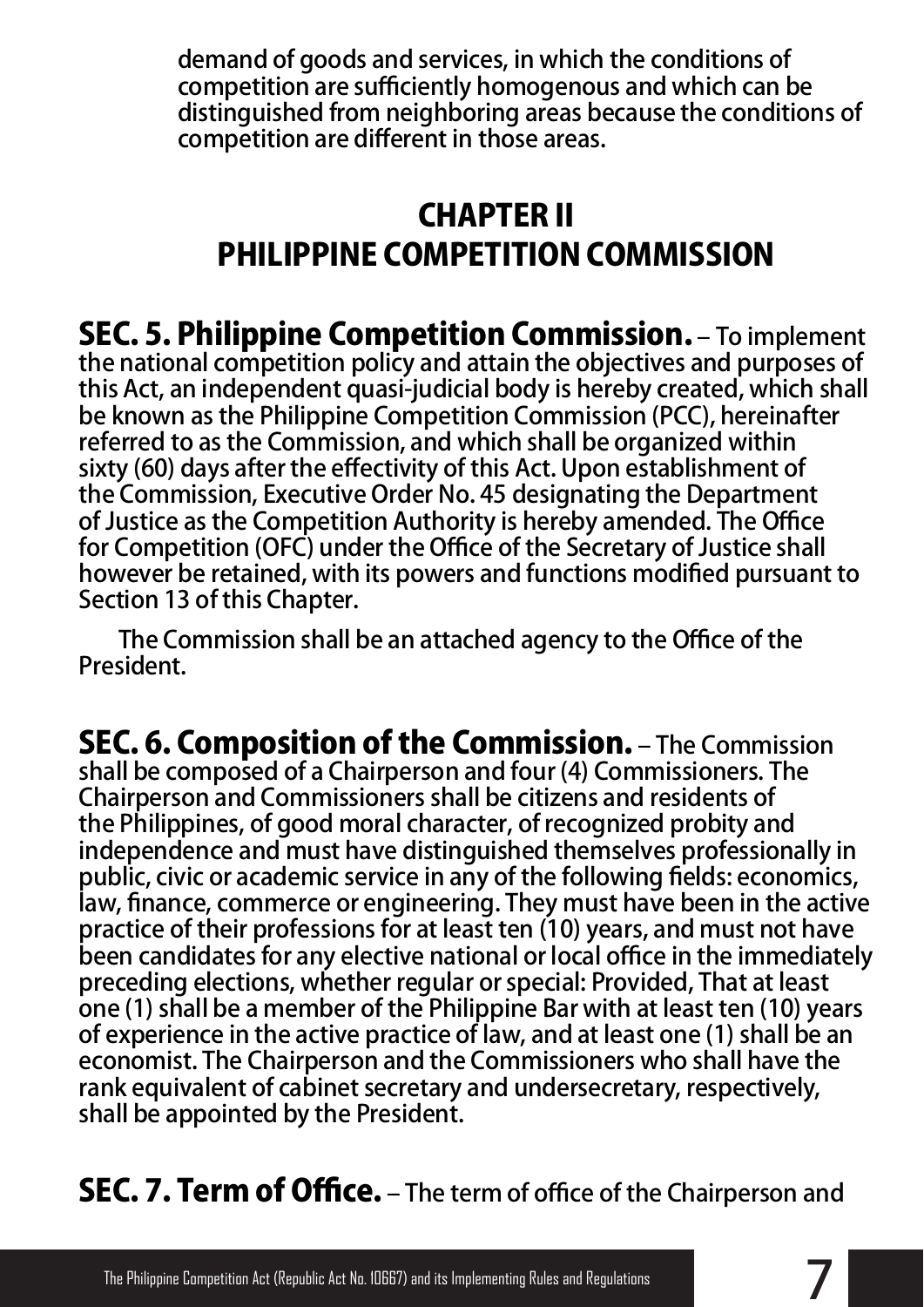demand of goods and services, in which the conditions of competition are sufficiently homogenous and which can be distinguished from neighboring areas because the conditions of competition are different in those areas.

## CHAPTER II
## PHILIPPINE COMPETITION COMMISSION

**SEC. 5. Philippine Competition Commission.** – To implement the national competition policy and attain the objectives and purposes of this Act, an independent quasi-judicial body is hereby created, which shall be known as the Philippine Competition Commission (PCC), hereinafter referred to as the Commission, and which shall be organized within sixty (60) days after the effectivity of this Act. Upon establishment of the Commission, Executive Order No. 45 designating the Department of Justice as the Competition Authority is hereby amended. The Office for Competition (OFC) under the Office of the Secretary of Justice shall however be retained, with its powers and functions modified pursuant to Section 13 of this Chapter.

The Commission shall be an attached agency to the Office of the President.

**SEC. 6. Composition of the Commission.** – The Commission shall be composed of a Chairperson and four (4) Commissioners. The Chairperson and Commissioners shall be citizens and residents of the Philippines, of good moral character, of recognized probity and independence and must have distinguished themselves professionally in public, civic or academic service in any of the following fields: economics, law, finance, commerce or engineering. They must have been in the active practice of their professions for at least ten (10) years, and must not have been candidates for any elective national or local office in the immediately preceding elections, whether regular or special: Provided, That at least one (1) shall be a member of the Philippine Bar with at least ten (10) years of experience in the active practice of law, and at least one (1) shall be an economist. The Chairperson and the Commissioners who shall have the rank equivalent of cabinet secretary and undersecretary, respectively, shall be appointed by the President.

**SEC. 7. Term of Office.** – The term of office of the Chairperson and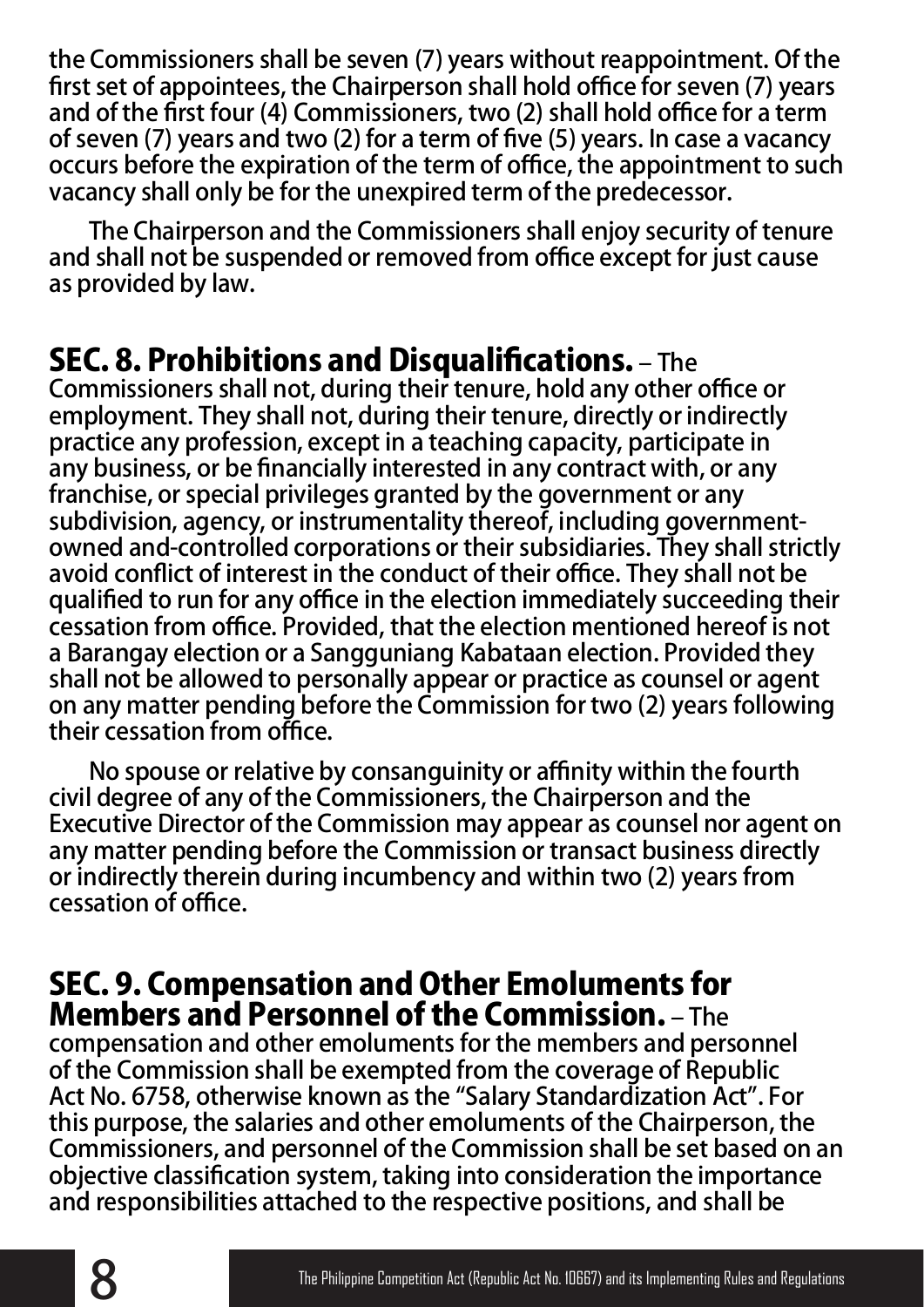the Commissioners shall be seven (7) years without reappointment. Of the first set of appointees, the Chairperson shall hold office for seven (7) years and of the first four (4) Commissioners, two (2) shall hold office for a term of seven (7) years and two (2) for a term of five (5) years. In case a vacancy occurs before the expiration of the term of office, the appointment to such vacancy shall only be for the unexpired term of the predecessor.

The Chairperson and the Commissioners shall enjoy security of tenure and shall not be suspended or removed from office except for just cause as provided by law.

**SEC. 8. Prohibitions and Disqualifications.** – The Commissioners shall not, during their tenure, hold any other office or employment. They shall not, during their tenure, directly or indirectly practice any profession, except in a teaching capacity, participate in any business, or be financially interested in any contract with, or any franchise, or special privileges granted by the government or any subdivision, agency, or instrumentality thereof, including government-owned and-controlled corporations or their subsidiaries. They shall strictly avoid conflict of interest in the conduct of their office. They shall not be qualified to run for any office in the election immediately succeeding their cessation from office. Provided, that the election mentioned hereof is not a Barangay election or a Sangguniang Kabataan election. Provided they shall not be allowed to personally appear or practice as counsel or agent on any matter pending before the Commission for two (2) years following their cessation from office.

No spouse or relative by consanguinity or affinity within the fourth civil degree of any of the Commissioners, the Chairperson and the Executive Director of the Commission may appear as counsel nor agent on any matter pending before the Commission or transact business directly or indirectly therein during incumbency and within two (2) years from cessation of office.

**SEC. 9. Compensation and Other Emoluments for Members and Personnel of the Commission.** – The compensation and other emoluments for the members and personnel of the Commission shall be exempted from the coverage of Republic Act No. 6758, otherwise known as the "Salary Standardization Act". For this purpose, the salaries and other emoluments of the Chairperson, the Commissioners, and personnel of the Commission shall be set based on an objective classification system, taking into consideration the importance and responsibilities attached to the respective positions, and shall be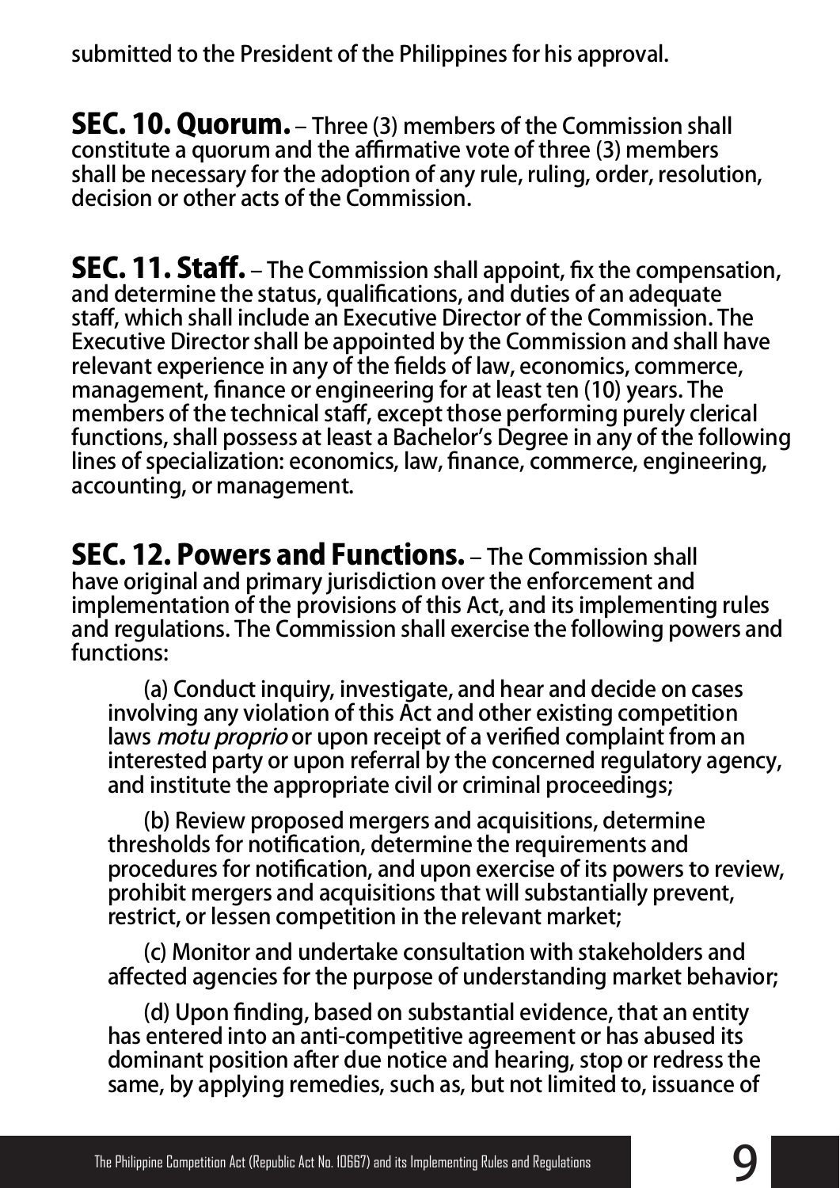submitted to the President of the Philippines for his approval.

**SEC. 10. Quorum.** – Three (3) members of the Commission shall constitute a quorum and the affirmative vote of three (3) members shall be necessary for the adoption of any rule, ruling, order, resolution, decision or other acts of the Commission.

**SEC. 11. Staff.** – The Commission shall appoint, fix the compensation, and determine the status, qualifications, and duties of an adequate staff, which shall include an Executive Director of the Commission. The Executive Director shall be appointed by the Commission and shall have relevant experience in any of the fields of law, economics, commerce, management, finance or engineering for at least ten (10) years. The members of the technical staff, except those performing purely clerical functions, shall possess at least a Bachelor's Degree in any of the following lines of specialization: economics, law, finance, commerce, engineering, accounting, or management.

**SEC. 12. Powers and Functions.** – The Commission shall have original and primary jurisdiction over the enforcement and implementation of the provisions of this Act, and its implementing rules and regulations. The Commission shall exercise the following powers and functions:

(a) Conduct inquiry, investigate, and hear and decide on cases involving any violation of this Act and other existing competition laws *motu proprio* or upon receipt of a verified complaint from an interested party or upon referral by the concerned regulatory agency, and institute the appropriate civil or criminal proceedings;

(b) Review proposed mergers and acquisitions, determine thresholds for notification, determine the requirements and procedures for notification, and upon exercise of its powers to review, prohibit mergers and acquisitions that will substantially prevent, restrict, or lessen competition in the relevant market;

(c) Monitor and undertake consultation with stakeholders and affected agencies for the purpose of understanding market behavior;

(d) Upon finding, based on substantial evidence, that an entity has entered into an anti-competitive agreement or has abused its dominant position after due notice and hearing, stop or redress the same, by applying remedies, such as, but not limited to, issuance of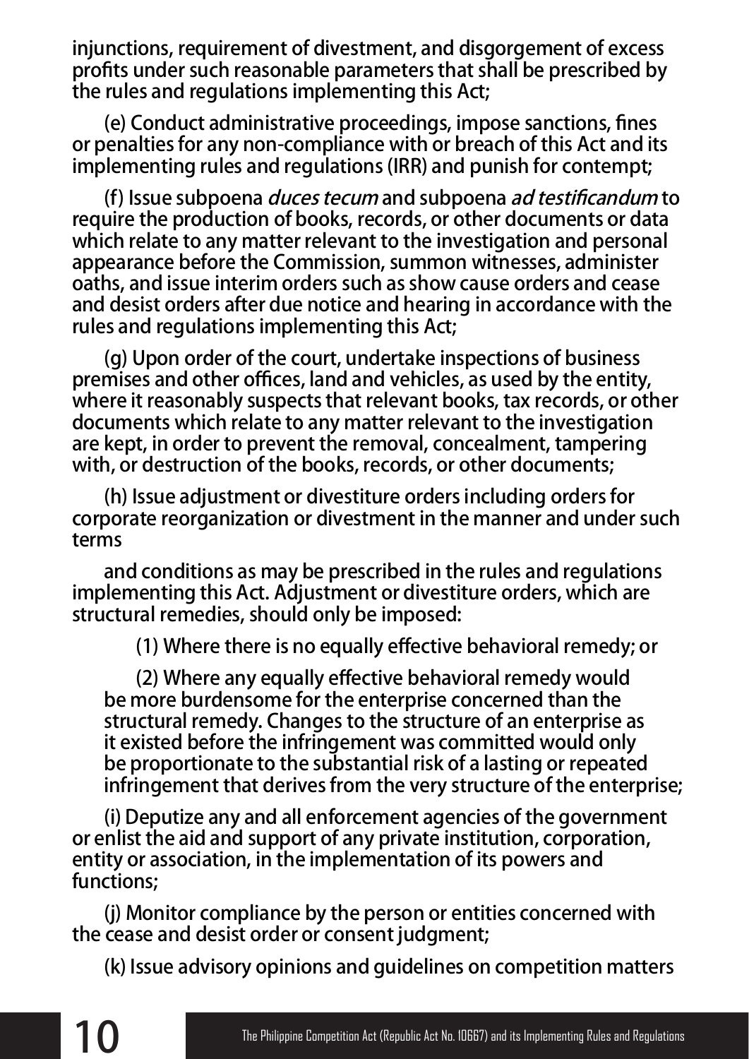injunctions, requirement of divestment, and disgorgement of excess profits under such reasonable parameters that shall be prescribed by the rules and regulations implementing this Act;

(e) Conduct administrative proceedings, impose sanctions, fines or penalties for any non-compliance with or breach of this Act and its implementing rules and regulations (IRR) and punish for contempt;

(f) Issue subpoena *duces tecum* and subpoena *ad testificandum* to require the production of books, records, or other documents or data which relate to any matter relevant to the investigation and personal appearance before the Commission, summon witnesses, administer oaths, and issue interim orders such as show cause orders and cease and desist orders after due notice and hearing in accordance with the rules and regulations implementing this Act;

(g) Upon order of the court, undertake inspections of business premises and other offices, land and vehicles, as used by the entity, where it reasonably suspects that relevant books, tax records, or other documents which relate to any matter relevant to the investigation are kept, in order to prevent the removal, concealment, tampering with, or destruction of the books, records, or other documents;

(h) Issue adjustment or divestiture orders including orders for corporate reorganization or divestment in the manner and under such terms

and conditions as may be prescribed in the rules and regulations implementing this Act. Adjustment or divestiture orders, which are structural remedies, should only be imposed:

(1) Where there is no equally effective behavioral remedy; or

(2) Where any equally effective behavioral remedy would be more burdensome for the enterprise concerned than the structural remedy. Changes to the structure of an enterprise as it existed before the infringement was committed would only be proportionate to the substantial risk of a lasting or repeated infringement that derives from the very structure of the enterprise;

(i) Deputize any and all enforcement agencies of the government or enlist the aid and support of any private institution, corporation, entity or association, in the implementation of its powers and functions;

(j) Monitor compliance by the person or entities concerned with the cease and desist order or consent judgment;

(k) Issue advisory opinions and guidelines on competition matters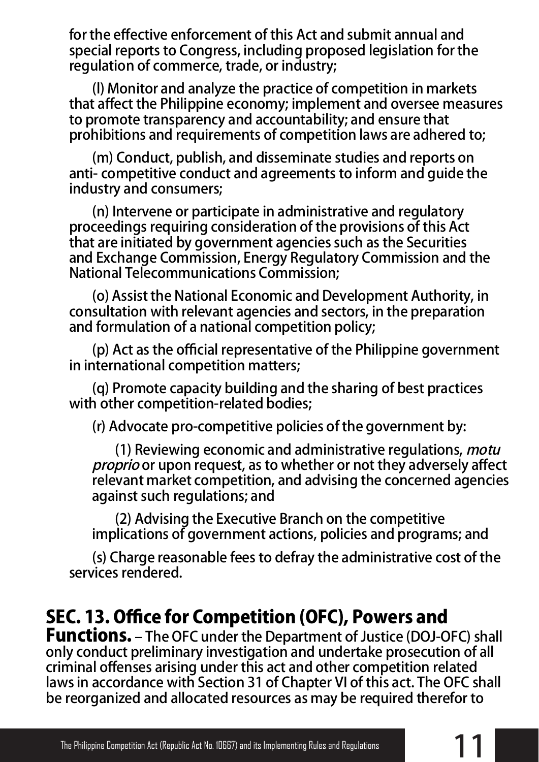for the effective enforcement of this Act and submit annual and special reports to Congress, including proposed legislation for the regulation of commerce, trade, or industry;

(l) Monitor and analyze the practice of competition in markets that affect the Philippine economy; implement and oversee measures to promote transparency and accountability; and ensure that prohibitions and requirements of competition laws are adhered to;

(m) Conduct, publish, and disseminate studies and reports on anti- competitive conduct and agreements to inform and guide the industry and consumers;

(n) Intervene or participate in administrative and regulatory proceedings requiring consideration of the provisions of this Act that are initiated by government agencies such as the Securities and Exchange Commission, Energy Regulatory Commission and the National Telecommunications Commission;

(o) Assist the National Economic and Development Authority, in consultation with relevant agencies and sectors, in the preparation and formulation of a national competition policy;

(p) Act as the official representative of the Philippine government in international competition matters;

(q) Promote capacity building and the sharing of best practices with other competition-related bodies;

(r) Advocate pro-competitive policies of the government by:

(1) Reviewing economic and administrative regulations, *motu proprio* or upon request, as to whether or not they adversely affect relevant market competition, and advising the concerned agencies against such regulations; and

(2) Advising the Executive Branch on the competitive implications of government actions, policies and programs; and

(s) Charge reasonable fees to defray the administrative cost of the services rendered.

**SEC. 13. Office for Competition (OFC), Powers and Functions.** – The OFC under the Department of Justice (DOJ-OFC) shall only conduct preliminary investigation and undertake prosecution of all criminal offenses arising under this act and other competition related laws in accordance with Section 31 of Chapter VI of this act. The OFC shall be reorganized and allocated resources as may be required therefor to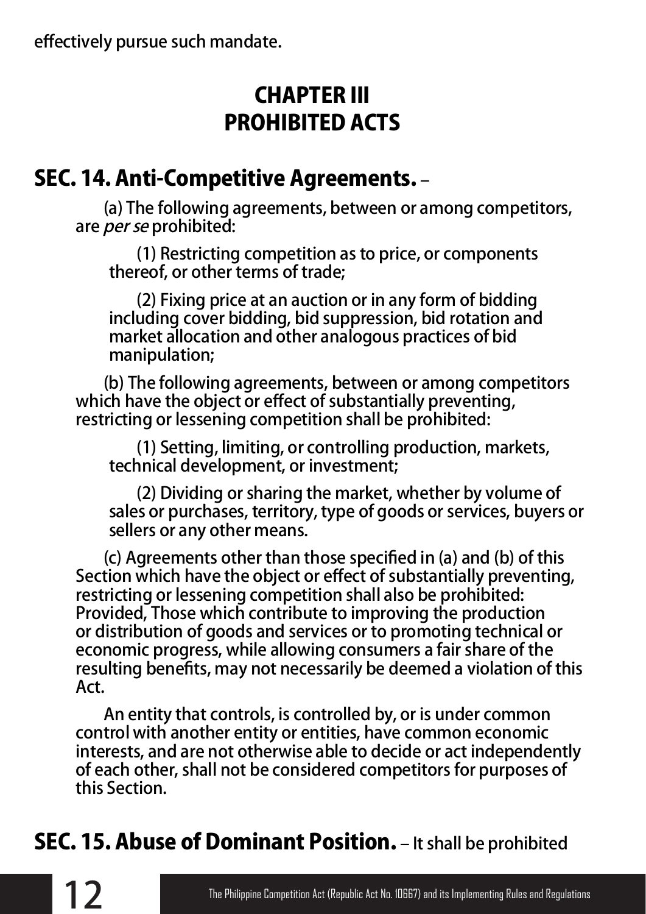effectively pursue such mandate.

# CHAPTER III
# PROHIBITED ACTS

## SEC. 14. Anti-Competitive Agreements. –

(a) The following agreements, between or among competitors, are *per se* prohibited:

(1) Restricting competition as to price, or components thereof, or other terms of trade;

(2) Fixing price at an auction or in any form of bidding including cover bidding, bid suppression, bid rotation and market allocation and other analogous practices of bid manipulation;

(b) The following agreements, between or among competitors which have the object or effect of substantially preventing, restricting or lessening competition shall be prohibited:

(1) Setting, limiting, or controlling production, markets, technical development, or investment;

(2) Dividing or sharing the market, whether by volume of sales or purchases, territory, type of goods or services, buyers or sellers or any other means.

(c) Agreements other than those specified in (a) and (b) of this Section which have the object or effect of substantially preventing, restricting or lessening competition shall also be prohibited: Provided, Those which contribute to improving the production or distribution of goods and services or to promoting technical or economic progress, while allowing consumers a fair share of the resulting benefits, may not necessarily be deemed a violation of this Act.

An entity that controls, is controlled by, or is under common control with another entity or entities, have common economic interests, and are not otherwise able to decide or act independently of each other, shall not be considered competitors for purposes of this Section.

## SEC. 15. Abuse of Dominant Position. – It shall be prohibited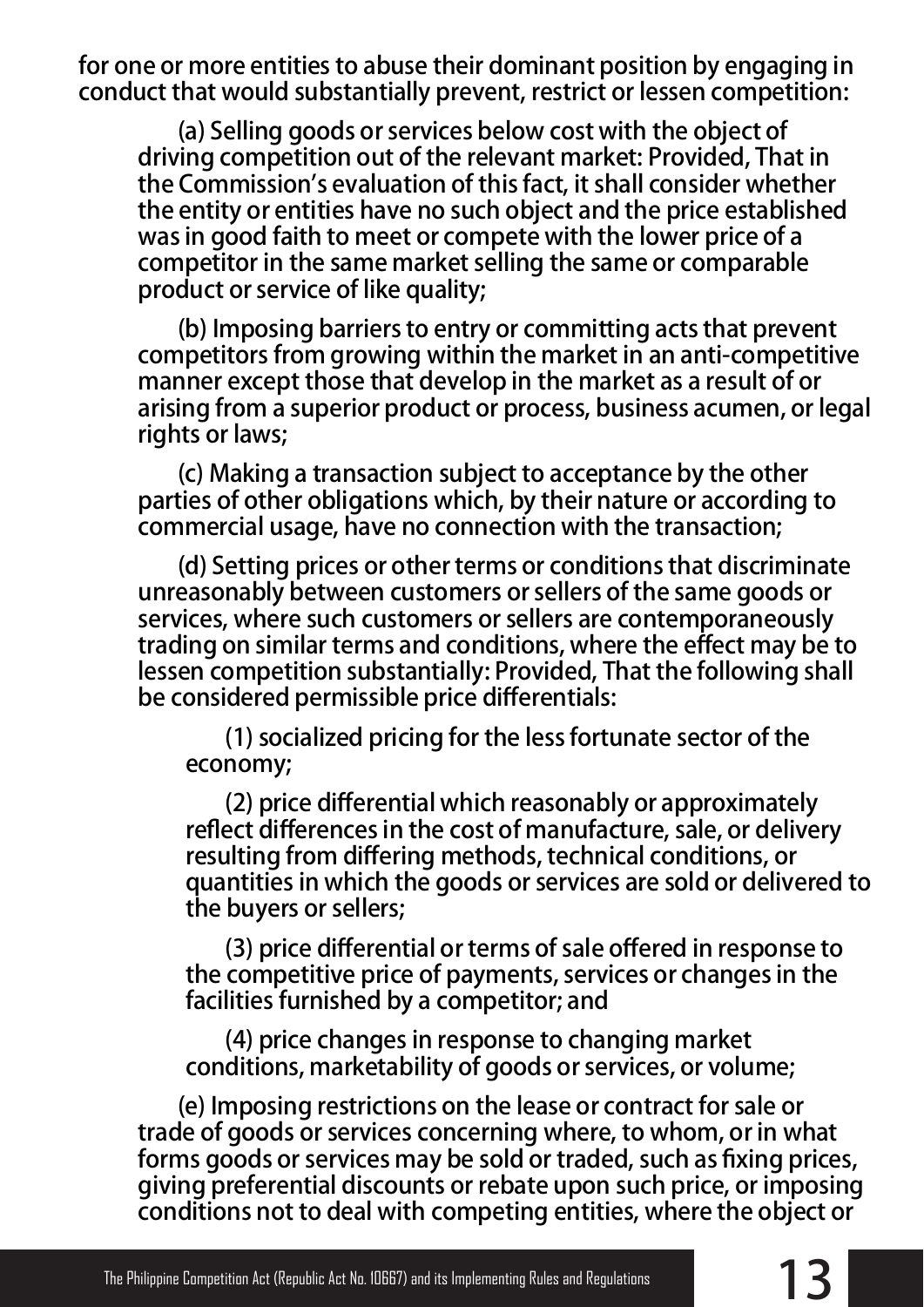for one or more entities to abuse their dominant position by engaging in conduct that would substantially prevent, restrict or lessen competition:

(a) Selling goods or services below cost with the object of driving competition out of the relevant market: Provided, That in the Commission's evaluation of this fact, it shall consider whether the entity or entities have no such object and the price established was in good faith to meet or compete with the lower price of a competitor in the same market selling the same or comparable product or service of like quality;

(b) Imposing barriers to entry or committing acts that prevent competitors from growing within the market in an anti-competitive manner except those that develop in the market as a result of or arising from a superior product or process, business acumen, or legal rights or laws;

(c) Making a transaction subject to acceptance by the other parties of other obligations which, by their nature or according to commercial usage, have no connection with the transaction;

(d) Setting prices or other terms or conditions that discriminate unreasonably between customers or sellers of the same goods or services, where such customers or sellers are contemporaneously trading on similar terms and conditions, where the effect may be to lessen competition substantially: Provided, That the following shall be considered permissible price differentials:

(1) socialized pricing for the less fortunate sector of the economy;

(2) price differential which reasonably or approximately reflect differences in the cost of manufacture, sale, or delivery resulting from differing methods, technical conditions, or quantities in which the goods or services are sold or delivered to the buyers or sellers;

(3) price differential or terms of sale offered in response to the competitive price of payments, services or changes in the facilities furnished by a competitor; and

(4) price changes in response to changing market conditions, marketability of goods or services, or volume;

(e) Imposing restrictions on the lease or contract for sale or trade of goods or services concerning where, to whom, or in what forms goods or services may be sold or traded, such as fixing prices, giving preferential discounts or rebate upon such price, or imposing conditions not to deal with competing entities, where the object or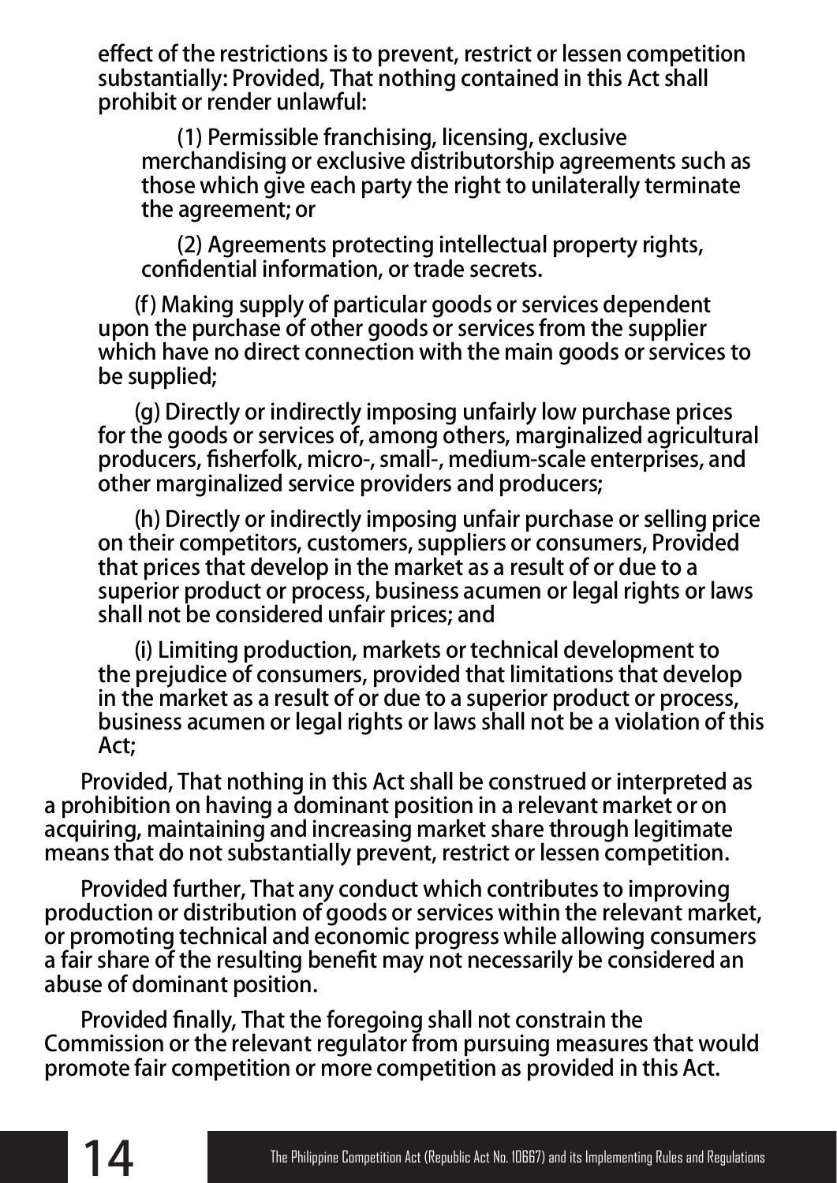effect of the restrictions is to prevent, restrict or lessen competition substantially: Provided, That nothing contained in this Act shall prohibit or render unlawful:

(1) Permissible franchising, licensing, exclusive merchandising or exclusive distributorship agreements such as those which give each party the right to unilaterally terminate the agreement; or

(2) Agreements protecting intellectual property rights, confidential information, or trade secrets.

(f) Making supply of particular goods or services dependent upon the purchase of other goods or services from the supplier which have no direct connection with the main goods or services to be supplied;

(g) Directly or indirectly imposing unfairly low purchase prices for the goods or services of, among others, marginalized agricultural producers, fisherfolk, micro-, small-, medium-scale enterprises, and other marginalized service providers and producers;

(h) Directly or indirectly imposing unfair purchase or selling price on their competitors, customers, suppliers or consumers, Provided that prices that develop in the market as a result of or due to a superior product or process, business acumen or legal rights or laws shall not be considered unfair prices; and

(i) Limiting production, markets or technical development to the prejudice of consumers, provided that limitations that develop in the market as a result of or due to a superior product or process, business acumen or legal rights or laws shall not be a violation of this Act;

Provided, That nothing in this Act shall be construed or interpreted as a prohibition on having a dominant position in a relevant market or on acquiring, maintaining and increasing market share through legitimate means that do not substantially prevent, restrict or lessen competition.

Provided further, That any conduct which contributes to improving production or distribution of goods or services within the relevant market, or promoting technical and economic progress while allowing consumers a fair share of the resulting benefit may not necessarily be considered an abuse of dominant position.

Provided finally, That the foregoing shall not constrain the Commission or the relevant regulator from pursuing measures that would promote fair competition or more competition as provided in this Act.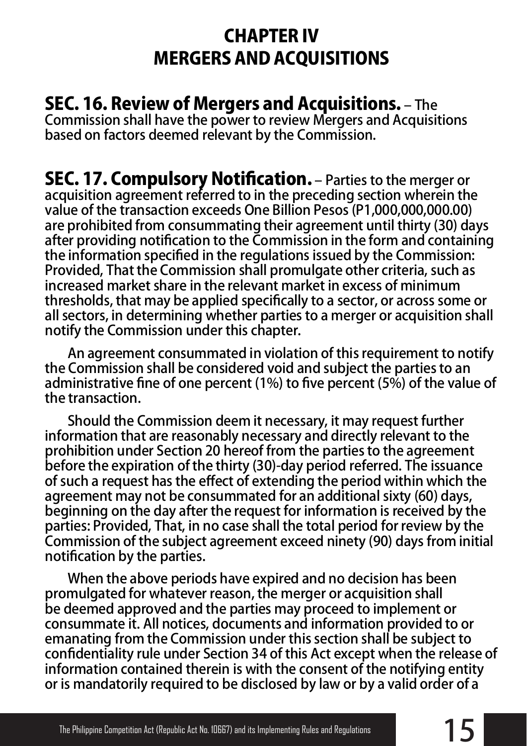# CHAPTER IV
# MERGERS AND ACQUISITIONS

**SEC. 16. Review of Mergers and Acquisitions.** – The Commission shall have the power to review Mergers and Acquisitions based on factors deemed relevant by the Commission.

**SEC. 17. Compulsory Notification.** – Parties to the merger or acquisition agreement referred to in the preceding section wherein the value of the transaction exceeds One Billion Pesos (P1,000,000,000.00) are prohibited from consummating their agreement until thirty (30) days after providing notification to the Commission in the form and containing the information specified in the regulations issued by the Commission: Provided, That the Commission shall promulgate other criteria, such as increased market share in the relevant market in excess of minimum thresholds, that may be applied specifically to a sector, or across some or all sectors, in determining whether parties to a merger or acquisition shall notify the Commission under this chapter.

An agreement consummated in violation of this requirement to notify the Commission shall be considered void and subject the parties to an administrative fine of one percent (1%) to five percent (5%) of the value of the transaction.

Should the Commission deem it necessary, it may request further information that are reasonably necessary and directly relevant to the prohibition under Section 20 hereof from the parties to the agreement before the expiration of the thirty (30)-day period referred. The issuance of such a request has the effect of extending the period within which the agreement may not be consummated for an additional sixty (60) days, beginning on the day after the request for information is received by the parties: Provided, That, in no case shall the total period for review by the Commission of the subject agreement exceed ninety (90) days from initial notification by the parties.

When the above periods have expired and no decision has been promulgated for whatever reason, the merger or acquisition shall be deemed approved and the parties may proceed to implement or consummate it. All notices, documents and information provided to or emanating from the Commission under this section shall be subject to confidentiality rule under Section 34 of this Act except when the release of information contained therein is with the consent of the notifying entity or is mandatorily required to be disclosed by law or by a valid order of a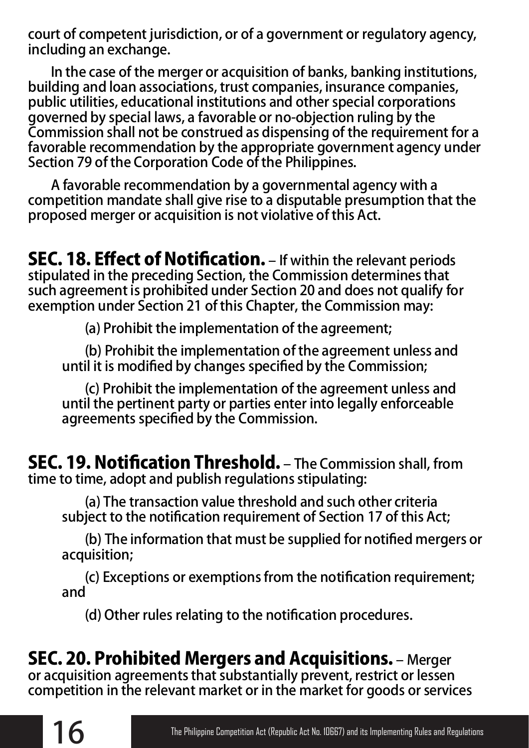court of competent jurisdiction, or of a government or regulatory agency, including an exchange.

In the case of the merger or acquisition of banks, banking institutions, building and loan associations, trust companies, insurance companies, public utilities, educational institutions and other special corporations governed by special laws, a favorable or no-objection ruling by the Commission shall not be construed as dispensing of the requirement for a favorable recommendation by the appropriate government agency under Section 79 of the Corporation Code of the Philippines.

A favorable recommendation by a governmental agency with a competition mandate shall give rise to a disputable presumption that the proposed merger or acquisition is not violative of this Act.

**SEC. 18. Effect of Notification.** – If within the relevant periods stipulated in the preceding Section, the Commission determines that such agreement is prohibited under Section 20 and does not qualify for exemption under Section 21 of this Chapter, the Commission may:

(a) Prohibit the implementation of the agreement;

(b) Prohibit the implementation of the agreement unless and until it is modified by changes specified by the Commission;

(c) Prohibit the implementation of the agreement unless and until the pertinent party or parties enter into legally enforceable agreements specified by the Commission.

**SEC. 19. Notification Threshold.** – The Commission shall, from time to time, adopt and publish regulations stipulating:

(a) The transaction value threshold and such other criteria subject to the notification requirement of Section 17 of this Act;

(b) The information that must be supplied for notified mergers or acquisition;

(c) Exceptions or exemptions from the notification requirement; and

(d) Other rules relating to the notification procedures.

**SEC. 20. Prohibited Mergers and Acquisitions.** – Merger or acquisition agreements that substantially prevent, restrict or lessen competition in the relevant market or in the market for goods or services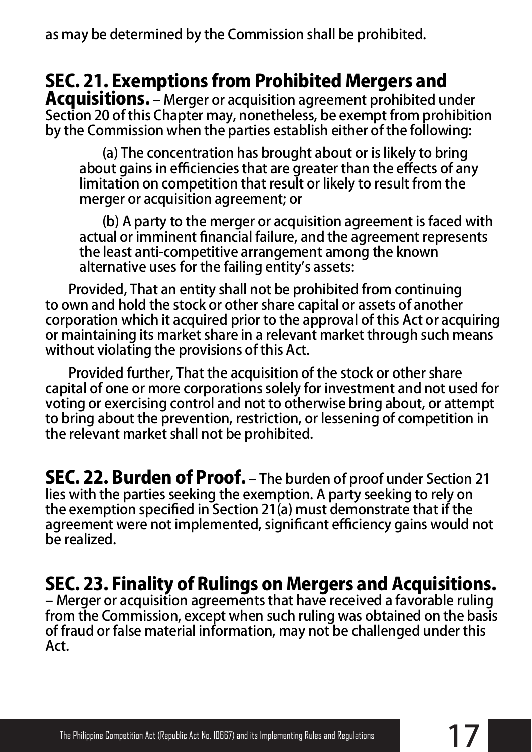as may be determined by the Commission shall be prohibited.

**SEC. 21. Exemptions from Prohibited Mergers and Acquisitions.** – Merger or acquisition agreement prohibited under Section 20 of this Chapter may, nonetheless, be exempt from prohibition by the Commission when the parties establish either of the following:

(a) The concentration has brought about or is likely to bring about gains in efficiencies that are greater than the effects of any limitation on competition that result or likely to result from the merger or acquisition agreement; or

(b) A party to the merger or acquisition agreement is faced with actual or imminent financial failure, and the agreement represents the least anti-competitive arrangement among the known alternative uses for the failing entity's assets:

Provided, That an entity shall not be prohibited from continuing to own and hold the stock or other share capital or assets of another corporation which it acquired prior to the approval of this Act or acquiring or maintaining its market share in a relevant market through such means without violating the provisions of this Act.

Provided further, That the acquisition of the stock or other share capital of one or more corporations solely for investment and not used for voting or exercising control and not to otherwise bring about, or attempt to bring about the prevention, restriction, or lessening of competition in the relevant market shall not be prohibited.

**SEC. 22. Burden of Proof.** – The burden of proof under Section 21 lies with the parties seeking the exemption. A party seeking to rely on the exemption specified in Section 21(a) must demonstrate that if the agreement were not implemented, significant efficiency gains would not be realized.

**SEC. 23. Finality of Rulings on Mergers and Acquisitions.** – Merger or acquisition agreements that have received a favorable ruling from the Commission, except when such ruling was obtained on the basis of fraud or false material information, may not be challenged under this Act.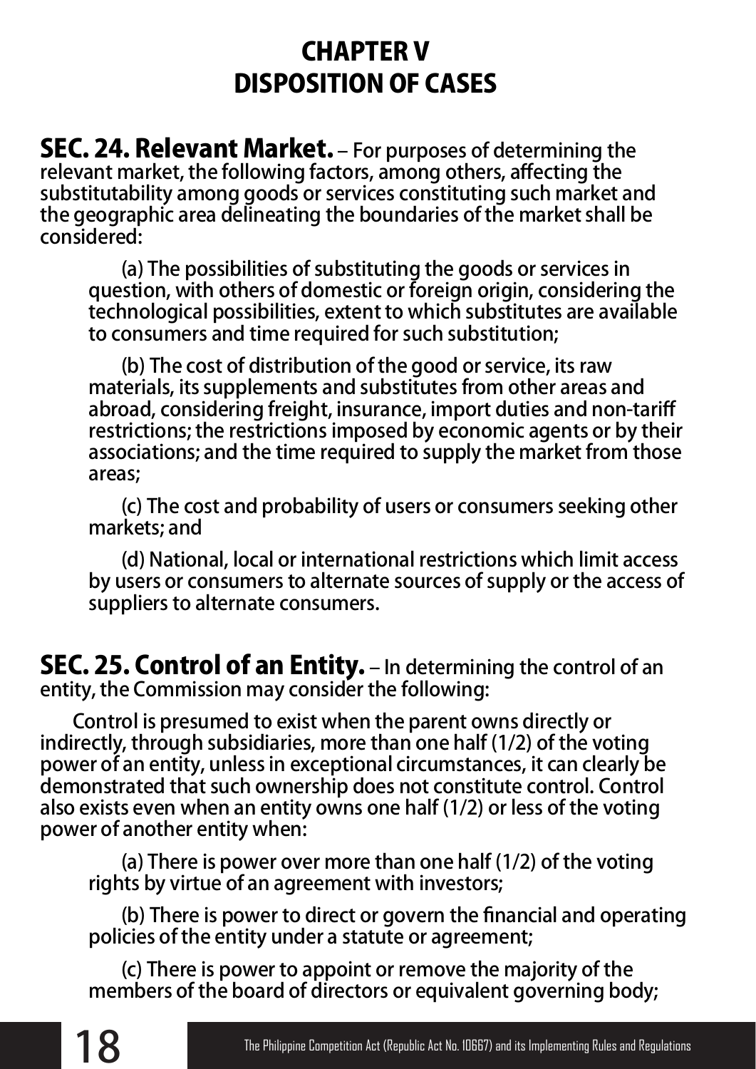# CHAPTER V
# DISPOSITION OF CASES

**SEC. 24. Relevant Market.** – For purposes of determining the relevant market, the following factors, among others, affecting the substitutability among goods or services constituting such market and the geographic area delineating the boundaries of the market shall be considered:

(a) The possibilities of substituting the goods or services in question, with others of domestic or foreign origin, considering the technological possibilities, extent to which substitutes are available to consumers and time required for such substitution;

(b) The cost of distribution of the good or service, its raw materials, its supplements and substitutes from other areas and abroad, considering freight, insurance, import duties and non-tariff restrictions; the restrictions imposed by economic agents or by their associations; and the time required to supply the market from those areas;

(c) The cost and probability of users or consumers seeking other markets; and

(d) National, local or international restrictions which limit access by users or consumers to alternate sources of supply or the access of suppliers to alternate consumers.

**SEC. 25. Control of an Entity.** – In determining the control of an entity, the Commission may consider the following:

Control is presumed to exist when the parent owns directly or indirectly, through subsidiaries, more than one half (1/2) of the voting power of an entity, unless in exceptional circumstances, it can clearly be demonstrated that such ownership does not constitute control. Control also exists even when an entity owns one half (1/2) or less of the voting power of another entity when:

(a) There is power over more than one half (1/2) of the voting rights by virtue of an agreement with investors;

(b) There is power to direct or govern the financial and operating policies of the entity under a statute or agreement;

(c) There is power to appoint or remove the majority of the members of the board of directors or equivalent governing body;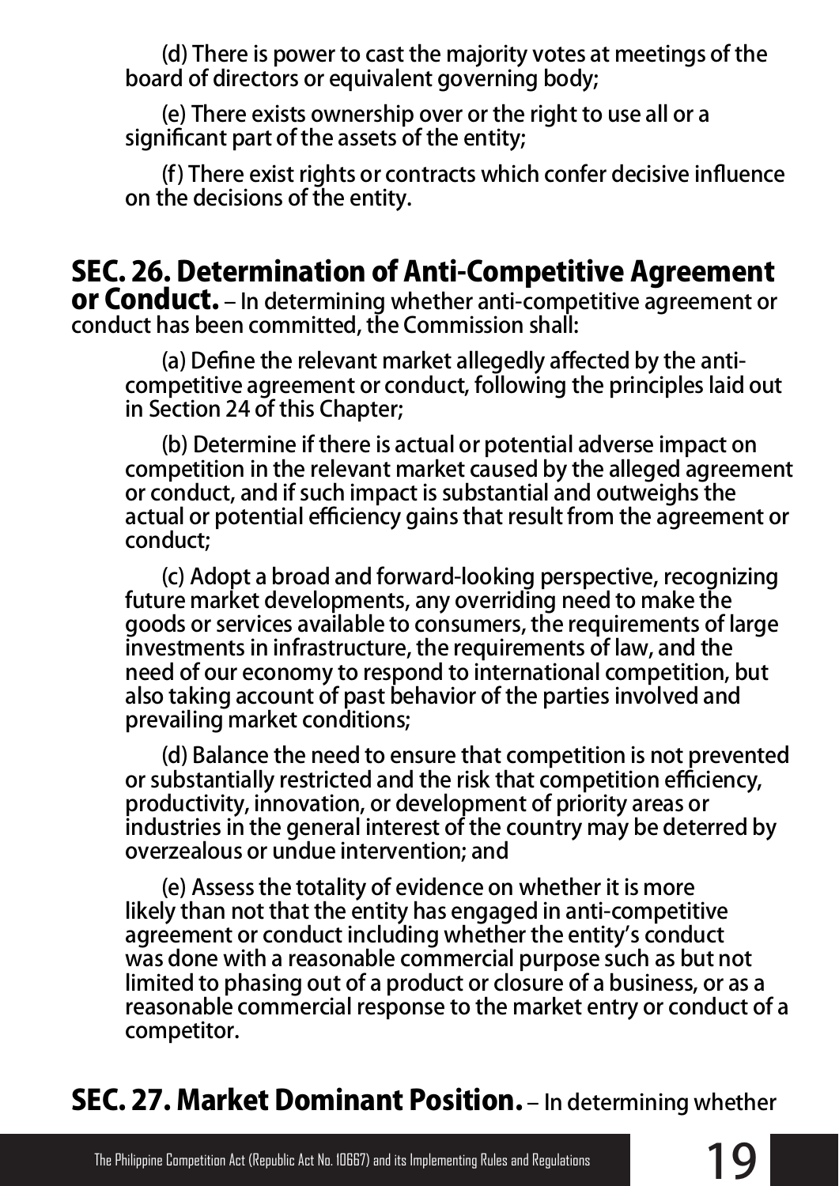(d) There is power to cast the majority votes at meetings of the board of directors or equivalent governing body;

(e) There exists ownership over or the right to use all or a significant part of the assets of the entity;

(f) There exist rights or contracts which confer decisive influence on the decisions of the entity.

**SEC. 26. Determination of Anti-Competitive Agreement or Conduct.** – In determining whether anti-competitive agreement or conduct has been committed, the Commission shall:

(a) Define the relevant market allegedly affected by the anti-competitive agreement or conduct, following the principles laid out in Section 24 of this Chapter;

(b) Determine if there is actual or potential adverse impact on competition in the relevant market caused by the alleged agreement or conduct, and if such impact is substantial and outweighs the actual or potential efficiency gains that result from the agreement or conduct;

(c) Adopt a broad and forward-looking perspective, recognizing future market developments, any overriding need to make the goods or services available to consumers, the requirements of large investments in infrastructure, the requirements of law, and the need of our economy to respond to international competition, but also taking account of past behavior of the parties involved and prevailing market conditions;

(d) Balance the need to ensure that competition is not prevented or substantially restricted and the risk that competition efficiency, productivity, innovation, or development of priority areas or industries in the general interest of the country may be deterred by overzealous or undue intervention; and

(e) Assess the totality of evidence on whether it is more likely than not that the entity has engaged in anti-competitive agreement or conduct including whether the entity's conduct was done with a reasonable commercial purpose such as but not limited to phasing out of a product or closure of a business, or as a reasonable commercial response to the market entry or conduct of a competitor.

**SEC. 27. Market Dominant Position.** – In determining whether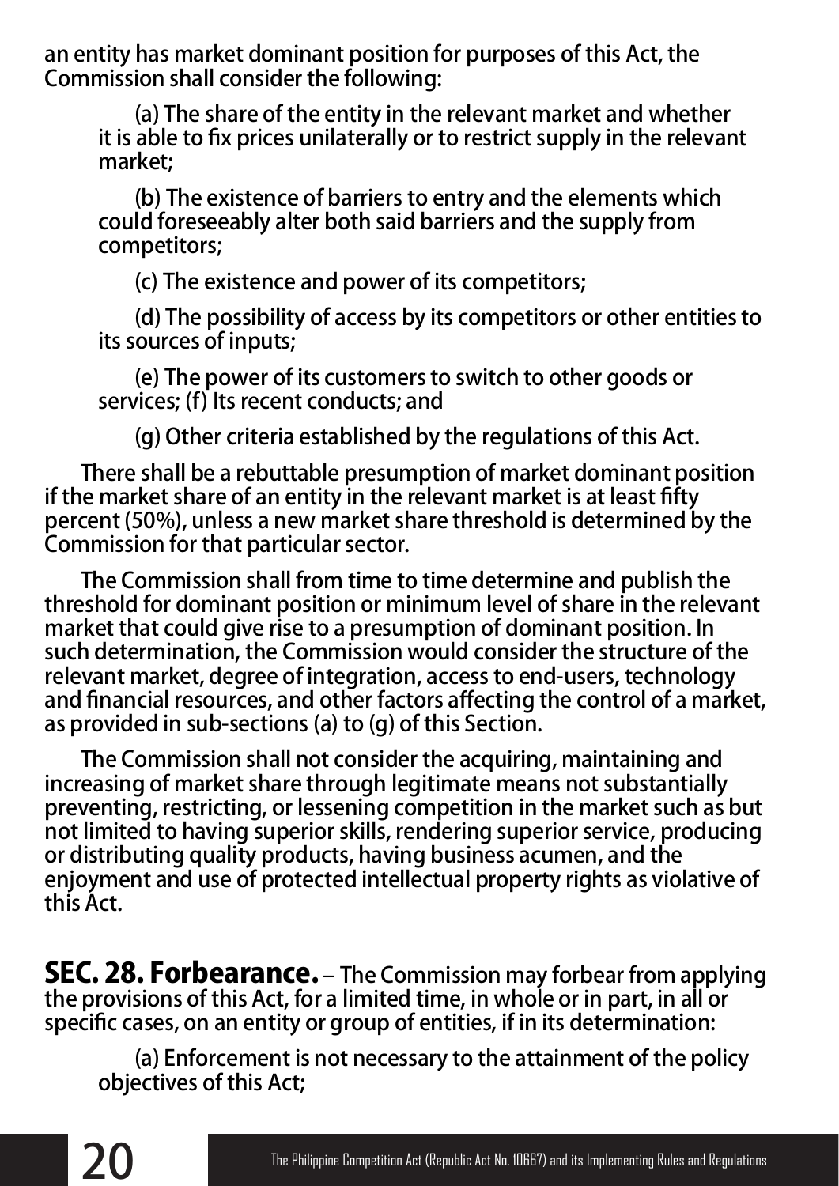an entity has market dominant position for purposes of this Act, the Commission shall consider the following:

(a) The share of the entity in the relevant market and whether it is able to fix prices unilaterally or to restrict supply in the relevant market;

(b) The existence of barriers to entry and the elements which could foreseeably alter both said barriers and the supply from competitors;

(c) The existence and power of its competitors;

(d) The possibility of access by its competitors or other entities to its sources of inputs;

(e) The power of its customers to switch to other goods or services; (f) Its recent conducts; and

(g) Other criteria established by the regulations of this Act.

There shall be a rebuttable presumption of market dominant position if the market share of an entity in the relevant market is at least fifty percent (50%), unless a new market share threshold is determined by the Commission for that particular sector.

The Commission shall from time to time determine and publish the threshold for dominant position or minimum level of share in the relevant market that could give rise to a presumption of dominant position. In such determination, the Commission would consider the structure of the relevant market, degree of integration, access to end-users, technology and financial resources, and other factors affecting the control of a market, as provided in sub-sections (a) to (g) of this Section.

The Commission shall not consider the acquiring, maintaining and increasing of market share through legitimate means not substantially preventing, restricting, or lessening competition in the market such as but not limited to having superior skills, rendering superior service, producing or distributing quality products, having business acumen, and the enjoyment and use of protected intellectual property rights as violative of this Act.

**SEC. 28. Forbearance.** – The Commission may forbear from applying the provisions of this Act, for a limited time, in whole or in part, in all or specific cases, on an entity or group of entities, if in its determination:

(a) Enforcement is not necessary to the attainment of the policy objectives of this Act;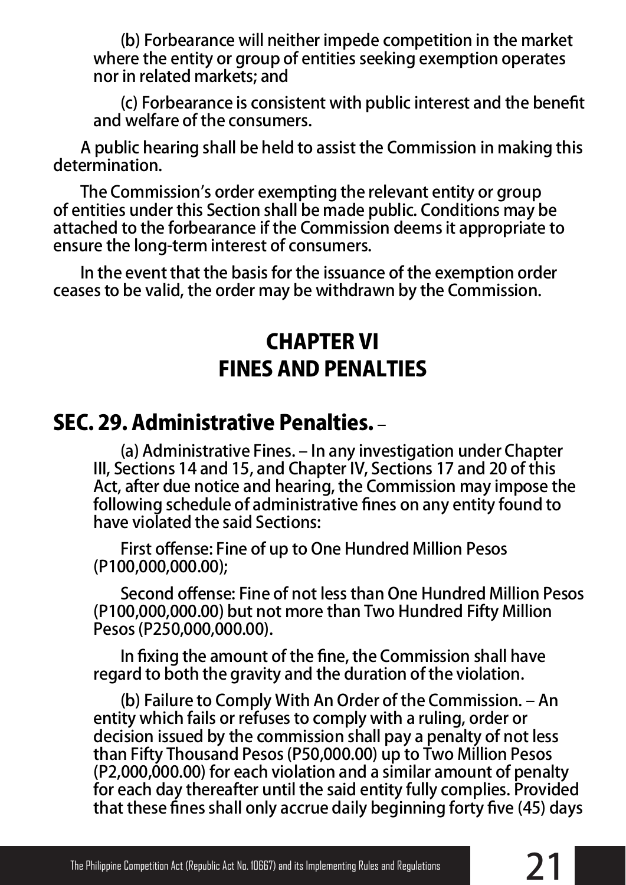(b) Forbearance will neither impede competition in the market where the entity or group of entities seeking exemption operates nor in related markets; and

(c) Forbearance is consistent with public interest and the benefit and welfare of the consumers.

A public hearing shall be held to assist the Commission in making this determination.

The Commission's order exempting the relevant entity or group of entities under this Section shall be made public. Conditions may be attached to the forbearance if the Commission deems it appropriate to ensure the long-term interest of consumers.

In the event that the basis for the issuance of the exemption order ceases to be valid, the order may be withdrawn by the Commission.

# CHAPTER VI
# FINES AND PENALTIES

## SEC. 29. Administrative Penalties. –

(a) Administrative Fines. – In any investigation under Chapter III, Sections 14 and 15, and Chapter IV, Sections 17 and 20 of this Act, after due notice and hearing, the Commission may impose the following schedule of administrative fines on any entity found to have violated the said Sections:

First offense: Fine of up to One Hundred Million Pesos (P100,000,000.00);

Second offense: Fine of not less than One Hundred Million Pesos (P100,000,000.00) but not more than Two Hundred Fifty Million Pesos (P250,000,000.00).

In fixing the amount of the fine, the Commission shall have regard to both the gravity and the duration of the violation.

(b) Failure to Comply With An Order of the Commission. – An entity which fails or refuses to comply with a ruling, order or decision issued by the commission shall pay a penalty of not less than Fifty Thousand Pesos (P50,000.00) up to Two Million Pesos (P2,000,000.00) for each violation and a similar amount of penalty for each day thereafter until the said entity fully complies. Provided that these fines shall only accrue daily beginning forty five (45) days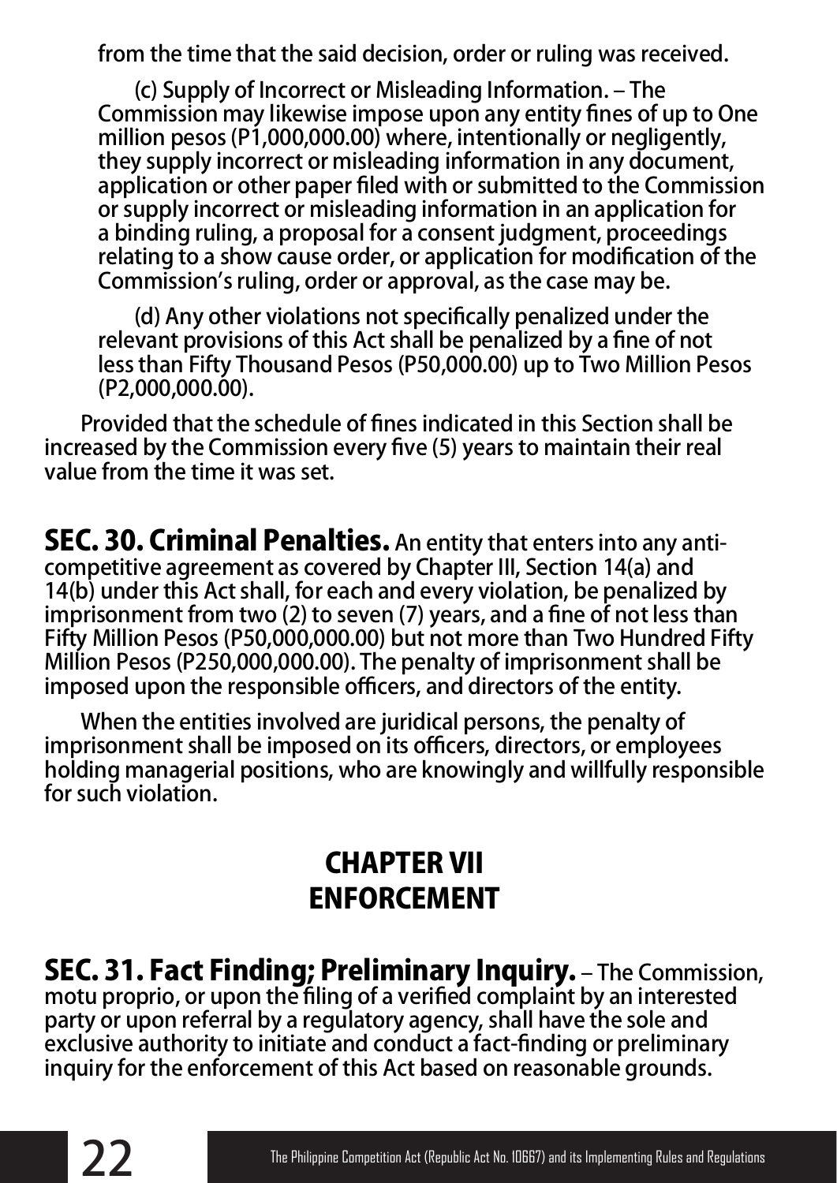from the time that the said decision, order or ruling was received.

(c) Supply of Incorrect or Misleading Information. – The Commission may likewise impose upon any entity fines of up to One million pesos (P1,000,000.00) where, intentionally or negligently, they supply incorrect or misleading information in any document, application or other paper filed with or submitted to the Commission or supply incorrect or misleading information in an application for a binding ruling, a proposal for a consent judgment, proceedings relating to a show cause order, or application for modification of the Commission's ruling, order or approval, as the case may be.

(d) Any other violations not specifically penalized under the relevant provisions of this Act shall be penalized by a fine of not less than Fifty Thousand Pesos (P50,000.00) up to Two Million Pesos (P2,000,000.00).

Provided that the schedule of fines indicated in this Section shall be increased by the Commission every five (5) years to maintain their real value from the time it was set.

**SEC. 30. Criminal Penalties.** An entity that enters into any anti-competitive agreement as covered by Chapter III, Section 14(a) and 14(b) under this Act shall, for each and every violation, be penalized by imprisonment from two (2) to seven (7) years, and a fine of not less than Fifty Million Pesos (P50,000,000.00) but not more than Two Hundred Fifty Million Pesos (P250,000,000.00). The penalty of imprisonment shall be imposed upon the responsible officers, and directors of the entity.

When the entities involved are juridical persons, the penalty of imprisonment shall be imposed on its officers, directors, or employees holding managerial positions, who are knowingly and willfully responsible for such violation.

## CHAPTER VII
## ENFORCEMENT

**SEC. 31. Fact Finding; Preliminary Inquiry.** – The Commission, motu proprio, or upon the filing of a verified complaint by an interested party or upon referral by a regulatory agency, shall have the sole and exclusive authority to initiate and conduct a fact-finding or preliminary inquiry for the enforcement of this Act based on reasonable grounds.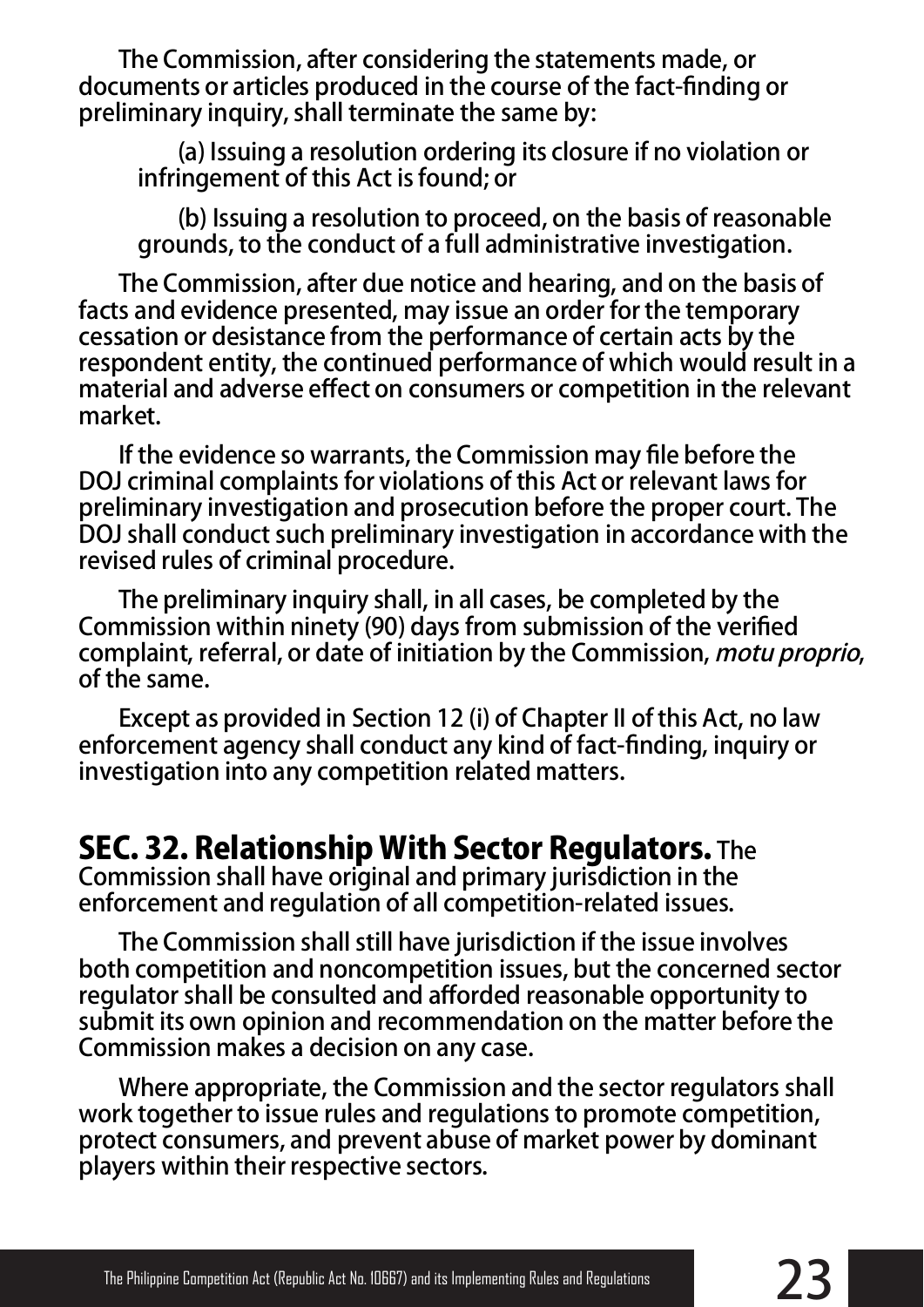The Commission, after considering the statements made, or documents or articles produced in the course of the fact-finding or preliminary inquiry, shall terminate the same by:

(a) Issuing a resolution ordering its closure if no violation or infringement of this Act is found; or

(b) Issuing a resolution to proceed, on the basis of reasonable grounds, to the conduct of a full administrative investigation.

The Commission, after due notice and hearing, and on the basis of facts and evidence presented, may issue an order for the temporary cessation or desistance from the performance of certain acts by the respondent entity, the continued performance of which would result in a material and adverse effect on consumers or competition in the relevant market.

If the evidence so warrants, the Commission may file before the DOJ criminal complaints for violations of this Act or relevant laws for preliminary investigation and prosecution before the proper court. The DOJ shall conduct such preliminary investigation in accordance with the revised rules of criminal procedure.

The preliminary inquiry shall, in all cases, be completed by the Commission within ninety (90) days from submission of the verified complaint, referral, or date of initiation by the Commission, *motu proprio*, of the same.

Except as provided in Section 12 (i) of Chapter II of this Act, no law enforcement agency shall conduct any kind of fact-finding, inquiry or investigation into any competition related matters.

**SEC. 32. Relationship With Sector Regulators.** The Commission shall have original and primary jurisdiction in the enforcement and regulation of all competition-related issues.

The Commission shall still have jurisdiction if the issue involves both competition and noncompetition issues, but the concerned sector regulator shall be consulted and afforded reasonable opportunity to submit its own opinion and recommendation on the matter before the Commission makes a decision on any case.

Where appropriate, the Commission and the sector regulators shall work together to issue rules and regulations to promote competition, protect consumers, and prevent abuse of market power by dominant players within their respective sectors.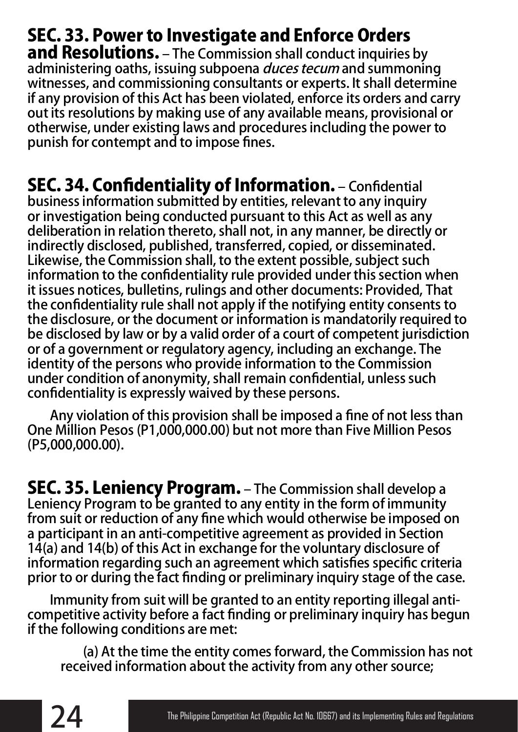**SEC. 33. Power to Investigate and Enforce Orders and Resolutions.** – The Commission shall conduct inquiries by administering oaths, issuing subpoena *duces tecum* and summoning witnesses, and commissioning consultants or experts. It shall determine if any provision of this Act has been violated, enforce its orders and carry out its resolutions by making use of any available means, provisional or otherwise, under existing laws and procedures including the power to punish for contempt and to impose fines.

**SEC. 34. Confidentiality of Information.** – Confidential business information submitted by entities, relevant to any inquiry or investigation being conducted pursuant to this Act as well as any deliberation in relation thereto, shall not, in any manner, be directly or indirectly disclosed, published, transferred, copied, or disseminated. Likewise, the Commission shall, to the extent possible, subject such information to the confidentiality rule provided under this section when it issues notices, bulletins, rulings and other documents: Provided, That the confidentiality rule shall not apply if the notifying entity consents to the disclosure, or the document or information is mandatorily required to be disclosed by law or by a valid order of a court of competent jurisdiction or of a government or regulatory agency, including an exchange. The identity of the persons who provide information to the Commission under condition of anonymity, shall remain confidential, unless such confidentiality is expressly waived by these persons.

Any violation of this provision shall be imposed a fine of not less than One Million Pesos (P1,000,000.00) but not more than Five Million Pesos (P5,000,000.00).

**SEC. 35. Leniency Program.** – The Commission shall develop a Leniency Program to be granted to any entity in the form of immunity from suit or reduction of any fine which would otherwise be imposed on a participant in an anti-competitive agreement as provided in Section 14(a) and 14(b) of this Act in exchange for the voluntary disclosure of information regarding such an agreement which satisfies specific criteria prior to or during the fact finding or preliminary inquiry stage of the case.

Immunity from suit will be granted to an entity reporting illegal anti-competitive activity before a fact finding or preliminary inquiry has begun if the following conditions are met:

(a) At the time the entity comes forward, the Commission has not received information about the activity from any other source;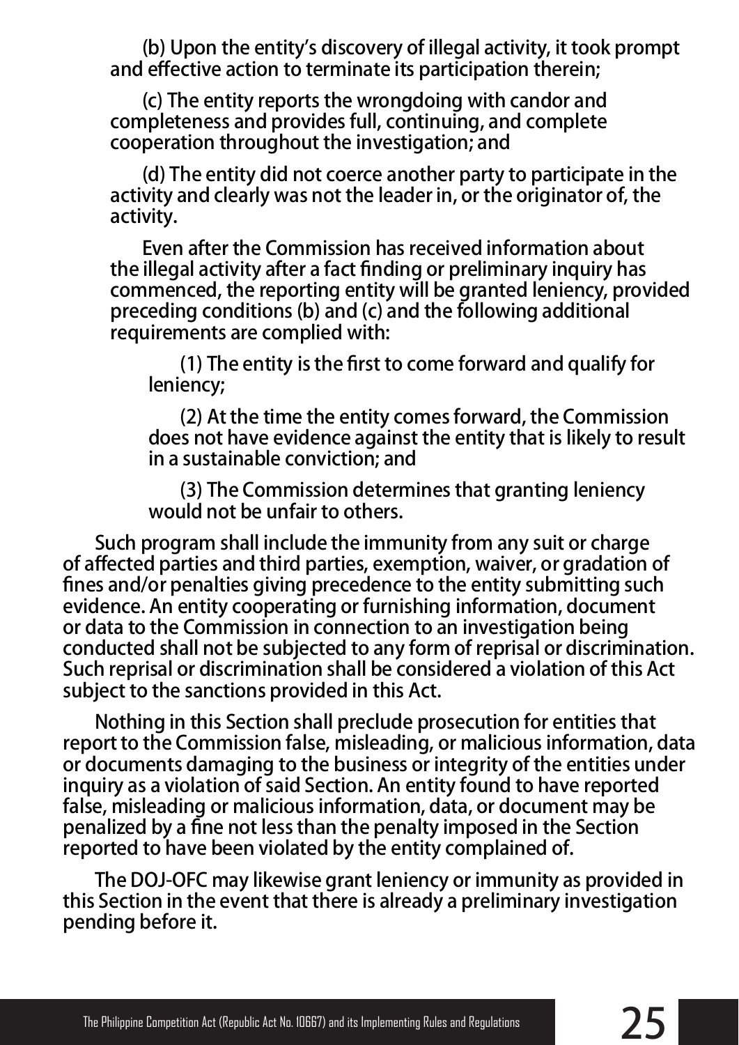(b) Upon the entity's discovery of illegal activity, it took prompt and effective action to terminate its participation therein;

(c) The entity reports the wrongdoing with candor and completeness and provides full, continuing, and complete cooperation throughout the investigation; and

(d) The entity did not coerce another party to participate in the activity and clearly was not the leader in, or the originator of, the activity.

Even after the Commission has received information about the illegal activity after a fact finding or preliminary inquiry has commenced, the reporting entity will be granted leniency, provided preceding conditions (b) and (c) and the following additional requirements are complied with:

(1) The entity is the first to come forward and qualify for leniency;

(2) At the time the entity comes forward, the Commission does not have evidence against the entity that is likely to result in a sustainable conviction; and

(3) The Commission determines that granting leniency would not be unfair to others.

Such program shall include the immunity from any suit or charge of affected parties and third parties, exemption, waiver, or gradation of fines and/or penalties giving precedence to the entity submitting such evidence. An entity cooperating or furnishing information, document or data to the Commission in connection to an investigation being conducted shall not be subjected to any form of reprisal or discrimination. Such reprisal or discrimination shall be considered a violation of this Act subject to the sanctions provided in this Act.

Nothing in this Section shall preclude prosecution for entities that report to the Commission false, misleading, or malicious information, data or documents damaging to the business or integrity of the entities under inquiry as a violation of said Section. An entity found to have reported false, misleading or malicious information, data, or document may be penalized by a fine not less than the penalty imposed in the Section reported to have been violated by the entity complained of.

The DOJ-OFC may likewise grant leniency or immunity as provided in this Section in the event that there is already a preliminary investigation pending before it.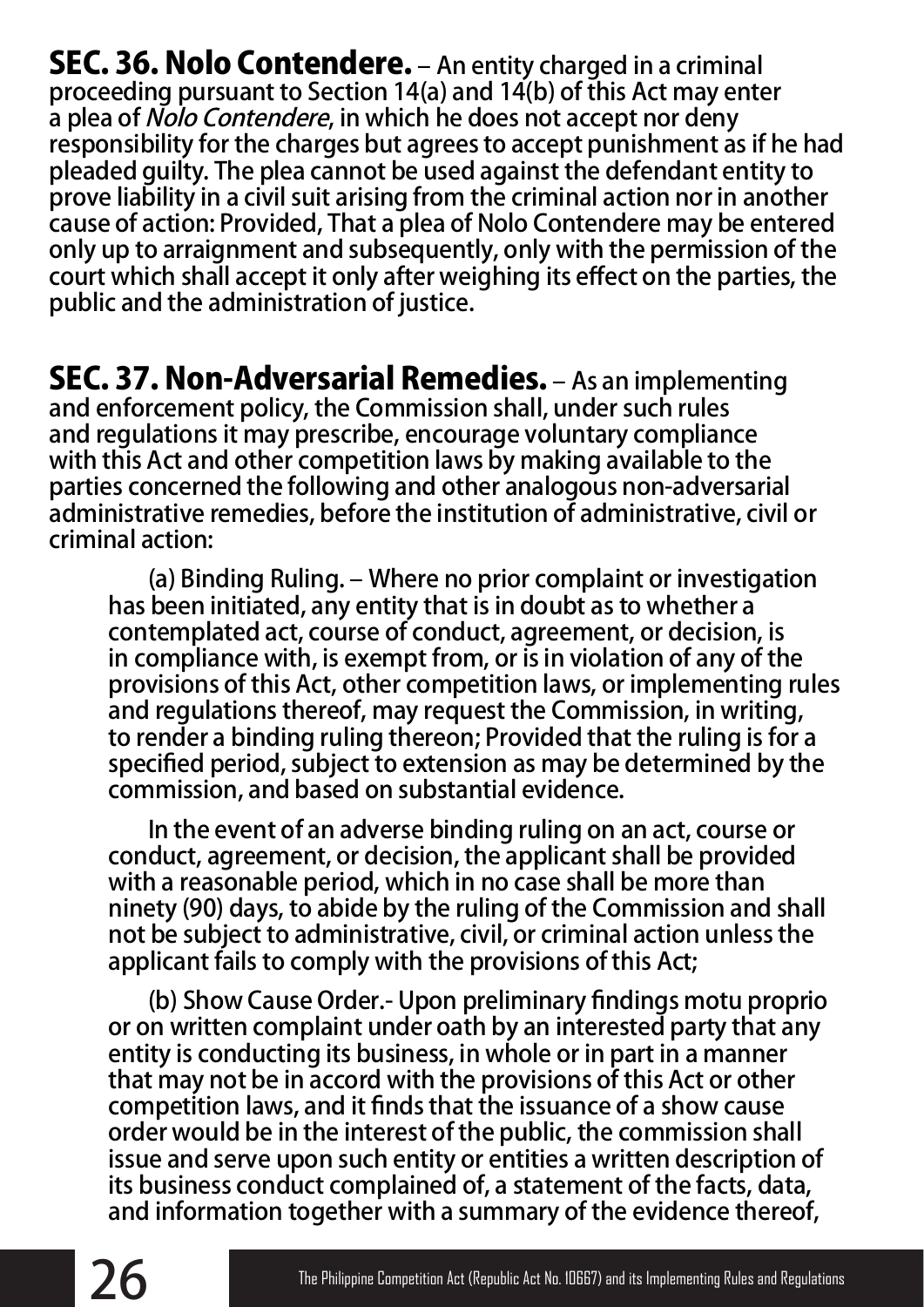**SEC. 36. Nolo Contendere.** – An entity charged in a criminal proceeding pursuant to Section 14(a) and 14(b) of this Act may enter a plea of *Nolo Contendere*, in which he does not accept nor deny responsibility for the charges but agrees to accept punishment as if he had pleaded guilty. The plea cannot be used against the defendant entity to prove liability in a civil suit arising from the criminal action nor in another cause of action: Provided, That a plea of Nolo Contendere may be entered only up to arraignment and subsequently, only with the permission of the court which shall accept it only after weighing its effect on the parties, the public and the administration of justice.

**SEC. 37. Non-Adversarial Remedies.** – As an implementing and enforcement policy, the Commission shall, under such rules and regulations it may prescribe, encourage voluntary compliance with this Act and other competition laws by making available to the parties concerned the following and other analogous non-adversarial administrative remedies, before the institution of administrative, civil or criminal action:

(a) Binding Ruling. – Where no prior complaint or investigation has been initiated, any entity that is in doubt as to whether a contemplated act, course of conduct, agreement, or decision, is in compliance with, is exempt from, or is in violation of any of the provisions of this Act, other competition laws, or implementing rules and regulations thereof, may request the Commission, in writing, to render a binding ruling thereon; Provided that the ruling is for a specified period, subject to extension as may be determined by the commission, and based on substantial evidence.

In the event of an adverse binding ruling on an act, course or conduct, agreement, or decision, the applicant shall be provided with a reasonable period, which in no case shall be more than ninety (90) days, to abide by the ruling of the Commission and shall not be subject to administrative, civil, or criminal action unless the applicant fails to comply with the provisions of this Act;

(b) Show Cause Order.- Upon preliminary findings motu proprio or on written complaint under oath by an interested party that any entity is conducting its business, in whole or in part in a manner that may not be in accord with the provisions of this Act or other competition laws, and it finds that the issuance of a show cause order would be in the interest of the public, the commission shall issue and serve upon such entity or entities a written description of its business conduct complained of, a statement of the facts, data, and information together with a summary of the evidence thereof,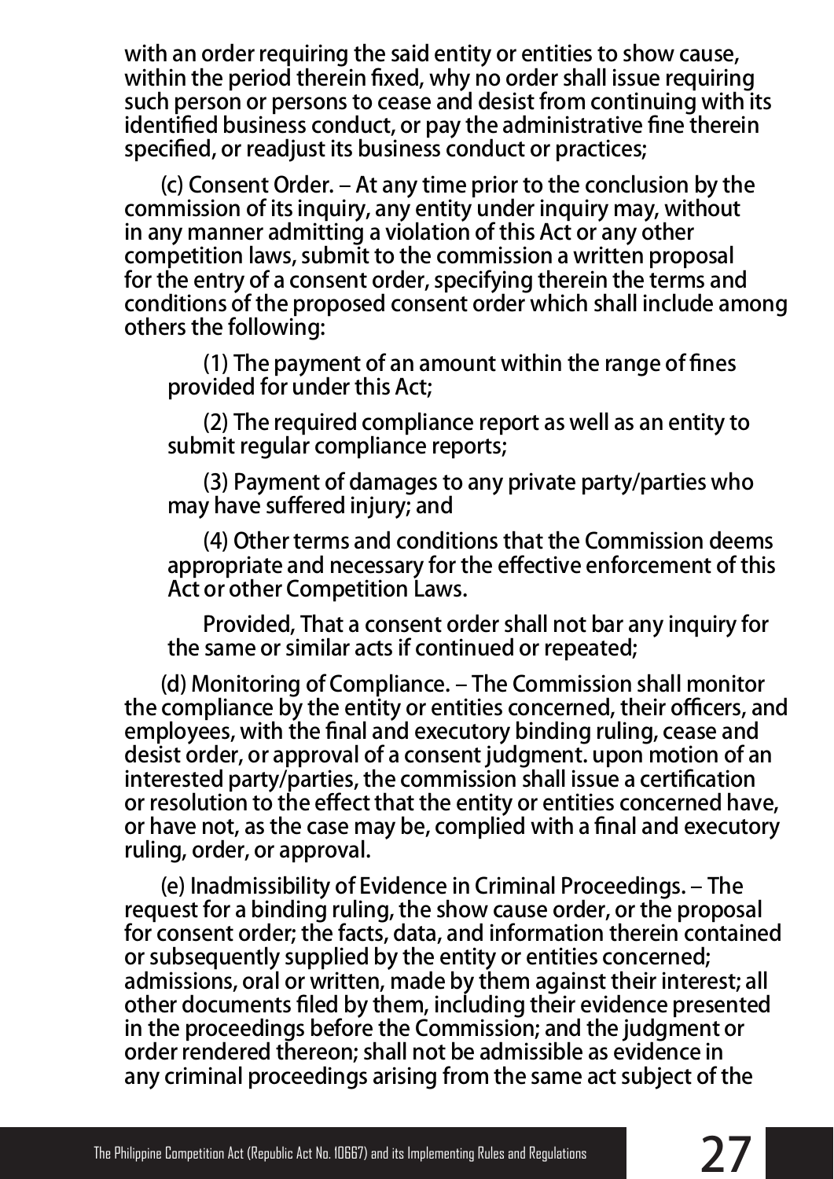with an order requiring the said entity or entities to show cause, within the period therein fixed, why no order shall issue requiring such person or persons to cease and desist from continuing with its identified business conduct, or pay the administrative fine therein specified, or readjust its business conduct or practices;

(c) Consent Order. – At any time prior to the conclusion by the commission of its inquiry, any entity under inquiry may, without in any manner admitting a violation of this Act or any other competition laws, submit to the commission a written proposal for the entry of a consent order, specifying therein the terms and conditions of the proposed consent order which shall include among others the following:

(1) The payment of an amount within the range of fines provided for under this Act;

(2) The required compliance report as well as an entity to submit regular compliance reports;

(3) Payment of damages to any private party/parties who may have suffered injury; and

(4) Other terms and conditions that the Commission deems appropriate and necessary for the effective enforcement of this Act or other Competition Laws.

Provided, That a consent order shall not bar any inquiry for the same or similar acts if continued or repeated;

(d) Monitoring of Compliance. – The Commission shall monitor the compliance by the entity or entities concerned, their officers, and employees, with the final and executory binding ruling, cease and desist order, or approval of a consent judgment. upon motion of an interested party/parties, the commission shall issue a certification or resolution to the effect that the entity or entities concerned have, or have not, as the case may be, complied with a final and executory ruling, order, or approval.

(e) Inadmissibility of Evidence in Criminal Proceedings. – The request for a binding ruling, the show cause order, or the proposal for consent order; the facts, data, and information therein contained or subsequently supplied by the entity or entities concerned; admissions, oral or written, made by them against their interest; all other documents filed by them, including their evidence presented in the proceedings before the Commission; and the judgment or order rendered thereon; shall not be admissible as evidence in any criminal proceedings arising from the same act subject of the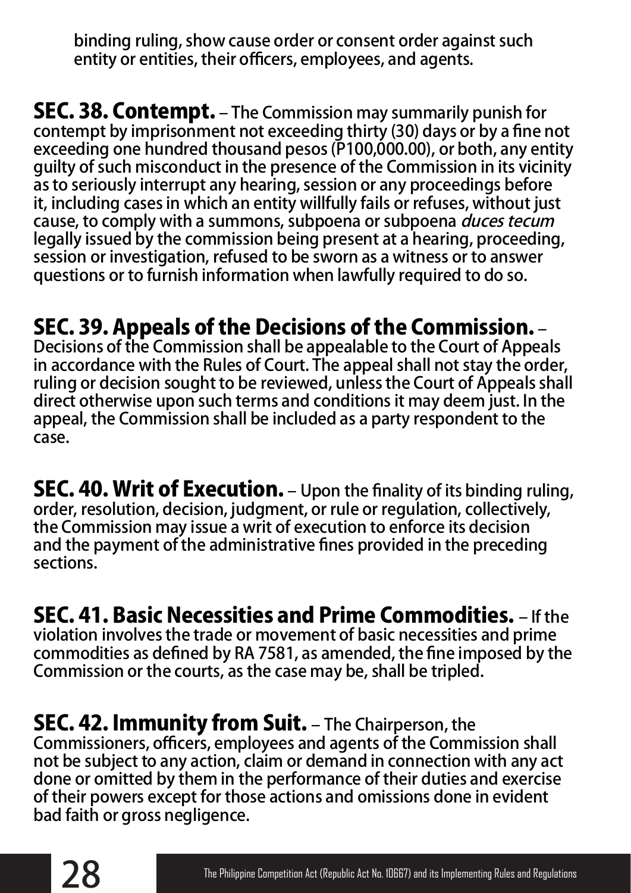binding ruling, show cause order or consent order against such entity or entities, their officers, employees, and agents.

**SEC. 38. Contempt.** – The Commission may summarily punish for contempt by imprisonment not exceeding thirty (30) days or by a fine not exceeding one hundred thousand pesos (P100,000.00), or both, any entity guilty of such misconduct in the presence of the Commission in its vicinity as to seriously interrupt any hearing, session or any proceedings before it, including cases in which an entity willfully fails or refuses, without just cause, to comply with a summons, subpoena or subpoena *duces tecum* legally issued by the commission being present at a hearing, proceeding, session or investigation, refused to be sworn as a witness or to answer questions or to furnish information when lawfully required to do so.

**SEC. 39. Appeals of the Decisions of the Commission.** – Decisions of the Commission shall be appealable to the Court of Appeals in accordance with the Rules of Court. The appeal shall not stay the order, ruling or decision sought to be reviewed, unless the Court of Appeals shall direct otherwise upon such terms and conditions it may deem just. In the appeal, the Commission shall be included as a party respondent to the case.

**SEC. 40. Writ of Execution.** – Upon the finality of its binding ruling, order, resolution, decision, judgment, or rule or regulation, collectively, the Commission may issue a writ of execution to enforce its decision and the payment of the administrative fines provided in the preceding sections.

**SEC. 41. Basic Necessities and Prime Commodities.** – If the violation involves the trade or movement of basic necessities and prime commodities as defined by RA 7581, as amended, the fine imposed by the Commission or the courts, as the case may be, shall be tripled.

**SEC. 42. Immunity from Suit.** – The Chairperson, the Commissioners, officers, employees and agents of the Commission shall not be subject to any action, claim or demand in connection with any act done or omitted by them in the performance of their duties and exercise of their powers except for those actions and omissions done in evident bad faith or gross negligence.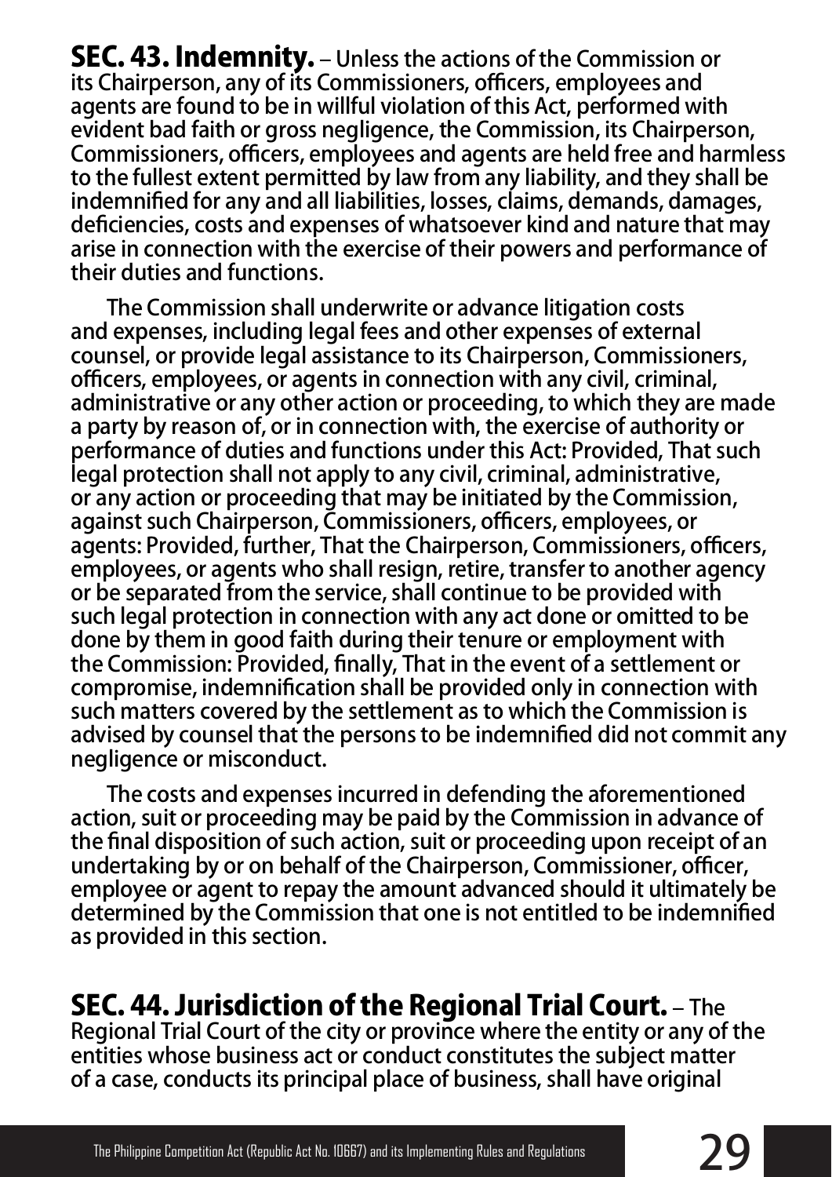**SEC. 43. Indemnity.** – Unless the actions of the Commission or its Chairperson, any of its Commissioners, officers, employees and agents are found to be in willful violation of this Act, performed with evident bad faith or gross negligence, the Commission, its Chairperson, Commissioners, officers, employees and agents are held free and harmless to the fullest extent permitted by law from any liability, and they shall be indemnified for any and all liabilities, losses, claims, demands, damages, deficiencies, costs and expenses of whatsoever kind and nature that may arise in connection with the exercise of their powers and performance of their duties and functions.

The Commission shall underwrite or advance litigation costs and expenses, including legal fees and other expenses of external counsel, or provide legal assistance to its Chairperson, Commissioners, officers, employees, or agents in connection with any civil, criminal, administrative or any other action or proceeding, to which they are made a party by reason of, or in connection with, the exercise of authority or performance of duties and functions under this Act: Provided, That such legal protection shall not apply to any civil, criminal, administrative, or any action or proceeding that may be initiated by the Commission, against such Chairperson, Commissioners, officers, employees, or agents: Provided, further, That the Chairperson, Commissioners, officers, employees, or agents who shall resign, retire, transfer to another agency or be separated from the service, shall continue to be provided with such legal protection in connection with any act done or omitted to be done by them in good faith during their tenure or employment with the Commission: Provided, finally, That in the event of a settlement or compromise, indemnification shall be provided only in connection with such matters covered by the settlement as to which the Commission is advised by counsel that the persons to be indemnified did not commit any negligence or misconduct.

The costs and expenses incurred in defending the aforementioned action, suit or proceeding may be paid by the Commission in advance of the final disposition of such action, suit or proceeding upon receipt of an undertaking by or on behalf of the Chairperson, Commissioner, officer, employee or agent to repay the amount advanced should it ultimately be determined by the Commission that one is not entitled to be indemnified as provided in this section.

**SEC. 44. Jurisdiction of the Regional Trial Court.** – The Regional Trial Court of the city or province where the entity or any of the entities whose business act or conduct constitutes the subject matter of a case, conducts its principal place of business, shall have original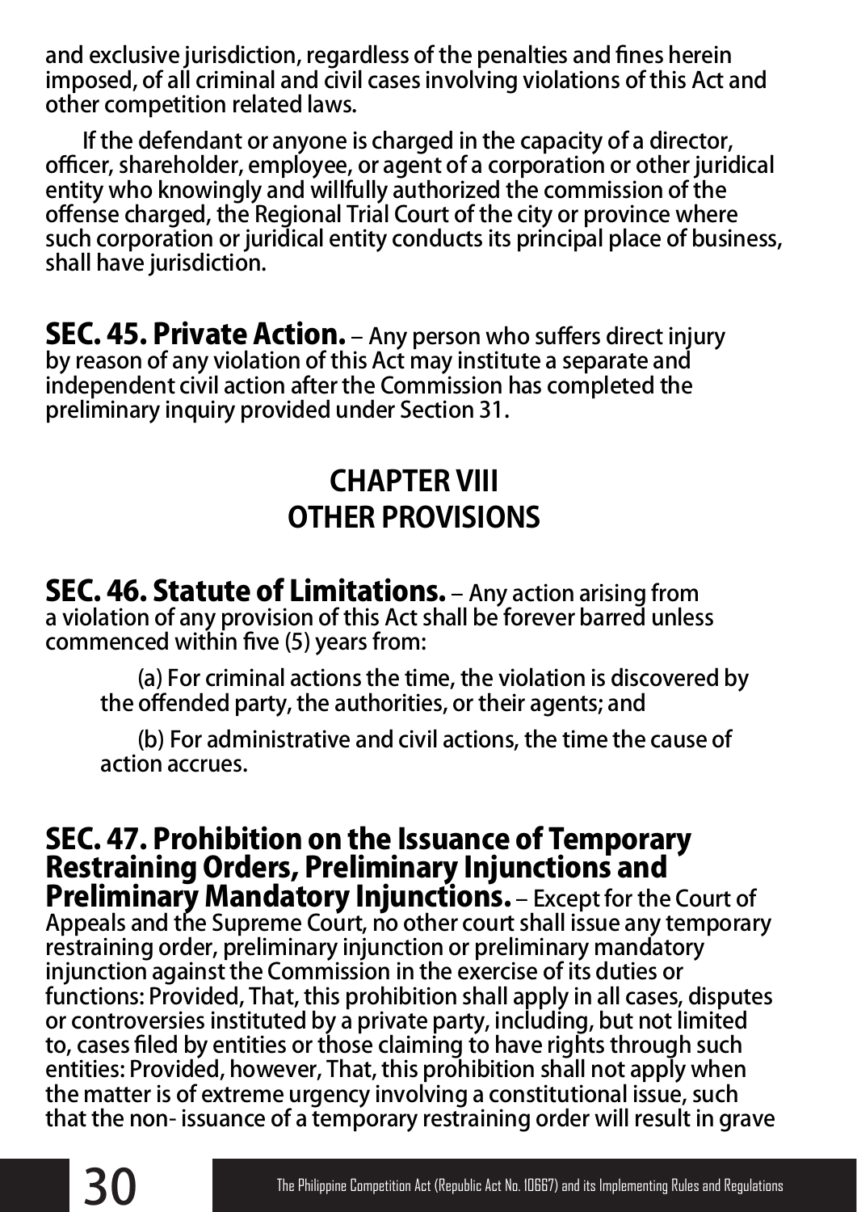and exclusive jurisdiction, regardless of the penalties and fines herein imposed, of all criminal and civil cases involving violations of this Act and other competition related laws.

If the defendant or anyone is charged in the capacity of a director, officer, shareholder, employee, or agent of a corporation or other juridical entity who knowingly and willfully authorized the commission of the offense charged, the Regional Trial Court of the city or province where such corporation or juridical entity conducts its principal place of business, shall have jurisdiction.

**SEC. 45. Private Action.** – Any person who suffers direct injury by reason of any violation of this Act may institute a separate and independent civil action after the Commission has completed the preliminary inquiry provided under Section 31.

## CHAPTER VIII
## OTHER PROVISIONS

**SEC. 46. Statute of Limitations.** – Any action arising from a violation of any provision of this Act shall be forever barred unless commenced within five (5) years from:

(a) For criminal actions the time, the violation is discovered by the offended party, the authorities, or their agents; and

(b) For administrative and civil actions, the time the cause of action accrues.

**SEC. 47. Prohibition on the Issuance of Temporary Restraining Orders, Preliminary Injunctions and Preliminary Mandatory Injunctions.** – Except for the Court of Appeals and the Supreme Court, no other court shall issue any temporary restraining order, preliminary injunction or preliminary mandatory injunction against the Commission in the exercise of its duties or functions: Provided, That, this prohibition shall apply in all cases, disputes or controversies instituted by a private party, including, but not limited to, cases filed by entities or those claiming to have rights through such entities: Provided, however, That, this prohibition shall not apply when the matter is of extreme urgency involving a constitutional issue, such that the non- issuance of a temporary restraining order will result in grave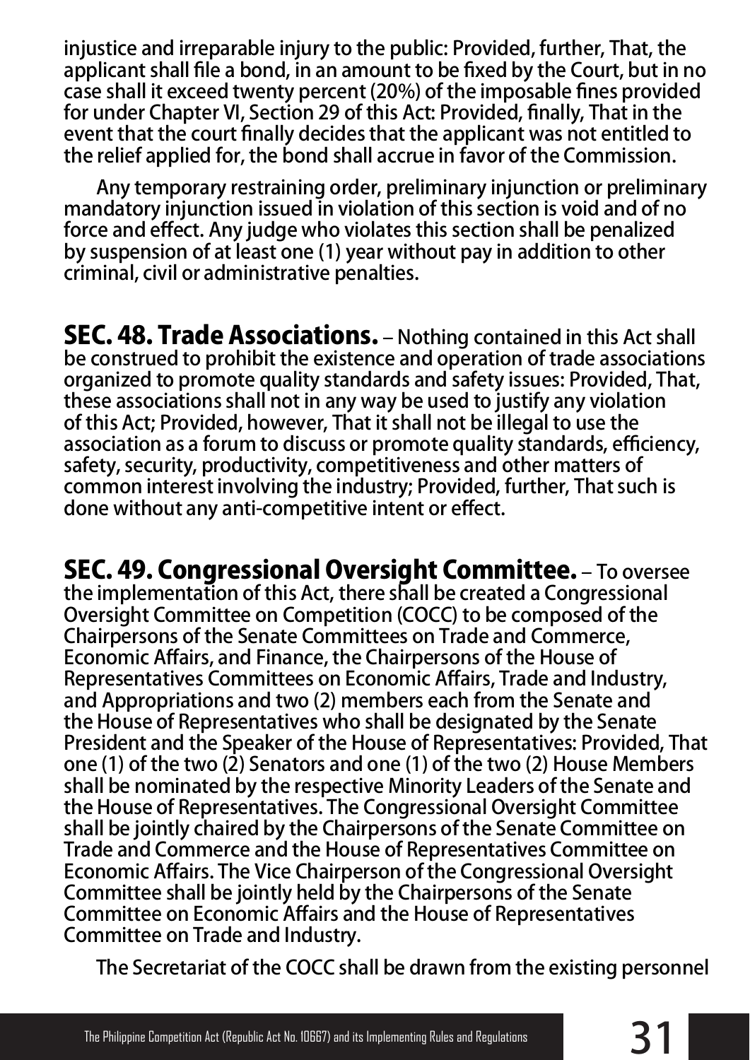injustice and irreparable injury to the public: Provided, further, That, the applicant shall file a bond, in an amount to be fixed by the Court, but in no case shall it exceed twenty percent (20%) of the imposable fines provided for under Chapter VI, Section 29 of this Act: Provided, finally, That in the event that the court finally decides that the applicant was not entitled to the relief applied for, the bond shall accrue in favor of the Commission.

Any temporary restraining order, preliminary injunction or preliminary mandatory injunction issued in violation of this section is void and of no force and effect. Any judge who violates this section shall be penalized by suspension of at least one (1) year without pay in addition to other criminal, civil or administrative penalties.

**SEC. 48. Trade Associations.** – Nothing contained in this Act shall be construed to prohibit the existence and operation of trade associations organized to promote quality standards and safety issues: Provided, That, these associations shall not in any way be used to justify any violation of this Act; Provided, however, That it shall not be illegal to use the association as a forum to discuss or promote quality standards, efficiency, safety, security, productivity, competitiveness and other matters of common interest involving the industry; Provided, further, That such is done without any anti-competitive intent or effect.

**SEC. 49. Congressional Oversight Committee.** – To oversee the implementation of this Act, there shall be created a Congressional Oversight Committee on Competition (COCC) to be composed of the Chairpersons of the Senate Committees on Trade and Commerce, Economic Affairs, and Finance, the Chairpersons of the House of Representatives Committees on Economic Affairs, Trade and Industry, and Appropriations and two (2) members each from the Senate and the House of Representatives who shall be designated by the Senate President and the Speaker of the House of Representatives: Provided, That one (1) of the two (2) Senators and one (1) of the two (2) House Members shall be nominated by the respective Minority Leaders of the Senate and the House of Representatives. The Congressional Oversight Committee shall be jointly chaired by the Chairpersons of the Senate Committee on Trade and Commerce and the House of Representatives Committee on Economic Affairs. The Vice Chairperson of the Congressional Oversight Committee shall be jointly held by the Chairpersons of the Senate Committee on Economic Affairs and the House of Representatives Committee on Trade and Industry.

The Secretariat of the COCC shall be drawn from the existing personnel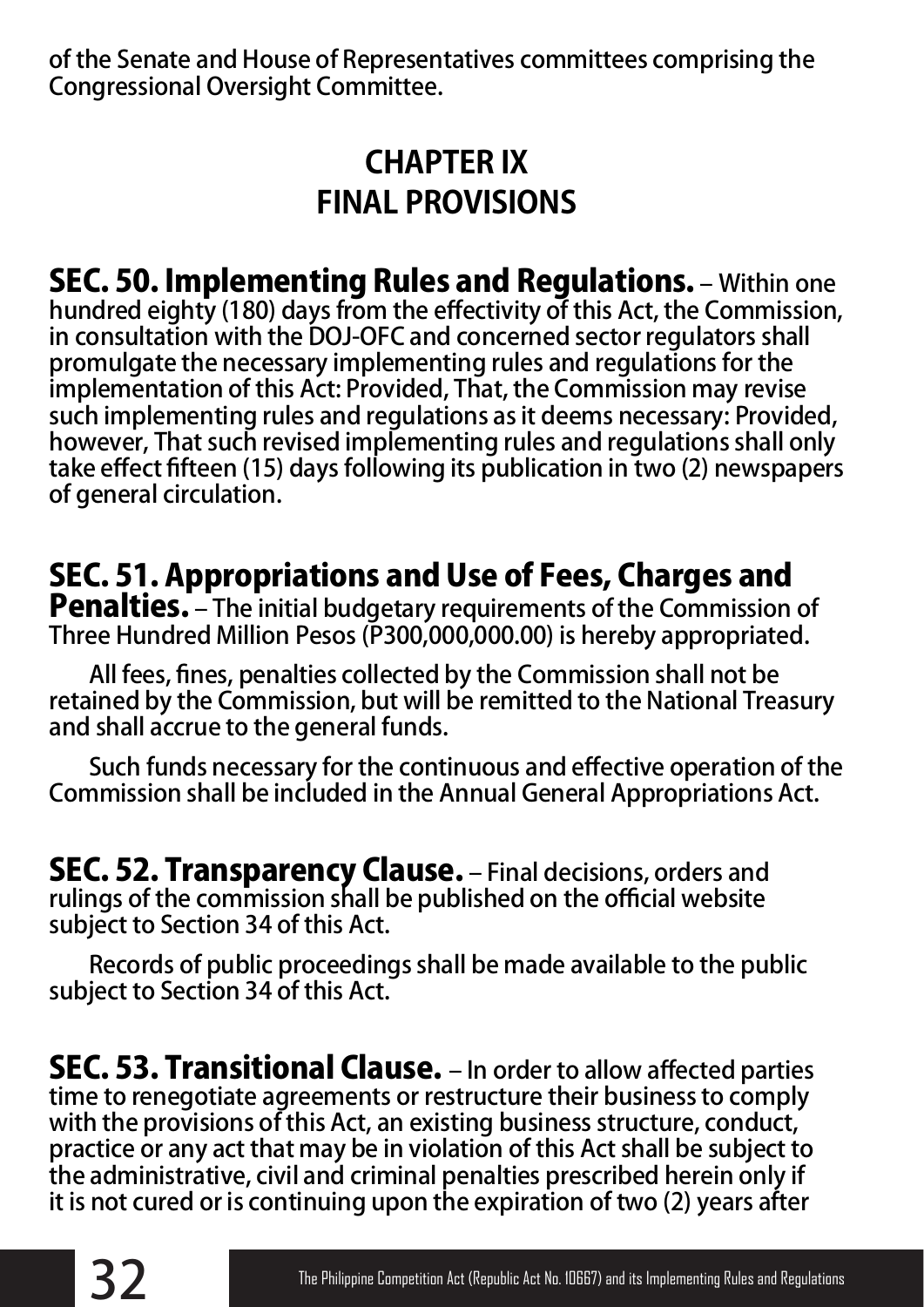of the Senate and House of Representatives committees comprising the Congressional Oversight Committee.

## CHAPTER IX
## FINAL PROVISIONS

**SEC. 50. Implementing Rules and Regulations.** – Within one hundred eighty (180) days from the effectivity of this Act, the Commission, in consultation with the DOJ-OFC and concerned sector regulators shall promulgate the necessary implementing rules and regulations for the implementation of this Act: Provided, That, the Commission may revise such implementing rules and regulations as it deems necessary: Provided, however, That such revised implementing rules and regulations shall only take effect fifteen (15) days following its publication in two (2) newspapers of general circulation.

**SEC. 51. Appropriations and Use of Fees, Charges and Penalties.** – The initial budgetary requirements of the Commission of Three Hundred Million Pesos (P300,000,000.00) is hereby appropriated.

All fees, fines, penalties collected by the Commission shall not be retained by the Commission, but will be remitted to the National Treasury and shall accrue to the general funds.

Such funds necessary for the continuous and effective operation of the Commission shall be included in the Annual General Appropriations Act.

**SEC. 52. Transparency Clause.** – Final decisions, orders and rulings of the commission shall be published on the official website subject to Section 34 of this Act.

Records of public proceedings shall be made available to the public subject to Section 34 of this Act.

**SEC. 53. Transitional Clause.** – In order to allow affected parties time to renegotiate agreements or restructure their business to comply with the provisions of this Act, an existing business structure, conduct, practice or any act that may be in violation of this Act shall be subject to the administrative, civil and criminal penalties prescribed herein only if it is not cured or is continuing upon the expiration of two (2) years after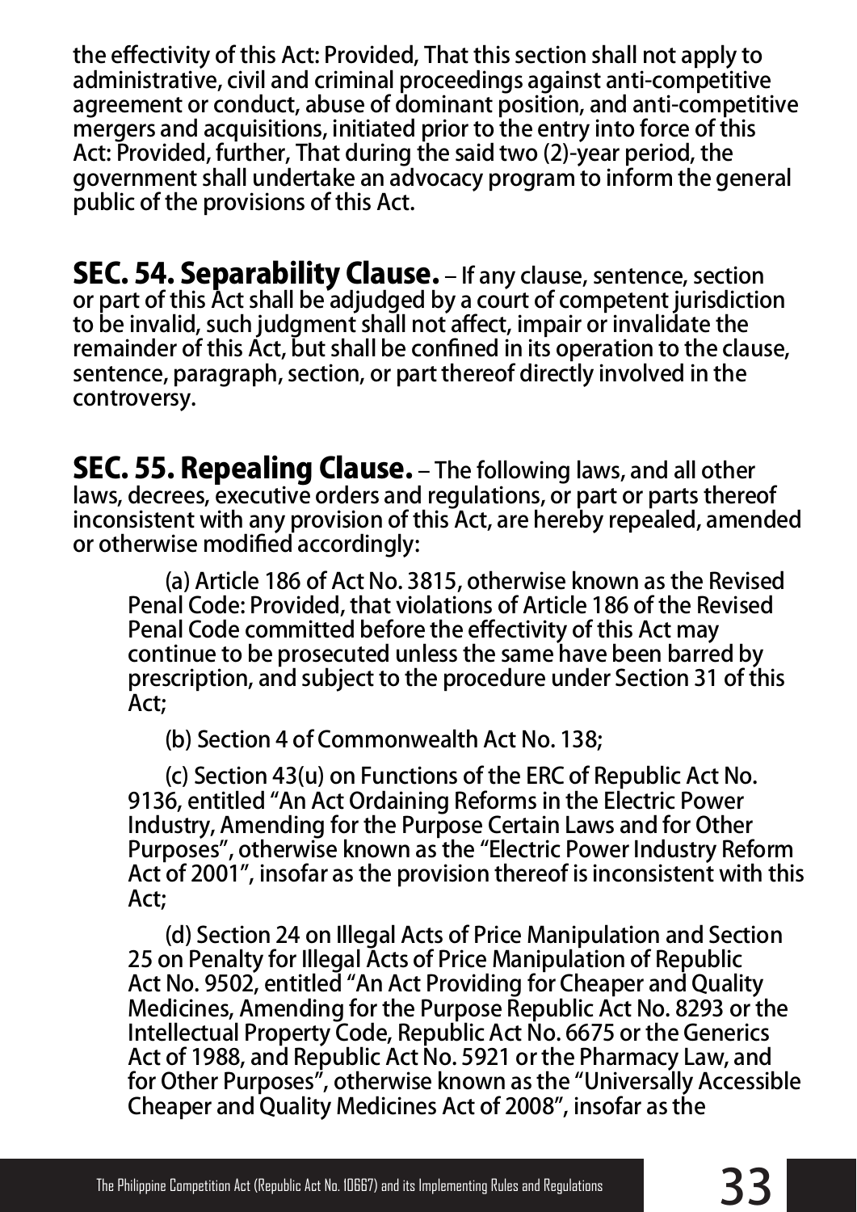the effectivity of this Act: Provided, That this section shall not apply to administrative, civil and criminal proceedings against anti-competitive agreement or conduct, abuse of dominant position, and anti-competitive mergers and acquisitions, initiated prior to the entry into force of this Act: Provided, further, That during the said two (2)-year period, the government shall undertake an advocacy program to inform the general public of the provisions of this Act.

**SEC. 54. Separability Clause.** – If any clause, sentence, section or part of this Act shall be adjudged by a court of competent jurisdiction to be invalid, such judgment shall not affect, impair or invalidate the remainder of this Act, but shall be confined in its operation to the clause, sentence, paragraph, section, or part thereof directly involved in the controversy.

**SEC. 55. Repealing Clause.** – The following laws, and all other laws, decrees, executive orders and regulations, or part or parts thereof inconsistent with any provision of this Act, are hereby repealed, amended or otherwise modified accordingly:

(a) Article 186 of Act No. 3815, otherwise known as the Revised Penal Code: Provided, that violations of Article 186 of the Revised Penal Code committed before the effectivity of this Act may continue to be prosecuted unless the same have been barred by prescription, and subject to the procedure under Section 31 of this Act;

(b) Section 4 of Commonwealth Act No. 138;

(c) Section 43(u) on Functions of the ERC of Republic Act No. 9136, entitled "An Act Ordaining Reforms in the Electric Power Industry, Amending for the Purpose Certain Laws and for Other Purposes", otherwise known as the "Electric Power Industry Reform Act of 2001", insofar as the provision thereof is inconsistent with this Act;

(d) Section 24 on Illegal Acts of Price Manipulation and Section 25 on Penalty for Illegal Acts of Price Manipulation of Republic Act No. 9502, entitled "An Act Providing for Cheaper and Quality Medicines, Amending for the Purpose Republic Act No. 8293 or the Intellectual Property Code, Republic Act No. 6675 or the Generics Act of 1988, and Republic Act No. 5921 or the Pharmacy Law, and for Other Purposes", otherwise known as the "Universally Accessible Cheaper and Quality Medicines Act of 2008", insofar as the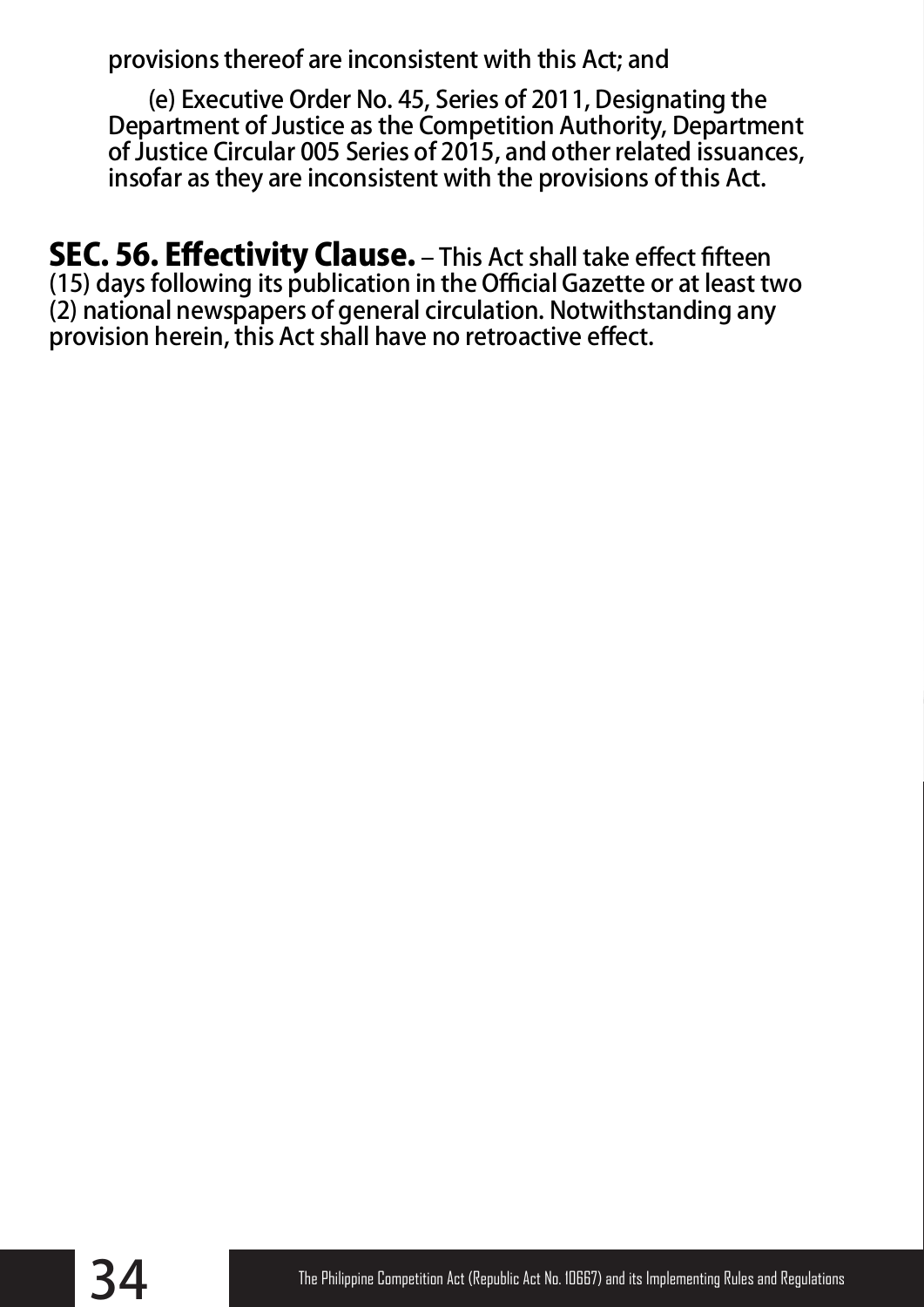provisions thereof are inconsistent with this Act; and

(e) Executive Order No. 45, Series of 2011, Designating the Department of Justice as the Competition Authority, Department of Justice Circular 005 Series of 2015, and other related issuances, insofar as they are inconsistent with the provisions of this Act.

**SEC. 56. Effectivity Clause.** – This Act shall take effect fifteen (15) days following its publication in the Official Gazette or at least two (2) national newspapers of general circulation. Notwithstanding any provision herein, this Act shall have no retroactive effect.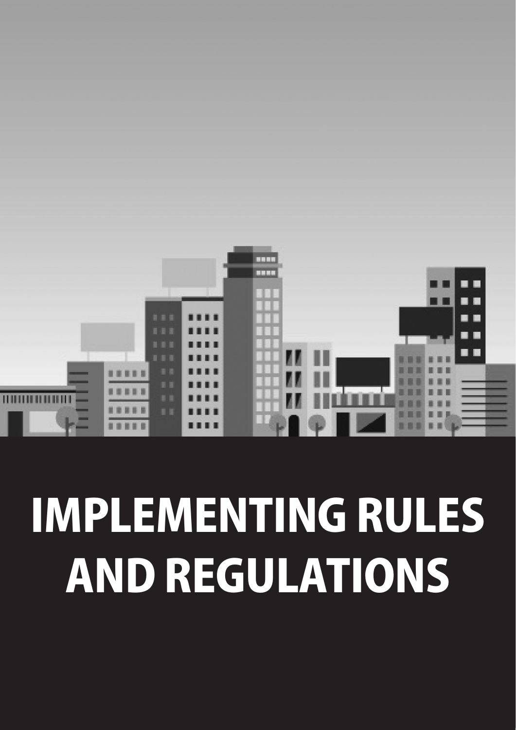# IMPLEMENTING RULES AND REGULATIONS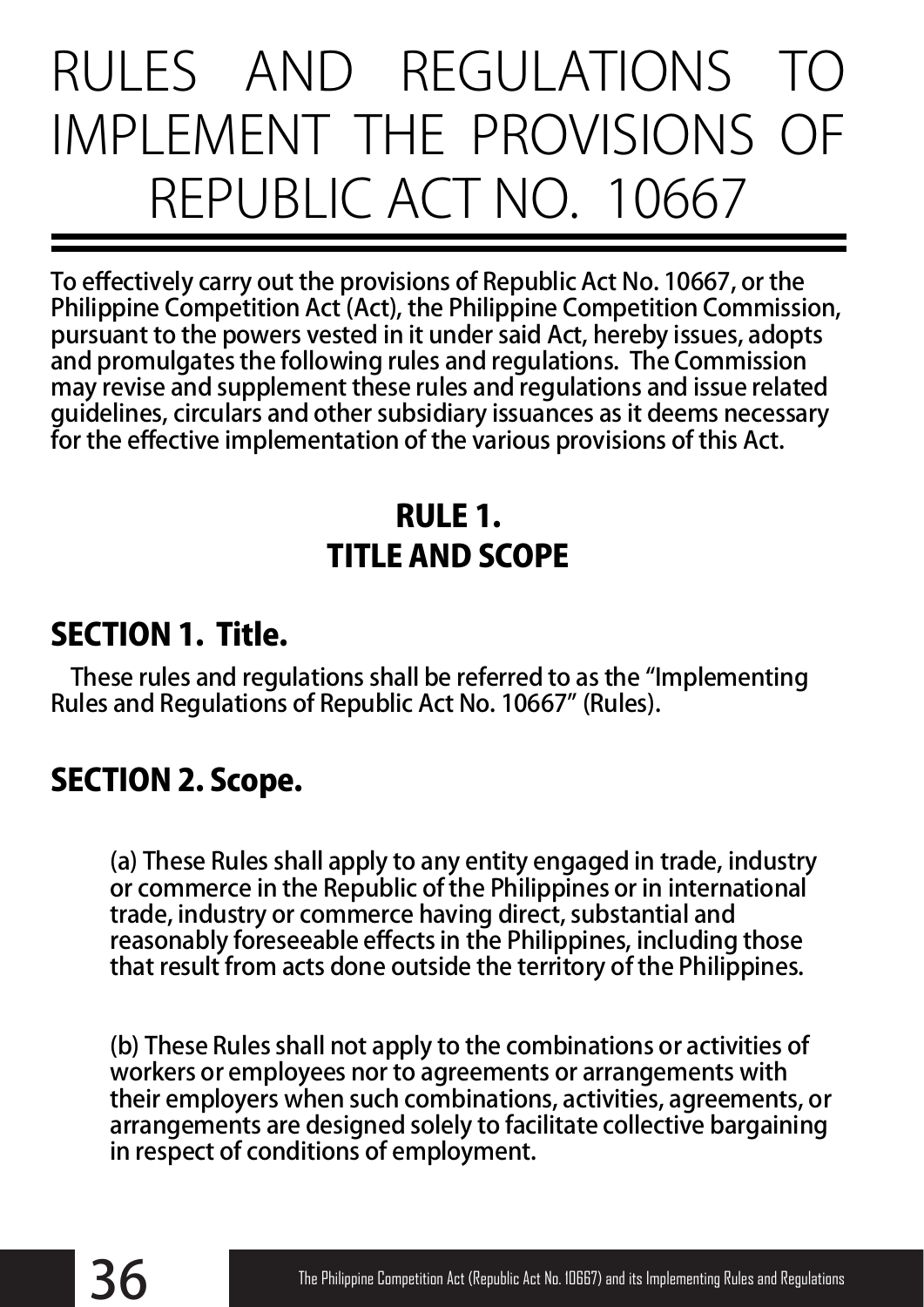# RULES AND REGULATIONS TO IMPLEMENT THE PROVISIONS OF REPUBLIC ACT NO. 10667

**To effectively carry out the provisions of Republic Act No. 10667, or the Philippine Competition Act (Act), the Philippine Competition Commission, pursuant to the powers vested in it under said Act, hereby issues, adopts and promulgates the following rules and regulations. The Commission may revise and supplement these rules and regulations and issue related guidelines, circulars and other subsidiary issuances as it deems necessary for the effective implementation of the various provisions of this Act.**

## RULE 1.
## TITLE AND SCOPE

### SECTION 1. Title.

These rules and regulations shall be referred to as the "Implementing Rules and Regulations of Republic Act No. 10667" (Rules).

### SECTION 2. Scope.

(a) These Rules shall apply to any entity engaged in trade, industry or commerce in the Republic of the Philippines or in international trade, industry or commerce having direct, substantial and reasonably foreseeable effects in the Philippines, including those that result from acts done outside the territory of the Philippines.

(b) These Rules shall not apply to the combinations or activities of workers or employees nor to agreements or arrangements with their employers when such combinations, activities, agreements, or arrangements are designed solely to facilitate collective bargaining in respect of conditions of employment.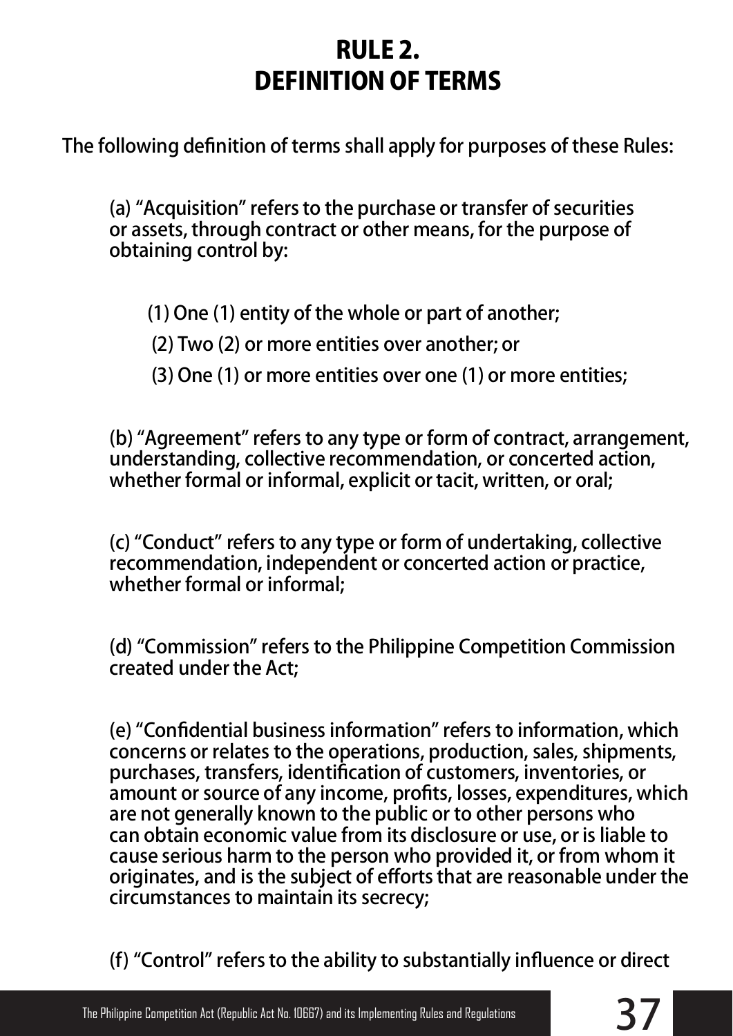# RULE 2.
# DEFINITION OF TERMS

The following definition of terms shall apply for purposes of these Rules:

(a) "Acquisition" refers to the purchase or transfer of securities or assets, through contract or other means, for the purpose of obtaining control by:

(1) One (1) entity of the whole or part of another;

(2) Two (2) or more entities over another; or

(3) One (1) or more entities over one (1) or more entities;

(b) "Agreement" refers to any type or form of contract, arrangement, understanding, collective recommendation, or concerted action, whether formal or informal, explicit or tacit, written, or oral;

(c) "Conduct" refers to any type or form of undertaking, collective recommendation, independent or concerted action or practice, whether formal or informal;

(d) "Commission" refers to the Philippine Competition Commission created under the Act;

(e) "Confidential business information" refers to information, which concerns or relates to the operations, production, sales, shipments, purchases, transfers, identification of customers, inventories, or amount or source of any income, profits, losses, expenditures, which are not generally known to the public or to other persons who can obtain economic value from its disclosure or use, or is liable to cause serious harm to the person who provided it, or from whom it originates, and is the subject of efforts that are reasonable under the circumstances to maintain its secrecy;

(f) "Control" refers to the ability to substantially influence or direct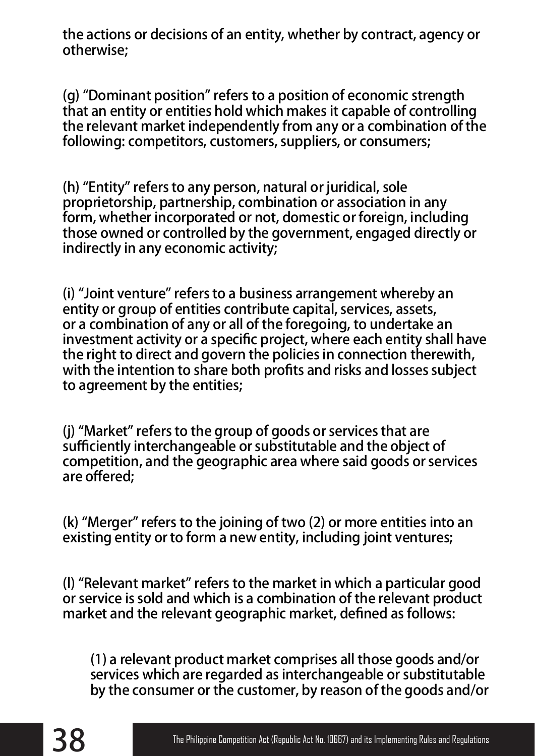the actions or decisions of an entity, whether by contract, agency or otherwise;

(g) "Dominant position" refers to a position of economic strength that an entity or entities hold which makes it capable of controlling the relevant market independently from any or a combination of the following: competitors, customers, suppliers, or consumers;

(h) "Entity" refers to any person, natural or juridical, sole proprietorship, partnership, combination or association in any form, whether incorporated or not, domestic or foreign, including those owned or controlled by the government, engaged directly or indirectly in any economic activity;

(i) "Joint venture" refers to a business arrangement whereby an entity or group of entities contribute capital, services, assets, or a combination of any or all of the foregoing, to undertake an investment activity or a specific project, where each entity shall have the right to direct and govern the policies in connection therewith, with the intention to share both profits and risks and losses subject to agreement by the entities;

(j) "Market" refers to the group of goods or services that are sufficiently interchangeable or substitutable and the object of competition, and the geographic area where said goods or services are offered;

(k) "Merger" refers to the joining of two (2) or more entities into an existing entity or to form a new entity, including joint ventures;

(l) "Relevant market" refers to the market in which a particular good or service is sold and which is a combination of the relevant product market and the relevant geographic market, defined as follows:

(1) a relevant product market comprises all those goods and/or services which are regarded as interchangeable or substitutable by the consumer or the customer, by reason of the goods and/or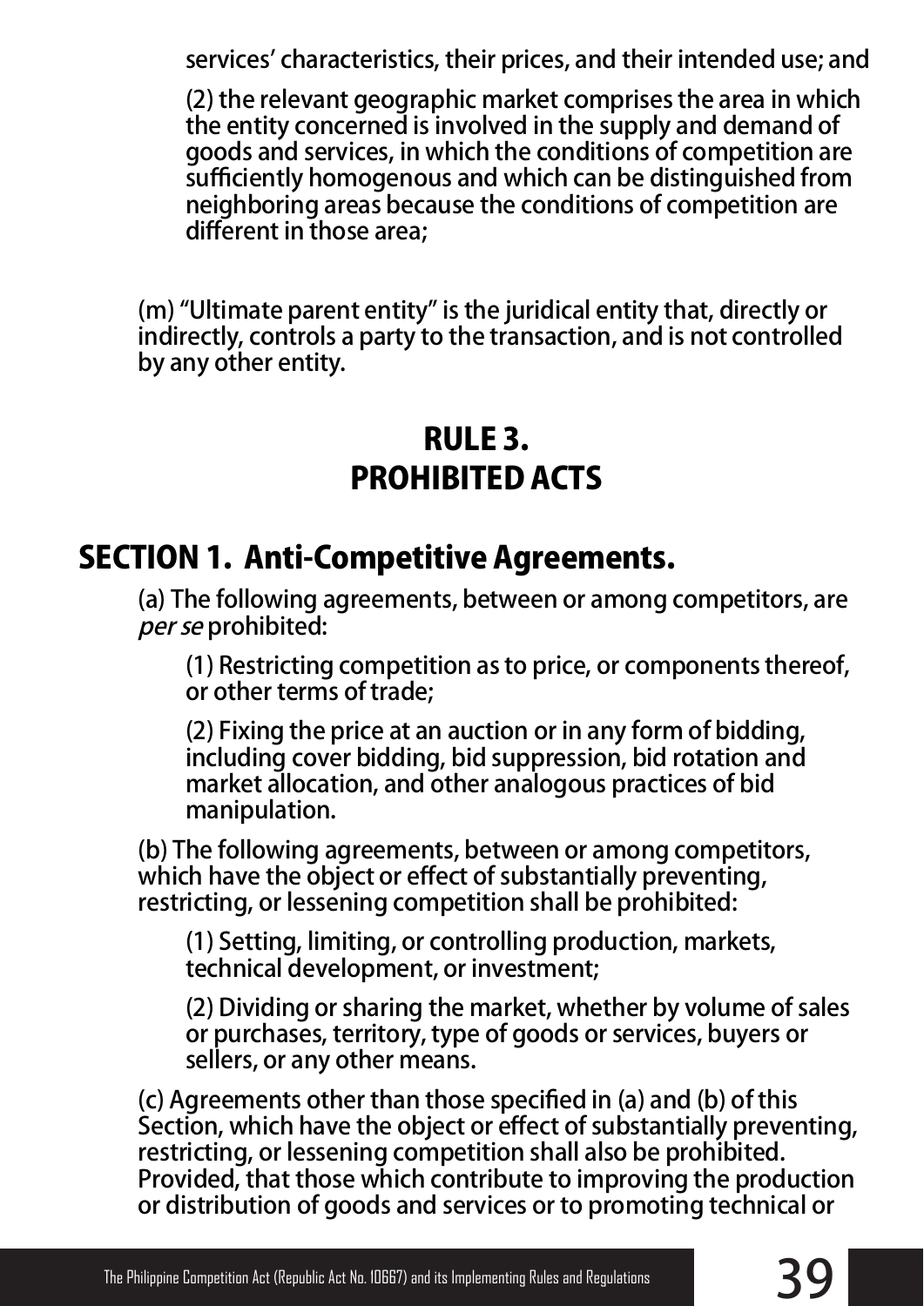services' characteristics, their prices, and their intended use; and

(2) the relevant geographic market comprises the area in which the entity concerned is involved in the supply and demand of goods and services, in which the conditions of competition are sufficiently homogenous and which can be distinguished from neighboring areas because the conditions of competition are different in those area;

(m) "Ultimate parent entity" is the juridical entity that, directly or indirectly, controls a party to the transaction, and is not controlled by any other entity.

# RULE 3. PROHIBITED ACTS

## SECTION 1. Anti-Competitive Agreements.

(a) The following agreements, between or among competitors, are *per se* prohibited:

(1) Restricting competition as to price, or components thereof, or other terms of trade;

(2) Fixing the price at an auction or in any form of bidding, including cover bidding, bid suppression, bid rotation and market allocation, and other analogous practices of bid manipulation.

(b) The following agreements, between or among competitors, which have the object or effect of substantially preventing, restricting, or lessening competition shall be prohibited:

(1) Setting, limiting, or controlling production, markets, technical development, or investment;

(2) Dividing or sharing the market, whether by volume of sales or purchases, territory, type of goods or services, buyers or sellers, or any other means.

(c) Agreements other than those specified in (a) and (b) of this Section, which have the object or effect of substantially preventing, restricting, or lessening competition shall also be prohibited. Provided, that those which contribute to improving the production or distribution of goods and services or to promoting technical or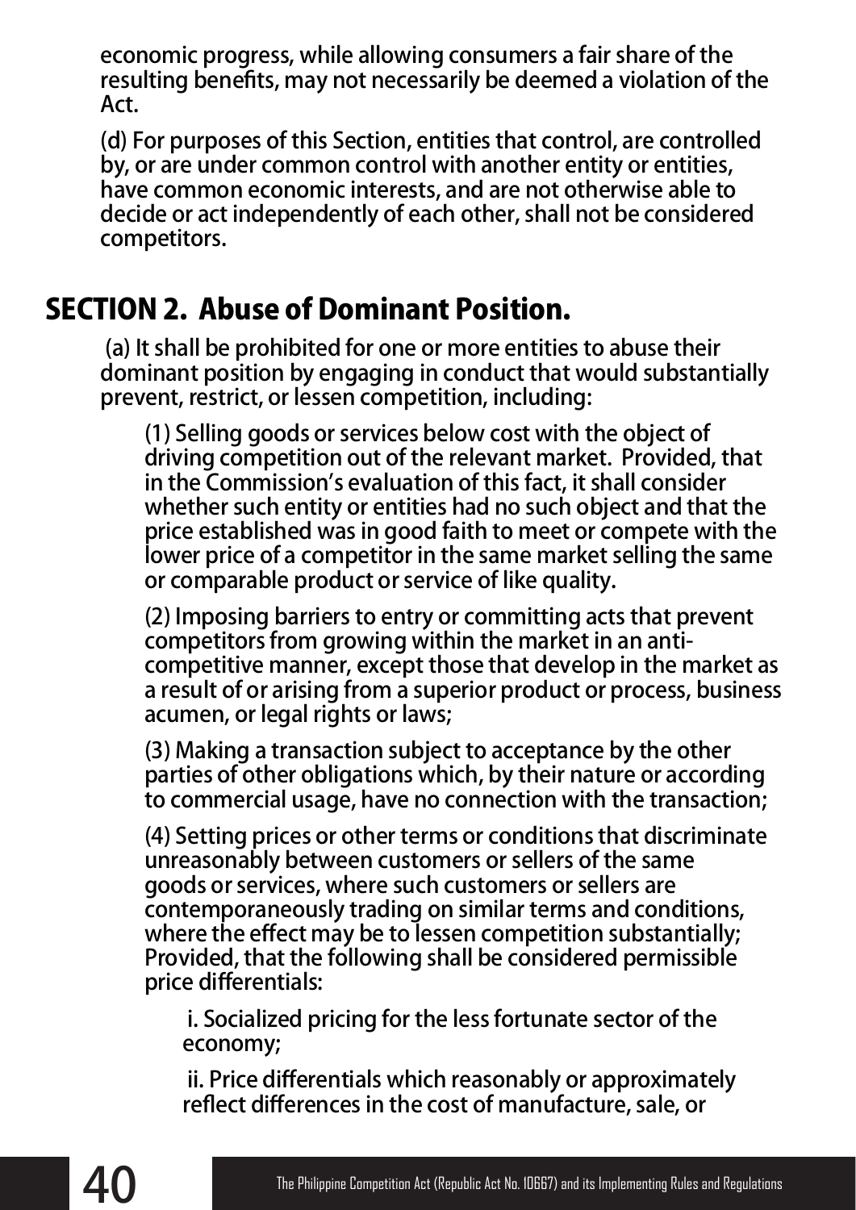economic progress, while allowing consumers a fair share of the resulting benefits, may not necessarily be deemed a violation of the Act.

(d) For purposes of this Section, entities that control, are controlled by, or are under common control with another entity or entities, have common economic interests, and are not otherwise able to decide or act independently of each other, shall not be considered competitors.

## SECTION 2. Abuse of Dominant Position.

(a) It shall be prohibited for one or more entities to abuse their dominant position by engaging in conduct that would substantially prevent, restrict, or lessen competition, including:

(1) Selling goods or services below cost with the object of driving competition out of the relevant market. Provided, that in the Commission's evaluation of this fact, it shall consider whether such entity or entities had no such object and that the price established was in good faith to meet or compete with the lower price of a competitor in the same market selling the same or comparable product or service of like quality.

(2) Imposing barriers to entry or committing acts that prevent competitors from growing within the market in an anti-competitive manner, except those that develop in the market as a result of or arising from a superior product or process, business acumen, or legal rights or laws;

(3) Making a transaction subject to acceptance by the other parties of other obligations which, by their nature or according to commercial usage, have no connection with the transaction;

(4) Setting prices or other terms or conditions that discriminate unreasonably between customers or sellers of the same goods or services, where such customers or sellers are contemporaneously trading on similar terms and conditions, where the effect may be to lessen competition substantially; Provided, that the following shall be considered permissible price differentials:

i. Socialized pricing for the less fortunate sector of the economy;

ii. Price differentials which reasonably or approximately reflect differences in the cost of manufacture, sale, or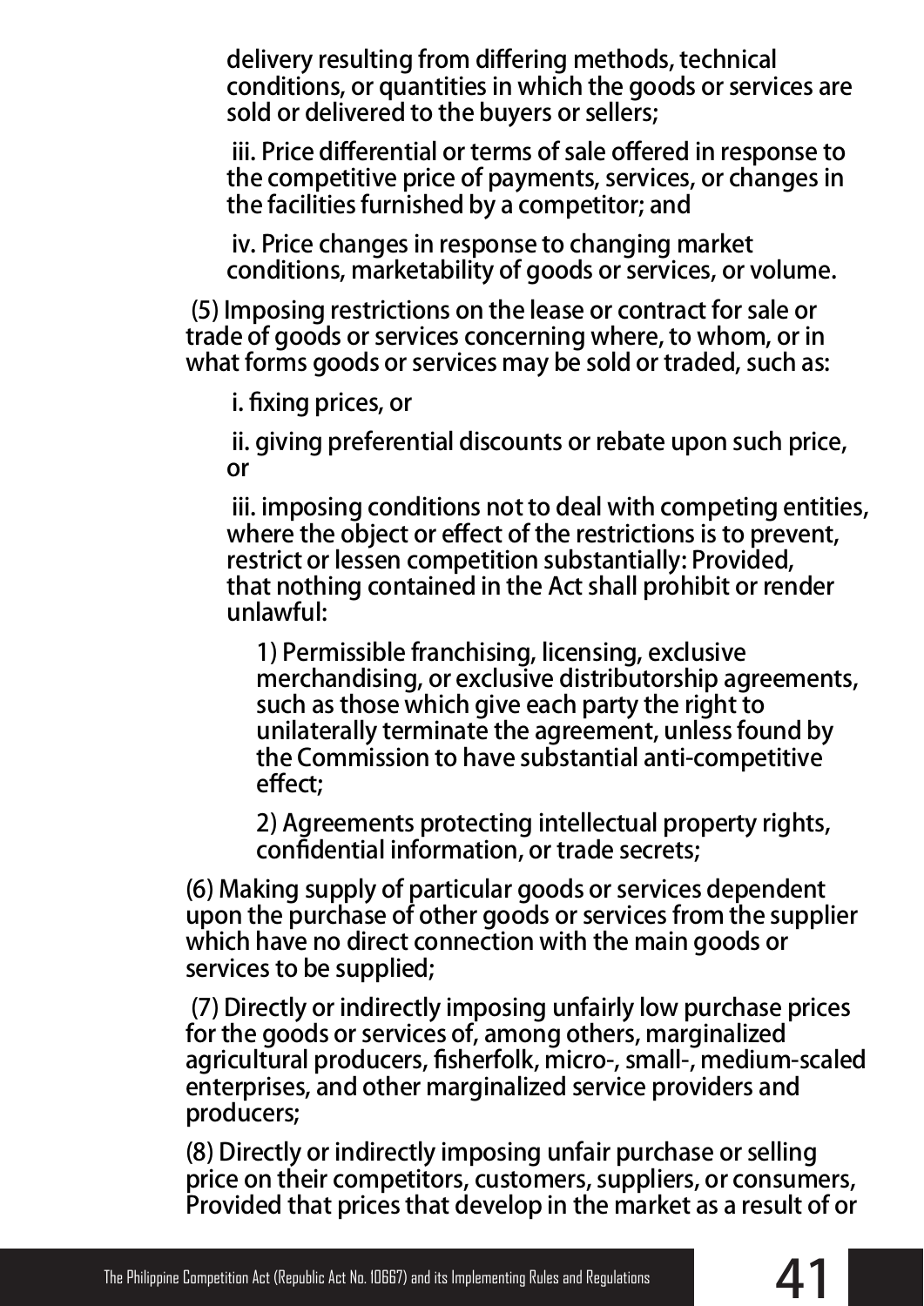delivery resulting from differing methods, technical conditions, or quantities in which the goods or services are sold or delivered to the buyers or sellers;

iii. Price differential or terms of sale offered in response to the competitive price of payments, services, or changes in the facilities furnished by a competitor; and

iv. Price changes in response to changing market conditions, marketability of goods or services, or volume.

(5) Imposing restrictions on the lease or contract for sale or trade of goods or services concerning where, to whom, or in what forms goods or services may be sold or traded, such as:

i. fixing prices, or

ii. giving preferential discounts or rebate upon such price, or

iii. imposing conditions not to deal with competing entities, where the object or effect of the restrictions is to prevent, restrict or lessen competition substantially: Provided, that nothing contained in the Act shall prohibit or render unlawful:

1) Permissible franchising, licensing, exclusive merchandising, or exclusive distributorship agreements, such as those which give each party the right to unilaterally terminate the agreement, unless found by the Commission to have substantial anti-competitive effect;

2) Agreements protecting intellectual property rights, confidential information, or trade secrets;

(6) Making supply of particular goods or services dependent upon the purchase of other goods or services from the supplier which have no direct connection with the main goods or services to be supplied;

(7) Directly or indirectly imposing unfairly low purchase prices for the goods or services of, among others, marginalized agricultural producers, fisherfolk, micro-, small-, medium-scaled enterprises, and other marginalized service providers and producers;

(8) Directly or indirectly imposing unfair purchase or selling price on their competitors, customers, suppliers, or consumers, Provided that prices that develop in the market as a result of or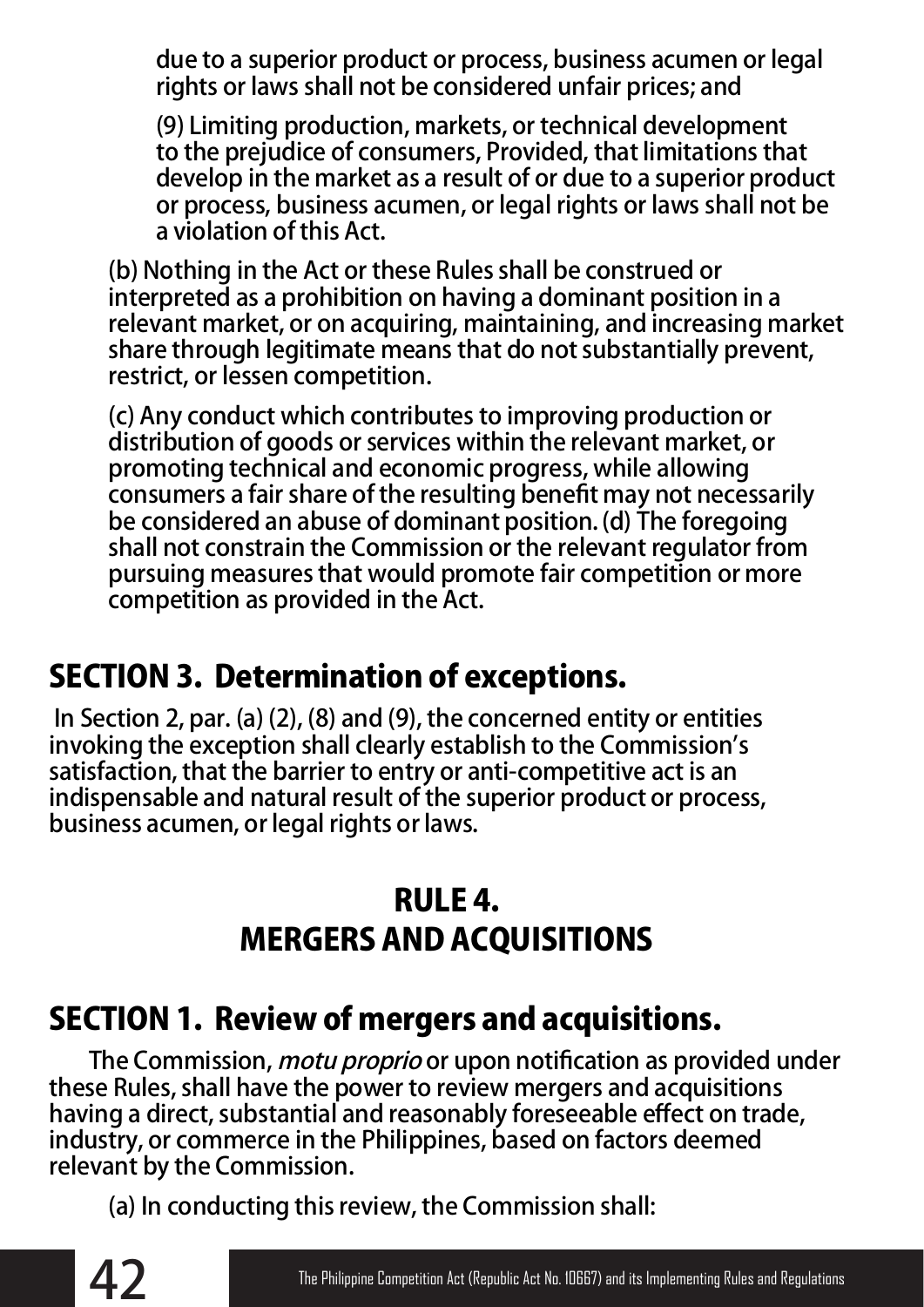due to a superior product or process, business acumen or legal rights or laws shall not be considered unfair prices; and

(9) Limiting production, markets, or technical development to the prejudice of consumers, Provided, that limitations that develop in the market as a result of or due to a superior product or process, business acumen, or legal rights or laws shall not be a violation of this Act.

(b) Nothing in the Act or these Rules shall be construed or interpreted as a prohibition on having a dominant position in a relevant market, or on acquiring, maintaining, and increasing market share through legitimate means that do not substantially prevent, restrict, or lessen competition.

(c) Any conduct which contributes to improving production or distribution of goods or services within the relevant market, or promoting technical and economic progress, while allowing consumers a fair share of the resulting benefit may not necessarily be considered an abuse of dominant position. (d) The foregoing shall not constrain the Commission or the relevant regulator from pursuing measures that would promote fair competition or more competition as provided in the Act.

## SECTION 3. Determination of exceptions.

In Section 2, par. (a) (2), (8) and (9), the concerned entity or entities invoking the exception shall clearly establish to the Commission's satisfaction, that the barrier to entry or anti-competitive act is an indispensable and natural result of the superior product or process, business acumen, or legal rights or laws.

# RULE 4.
# MERGERS AND ACQUISITIONS

## SECTION 1. Review of mergers and acquisitions.

The Commission, *motu proprio* or upon notification as provided under these Rules, shall have the power to review mergers and acquisitions having a direct, substantial and reasonably foreseeable effect on trade, industry, or commerce in the Philippines, based on factors deemed relevant by the Commission.

(a) In conducting this review, the Commission shall: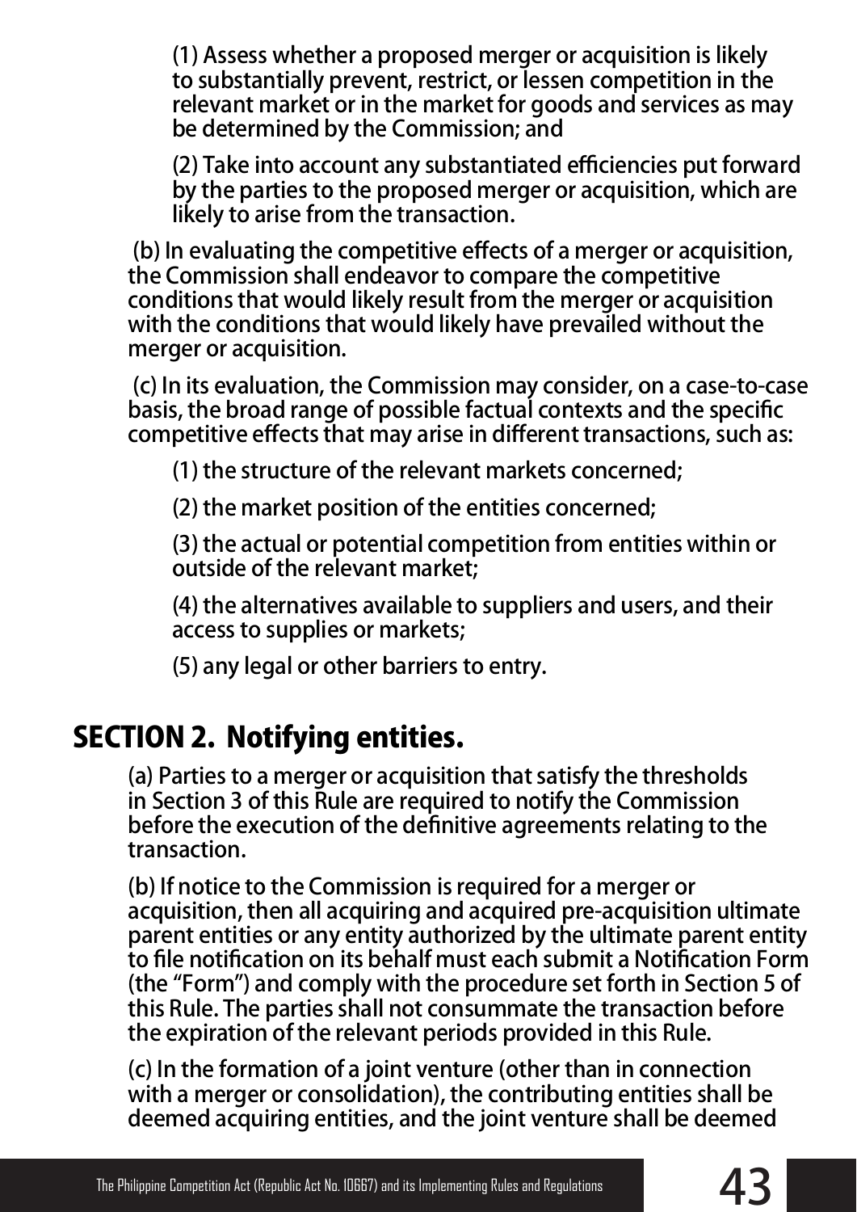(1) Assess whether a proposed merger or acquisition is likely to substantially prevent, restrict, or lessen competition in the relevant market or in the market for goods and services as may be determined by the Commission; and

(2) Take into account any substantiated efficiencies put forward by the parties to the proposed merger or acquisition, which are likely to arise from the transaction.

(b) In evaluating the competitive effects of a merger or acquisition, the Commission shall endeavor to compare the competitive conditions that would likely result from the merger or acquisition with the conditions that would likely have prevailed without the merger or acquisition.

(c) In its evaluation, the Commission may consider, on a case-to-case basis, the broad range of possible factual contexts and the specific competitive effects that may arise in different transactions, such as:

(1) the structure of the relevant markets concerned;

(2) the market position of the entities concerned;

(3) the actual or potential competition from entities within or outside of the relevant market;

(4) the alternatives available to suppliers and users, and their access to supplies or markets;

(5) any legal or other barriers to entry.

## SECTION 2. Notifying entities.

(a) Parties to a merger or acquisition that satisfy the thresholds in Section 3 of this Rule are required to notify the Commission before the execution of the definitive agreements relating to the transaction.

(b) If notice to the Commission is required for a merger or acquisition, then all acquiring and acquired pre-acquisition ultimate parent entities or any entity authorized by the ultimate parent entity to file notification on its behalf must each submit a Notification Form (the "Form") and comply with the procedure set forth in Section 5 of this Rule. The parties shall not consummate the transaction before the expiration of the relevant periods provided in this Rule.

(c) In the formation of a joint venture (other than in connection with a merger or consolidation), the contributing entities shall be deemed acquiring entities, and the joint venture shall be deemed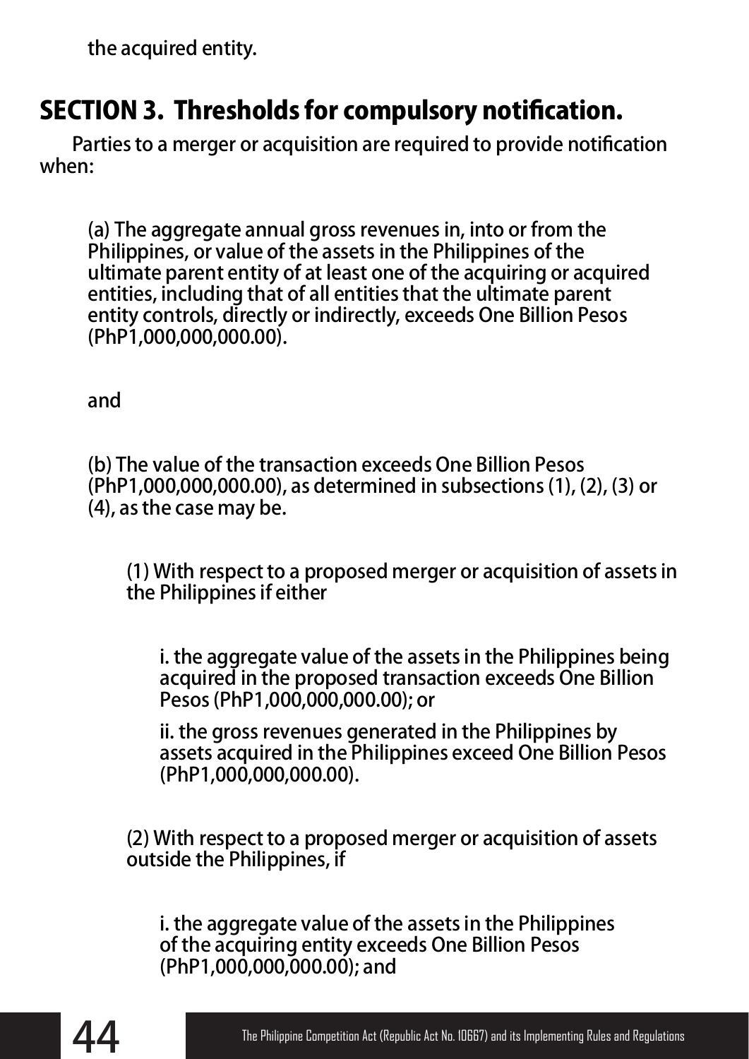the acquired entity.

## SECTION 3. Thresholds for compulsory notification.

Parties to a merger or acquisition are required to provide notification when:

(a) The aggregate annual gross revenues in, into or from the Philippines, or value of the assets in the Philippines of the ultimate parent entity of at least one of the acquiring or acquired entities, including that of all entities that the ultimate parent entity controls, directly or indirectly, exceeds One Billion Pesos (PhP1,000,000,000.00).

and

(b) The value of the transaction exceeds One Billion Pesos (PhP1,000,000,000.00), as determined in subsections (1), (2), (3) or (4), as the case may be.

(1) With respect to a proposed merger or acquisition of assets in the Philippines if either

i. the aggregate value of the assets in the Philippines being acquired in the proposed transaction exceeds One Billion Pesos (PhP1,000,000,000.00); or

ii. the gross revenues generated in the Philippines by assets acquired in the Philippines exceed One Billion Pesos (PhP1,000,000,000.00).

(2) With respect to a proposed merger or acquisition of assets outside the Philippines, if

i. the aggregate value of the assets in the Philippines of the acquiring entity exceeds One Billion Pesos (PhP1,000,000,000.00); and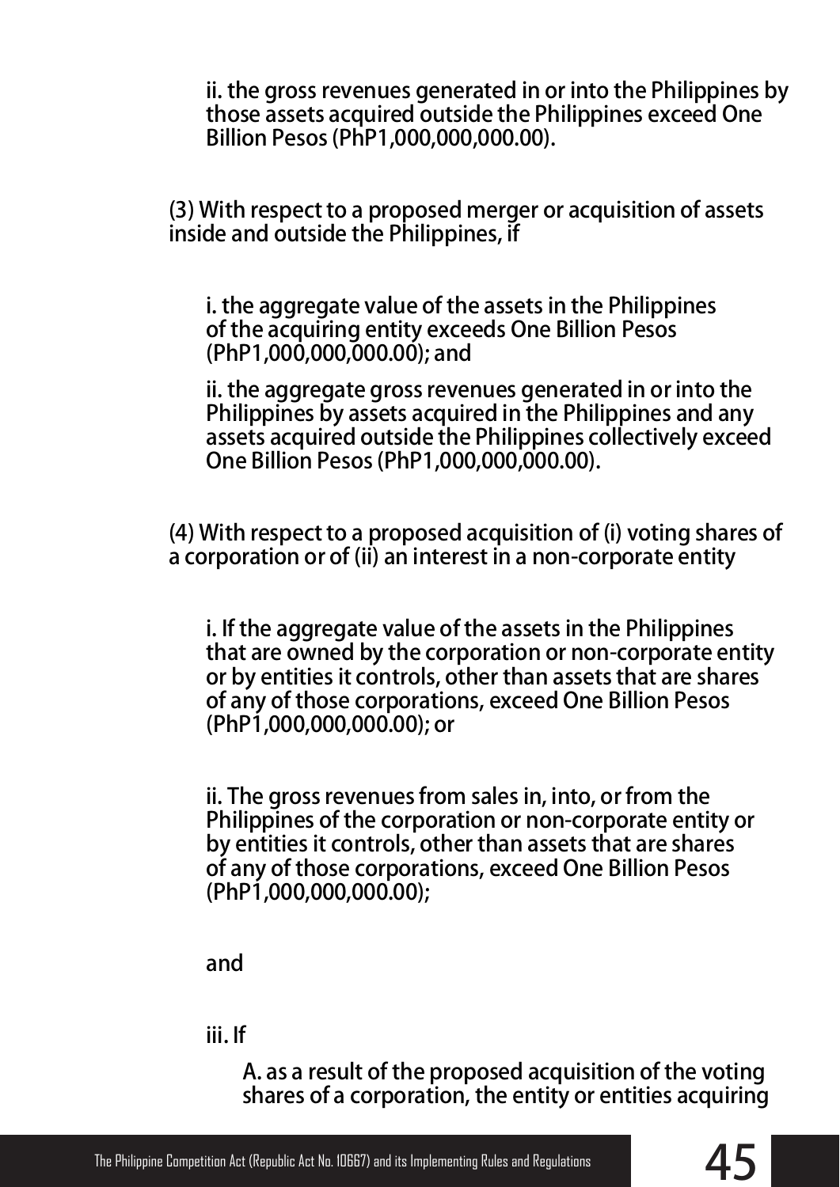ii. the gross revenues generated in or into the Philippines by those assets acquired outside the Philippines exceed One Billion Pesos (PhP1,000,000,000.00).

(3) With respect to a proposed merger or acquisition of assets inside and outside the Philippines, if

i. the aggregate value of the assets in the Philippines of the acquiring entity exceeds One Billion Pesos (PhP1,000,000,000.00); and

ii. the aggregate gross revenues generated in or into the Philippines by assets acquired in the Philippines and any assets acquired outside the Philippines collectively exceed One Billion Pesos (PhP1,000,000,000.00).

(4) With respect to a proposed acquisition of (i) voting shares of a corporation or of (ii) an interest in a non-corporate entity

i. If the aggregate value of the assets in the Philippines that are owned by the corporation or non-corporate entity or by entities it controls, other than assets that are shares of any of those corporations, exceed One Billion Pesos (PhP1,000,000,000.00); or

ii. The gross revenues from sales in, into, or from the Philippines of the corporation or non-corporate entity or by entities it controls, other than assets that are shares of any of those corporations, exceed One Billion Pesos (PhP1,000,000,000.00);

and

iii. If

A. as a result of the proposed acquisition of the voting shares of a corporation, the entity or entities acquiring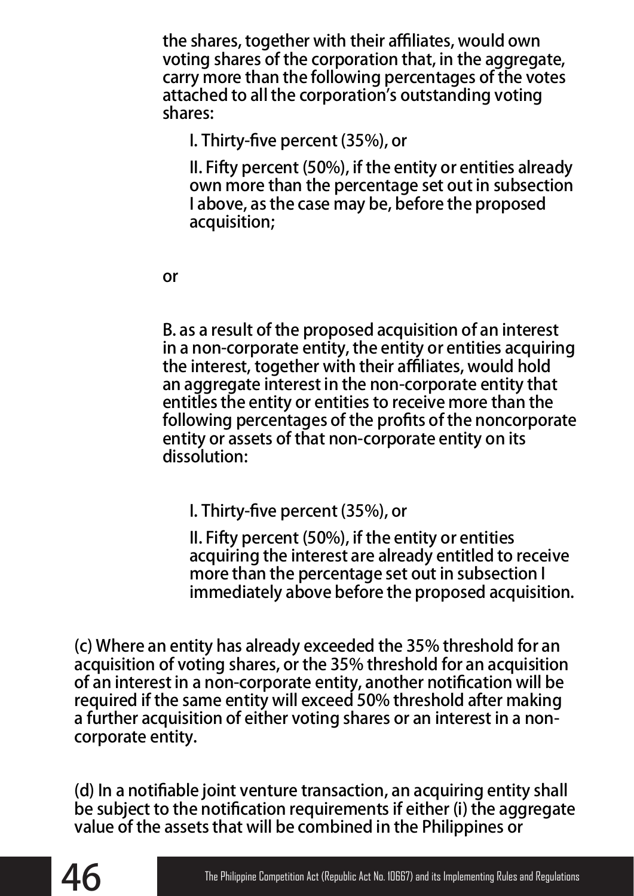the shares, together with their affiliates, would own voting shares of the corporation that, in the aggregate, carry more than the following percentages of the votes attached to all the corporation's outstanding voting shares:

I. Thirty-five percent (35%), or

II. Fifty percent (50%), if the entity or entities already own more than the percentage set out in subsection I above, as the case may be, before the proposed acquisition;

or

B. as a result of the proposed acquisition of an interest in a non-corporate entity, the entity or entities acquiring the interest, together with their affiliates, would hold an aggregate interest in the non-corporate entity that entitles the entity or entities to receive more than the following percentages of the profits of the noncorporate entity or assets of that non-corporate entity on its dissolution:

I. Thirty-five percent (35%), or

II. Fifty percent (50%), if the entity or entities acquiring the interest are already entitled to receive more than the percentage set out in subsection I immediately above before the proposed acquisition.

(c) Where an entity has already exceeded the 35% threshold for an acquisition of voting shares, or the 35% threshold for an acquisition of an interest in a non-corporate entity, another notification will be required if the same entity will exceed 50% threshold after making a further acquisition of either voting shares or an interest in a non-corporate entity.

(d) In a notifiable joint venture transaction, an acquiring entity shall be subject to the notification requirements if either (i) the aggregate value of the assets that will be combined in the Philippines or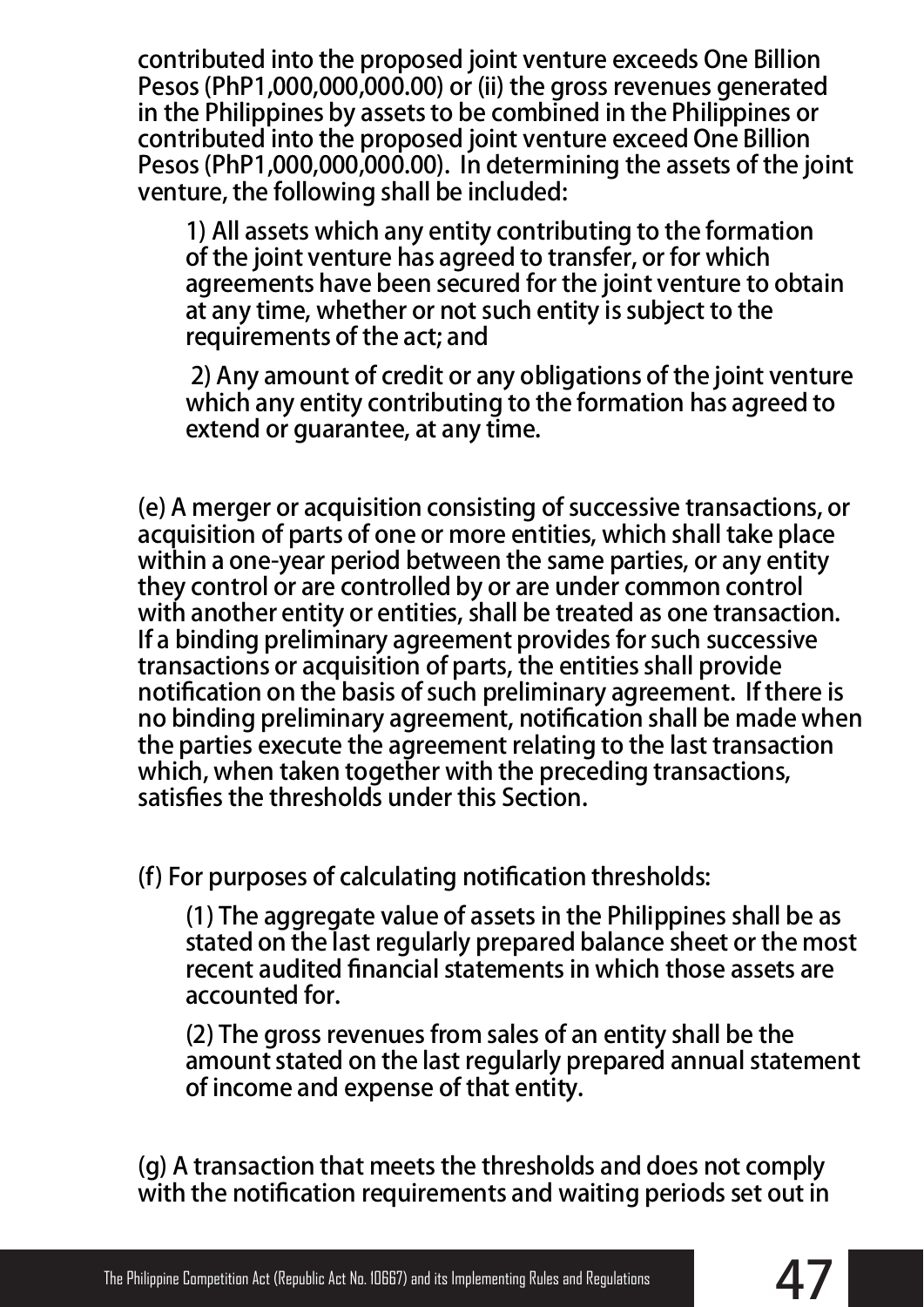contributed into the proposed joint venture exceeds One Billion Pesos (PhP1,000,000,000.00) or (ii) the gross revenues generated in the Philippines by assets to be combined in the Philippines or contributed into the proposed joint venture exceed One Billion Pesos (PhP1,000,000,000.00). In determining the assets of the joint venture, the following shall be included:

1) All assets which any entity contributing to the formation of the joint venture has agreed to transfer, or for which agreements have been secured for the joint venture to obtain at any time, whether or not such entity is subject to the requirements of the act; and

2) Any amount of credit or any obligations of the joint venture which any entity contributing to the formation has agreed to extend or guarantee, at any time.

(e) A merger or acquisition consisting of successive transactions, or acquisition of parts of one or more entities, which shall take place within a one-year period between the same parties, or any entity they control or are controlled by or are under common control with another entity or entities, shall be treated as one transaction. If a binding preliminary agreement provides for such successive transactions or acquisition of parts, the entities shall provide notification on the basis of such preliminary agreement. If there is no binding preliminary agreement, notification shall be made when the parties execute the agreement relating to the last transaction which, when taken together with the preceding transactions, satisfies the thresholds under this Section.

(f) For purposes of calculating notification thresholds:

(1) The aggregate value of assets in the Philippines shall be as stated on the last regularly prepared balance sheet or the most recent audited financial statements in which those assets are accounted for.

(2) The gross revenues from sales of an entity shall be the amount stated on the last regularly prepared annual statement of income and expense of that entity.

(g) A transaction that meets the thresholds and does not comply with the notification requirements and waiting periods set out in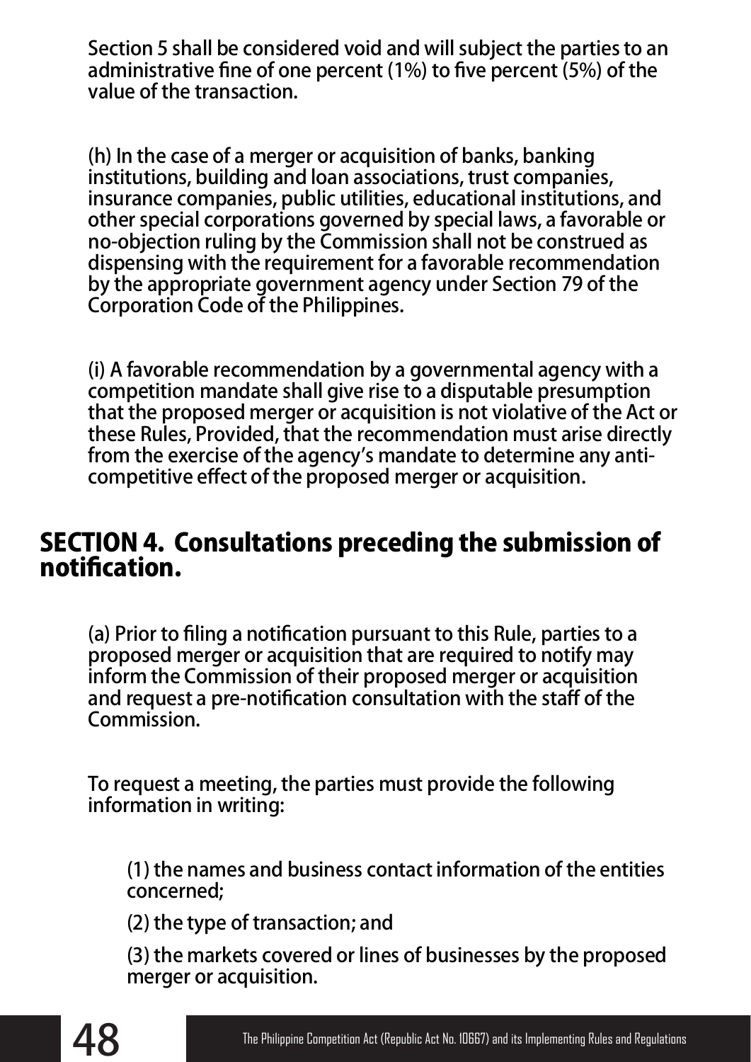Section 5 shall be considered void and will subject the parties to an administrative fine of one percent (1%) to five percent (5%) of the value of the transaction.

(h) In the case of a merger or acquisition of banks, banking institutions, building and loan associations, trust companies, insurance companies, public utilities, educational institutions, and other special corporations governed by special laws, a favorable or no-objection ruling by the Commission shall not be construed as dispensing with the requirement for a favorable recommendation by the appropriate government agency under Section 79 of the Corporation Code of the Philippines.

(i) A favorable recommendation by a governmental agency with a competition mandate shall give rise to a disputable presumption that the proposed merger or acquisition is not violative of the Act or these Rules, Provided, that the recommendation must arise directly from the exercise of the agency's mandate to determine any anti-competitive effect of the proposed merger or acquisition.

## SECTION 4. Consultations preceding the submission of notification.

(a) Prior to filing a notification pursuant to this Rule, parties to a proposed merger or acquisition that are required to notify may inform the Commission of their proposed merger or acquisition and request a pre-notification consultation with the staff of the Commission.

To request a meeting, the parties must provide the following information in writing:

(1) the names and business contact information of the entities concerned;

(2) the type of transaction; and

(3) the markets covered or lines of businesses by the proposed merger or acquisition.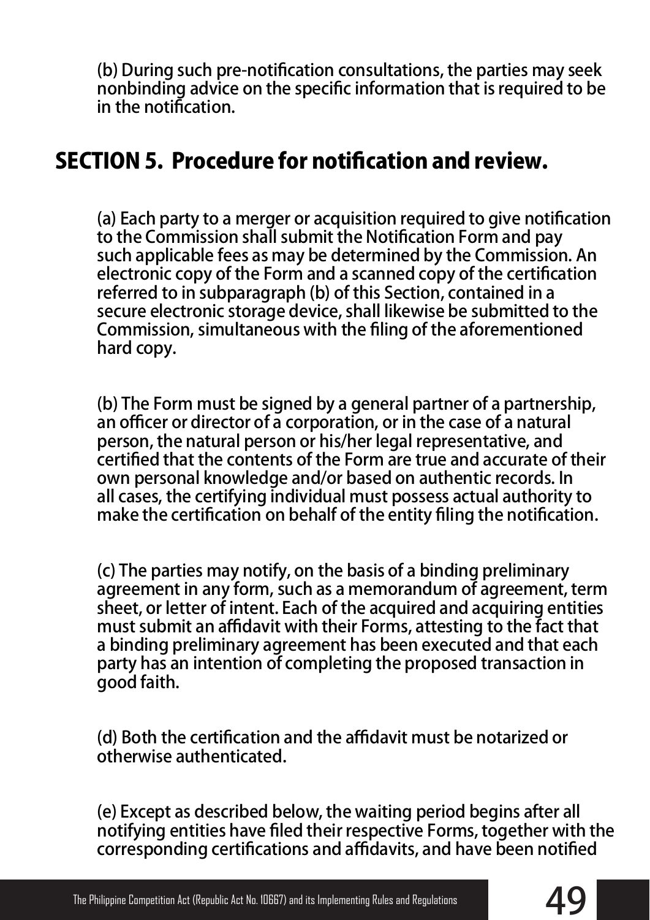(b) During such pre-notification consultations, the parties may seek nonbinding advice on the specific information that is required to be in the notification.

## SECTION 5. Procedure for notification and review.

(a) Each party to a merger or acquisition required to give notification to the Commission shall submit the Notification Form and pay such applicable fees as may be determined by the Commission. An electronic copy of the Form and a scanned copy of the certification referred to in subparagraph (b) of this Section, contained in a secure electronic storage device, shall likewise be submitted to the Commission, simultaneous with the filing of the aforementioned hard copy.

(b) The Form must be signed by a general partner of a partnership, an officer or director of a corporation, or in the case of a natural person, the natural person or his/her legal representative, and certified that the contents of the Form are true and accurate of their own personal knowledge and/or based on authentic records. In all cases, the certifying individual must possess actual authority to make the certification on behalf of the entity filing the notification.

(c) The parties may notify, on the basis of a binding preliminary agreement in any form, such as a memorandum of agreement, term sheet, or letter of intent. Each of the acquired and acquiring entities must submit an affidavit with their Forms, attesting to the fact that a binding preliminary agreement has been executed and that each party has an intention of completing the proposed transaction in good faith.

(d) Both the certification and the affidavit must be notarized or otherwise authenticated.

(e) Except as described below, the waiting period begins after all notifying entities have filed their respective Forms, together with the corresponding certifications and affidavits, and have been notified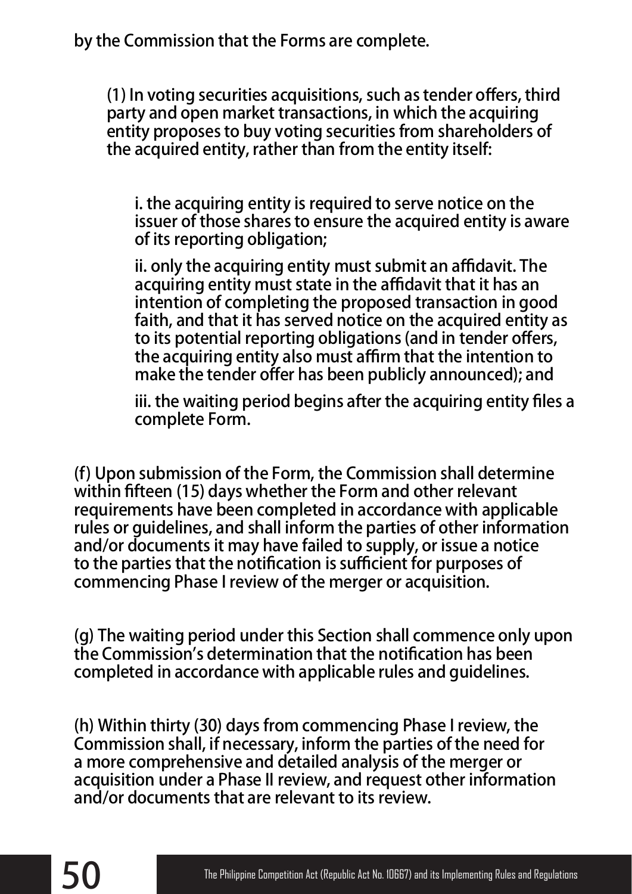by the Commission that the Forms are complete.

(1) In voting securities acquisitions, such as tender offers, third party and open market transactions, in which the acquiring entity proposes to buy voting securities from shareholders of the acquired entity, rather than from the entity itself:

i. the acquiring entity is required to serve notice on the issuer of those shares to ensure the acquired entity is aware of its reporting obligation;

ii. only the acquiring entity must submit an affidavit. The acquiring entity must state in the affidavit that it has an intention of completing the proposed transaction in good faith, and that it has served notice on the acquired entity as to its potential reporting obligations (and in tender offers, the acquiring entity also must affirm that the intention to make the tender offer has been publicly announced); and

iii. the waiting period begins after the acquiring entity files a complete Form.

(f) Upon submission of the Form, the Commission shall determine within fifteen (15) days whether the Form and other relevant requirements have been completed in accordance with applicable rules or guidelines, and shall inform the parties of other information and/or documents it may have failed to supply, or issue a notice to the parties that the notification is sufficient for purposes of commencing Phase I review of the merger or acquisition.

(g) The waiting period under this Section shall commence only upon the Commission's determination that the notification has been completed in accordance with applicable rules and guidelines.

(h) Within thirty (30) days from commencing Phase I review, the Commission shall, if necessary, inform the parties of the need for a more comprehensive and detailed analysis of the merger or acquisition under a Phase II review, and request other information and/or documents that are relevant to its review.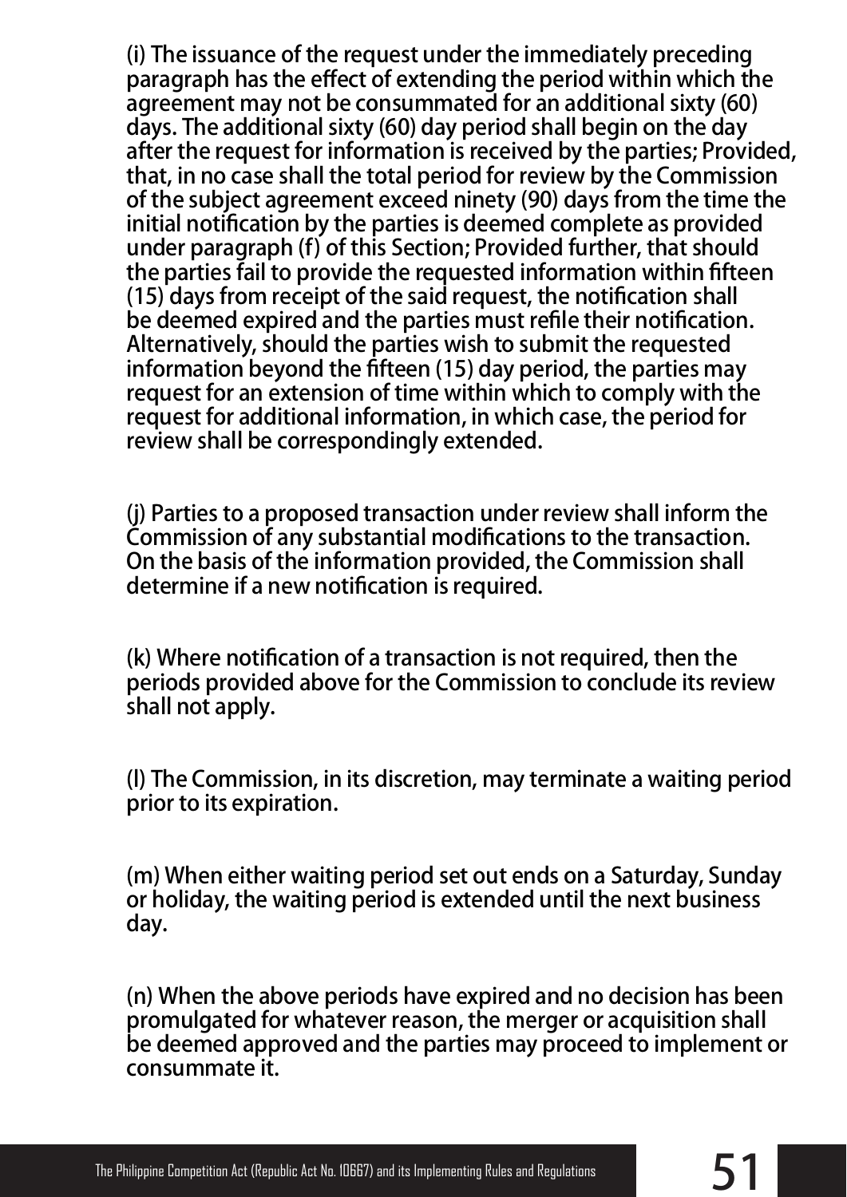(i) The issuance of the request under the immediately preceding paragraph has the effect of extending the period within which the agreement may not be consummated for an additional sixty (60) days. The additional sixty (60) day period shall begin on the day after the request for information is received by the parties; Provided, that, in no case shall the total period for review by the Commission of the subject agreement exceed ninety (90) days from the time the initial notification by the parties is deemed complete as provided under paragraph (f) of this Section; Provided further, that should the parties fail to provide the requested information within fifteen (15) days from receipt of the said request, the notification shall be deemed expired and the parties must refile their notification. Alternatively, should the parties wish to submit the requested information beyond the fifteen (15) day period, the parties may request for an extension of time within which to comply with the request for additional information, in which case, the period for review shall be correspondingly extended.

(j) Parties to a proposed transaction under review shall inform the Commission of any substantial modifications to the transaction. On the basis of the information provided, the Commission shall determine if a new notification is required.

(k) Where notification of a transaction is not required, then the periods provided above for the Commission to conclude its review shall not apply.

(l) The Commission, in its discretion, may terminate a waiting period prior to its expiration.

(m) When either waiting period set out ends on a Saturday, Sunday or holiday, the waiting period is extended until the next business day.

(n) When the above periods have expired and no decision has been promulgated for whatever reason, the merger or acquisition shall be deemed approved and the parties may proceed to implement or consummate it.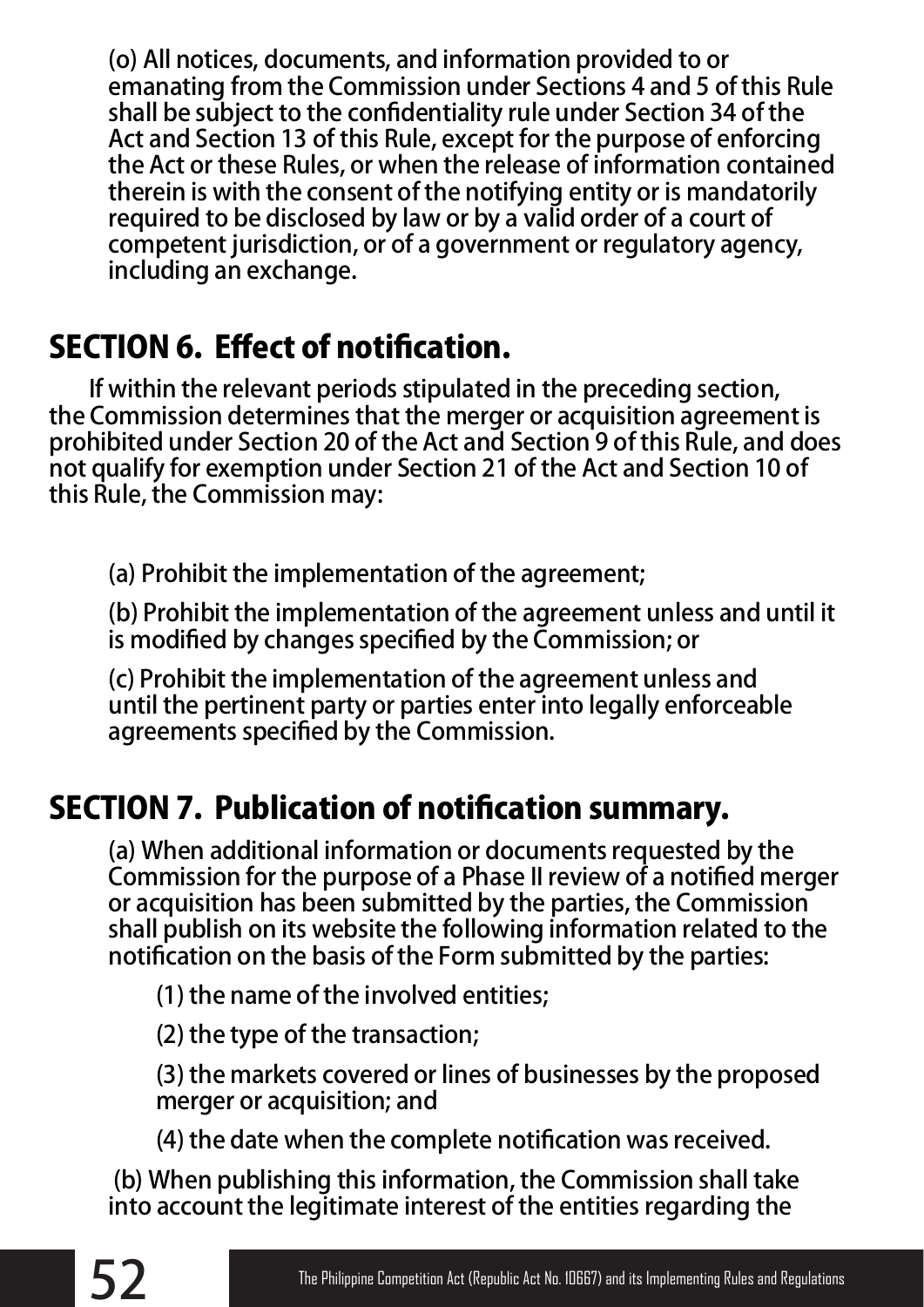(o) All notices, documents, and information provided to or emanating from the Commission under Sections 4 and 5 of this Rule shall be subject to the confidentiality rule under Section 34 of the Act and Section 13 of this Rule, except for the purpose of enforcing the Act or these Rules, or when the release of information contained therein is with the consent of the notifying entity or is mandatorily required to be disclosed by law or by a valid order of a court of competent jurisdiction, or of a government or regulatory agency, including an exchange.

## SECTION 6. Effect of notification.

If within the relevant periods stipulated in the preceding section, the Commission determines that the merger or acquisition agreement is prohibited under Section 20 of the Act and Section 9 of this Rule, and does not qualify for exemption under Section 21 of the Act and Section 10 of this Rule, the Commission may:

(a) Prohibit the implementation of the agreement;

(b) Prohibit the implementation of the agreement unless and until it is modified by changes specified by the Commission; or

(c) Prohibit the implementation of the agreement unless and until the pertinent party or parties enter into legally enforceable agreements specified by the Commission.

## SECTION 7. Publication of notification summary.

(a) When additional information or documents requested by the Commission for the purpose of a Phase II review of a notified merger or acquisition has been submitted by the parties, the Commission shall publish on its website the following information related to the notification on the basis of the Form submitted by the parties:

(1) the name of the involved entities;

(2) the type of the transaction;

(3) the markets covered or lines of businesses by the proposed merger or acquisition; and

(4) the date when the complete notification was received.

(b) When publishing this information, the Commission shall take into account the legitimate interest of the entities regarding the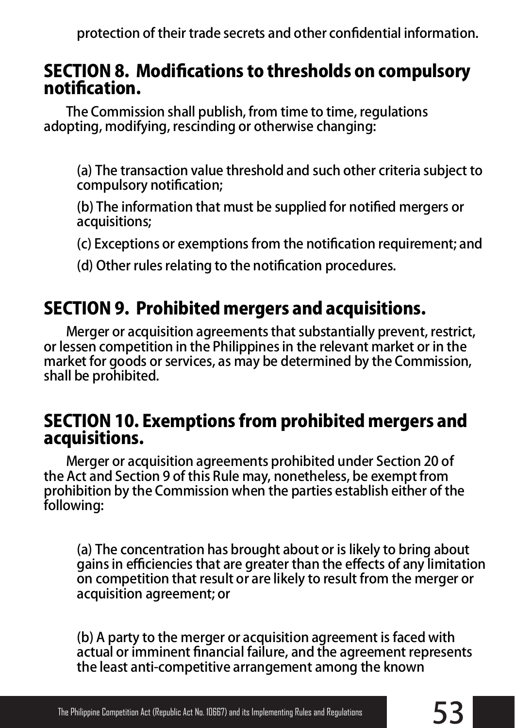protection of their trade secrets and other confidential information.

## SECTION 8. Modifications to thresholds on compulsory notification.

The Commission shall publish, from time to time, regulations adopting, modifying, rescinding or otherwise changing:

(a) The transaction value threshold and such other criteria subject to compulsory notification;

(b) The information that must be supplied for notified mergers or acquisitions;

(c) Exceptions or exemptions from the notification requirement; and

(d) Other rules relating to the notification procedures.

## SECTION 9. Prohibited mergers and acquisitions.

Merger or acquisition agreements that substantially prevent, restrict, or lessen competition in the Philippines in the relevant market or in the market for goods or services, as may be determined by the Commission, shall be prohibited.

## SECTION 10. Exemptions from prohibited mergers and acquisitions.

Merger or acquisition agreements prohibited under Section 20 of the Act and Section 9 of this Rule may, nonetheless, be exempt from prohibition by the Commission when the parties establish either of the following:

(a) The concentration has brought about or is likely to bring about gains in efficiencies that are greater than the effects of any limitation on competition that result or are likely to result from the merger or acquisition agreement; or

(b) A party to the merger or acquisition agreement is faced with actual or imminent financial failure, and the agreement represents the least anti-competitive arrangement among the known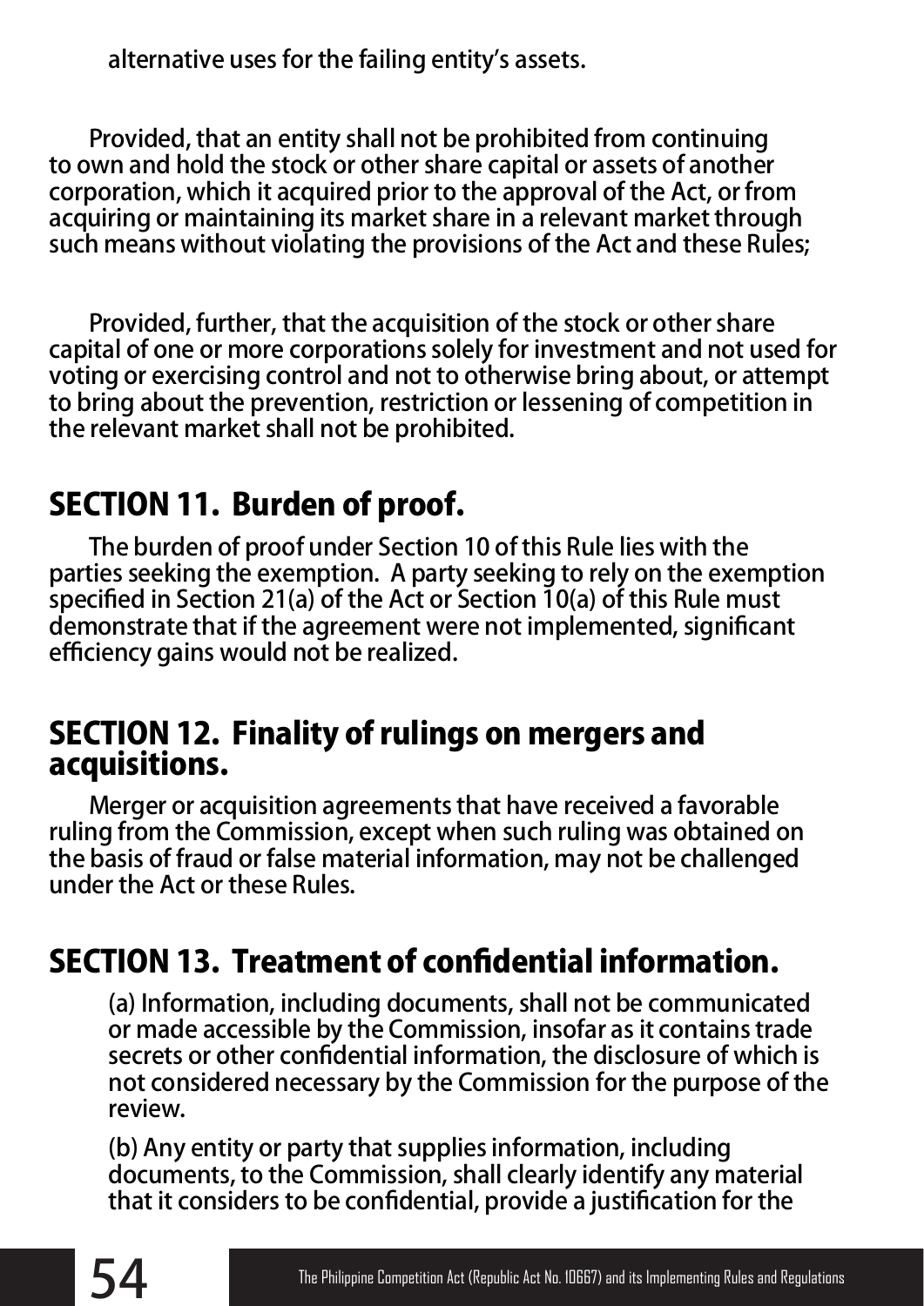alternative uses for the failing entity's assets.

Provided, that an entity shall not be prohibited from continuing to own and hold the stock or other share capital or assets of another corporation, which it acquired prior to the approval of the Act, or from acquiring or maintaining its market share in a relevant market through such means without violating the provisions of the Act and these Rules;

Provided, further, that the acquisition of the stock or other share capital of one or more corporations solely for investment and not used for voting or exercising control and not to otherwise bring about, or attempt to bring about the prevention, restriction or lessening of competition in the relevant market shall not be prohibited.

## SECTION 11. Burden of proof.

The burden of proof under Section 10 of this Rule lies with the parties seeking the exemption. A party seeking to rely on the exemption specified in Section 21(a) of the Act or Section 10(a) of this Rule must demonstrate that if the agreement were not implemented, significant efficiency gains would not be realized.

## SECTION 12. Finality of rulings on mergers and acquisitions.

Merger or acquisition agreements that have received a favorable ruling from the Commission, except when such ruling was obtained on the basis of fraud or false material information, may not be challenged under the Act or these Rules.

## SECTION 13. Treatment of confidential information.

(a) Information, including documents, shall not be communicated or made accessible by the Commission, insofar as it contains trade secrets or other confidential information, the disclosure of which is not considered necessary by the Commission for the purpose of the review.

(b) Any entity or party that supplies information, including documents, to the Commission, shall clearly identify any material that it considers to be confidential, provide a justification for the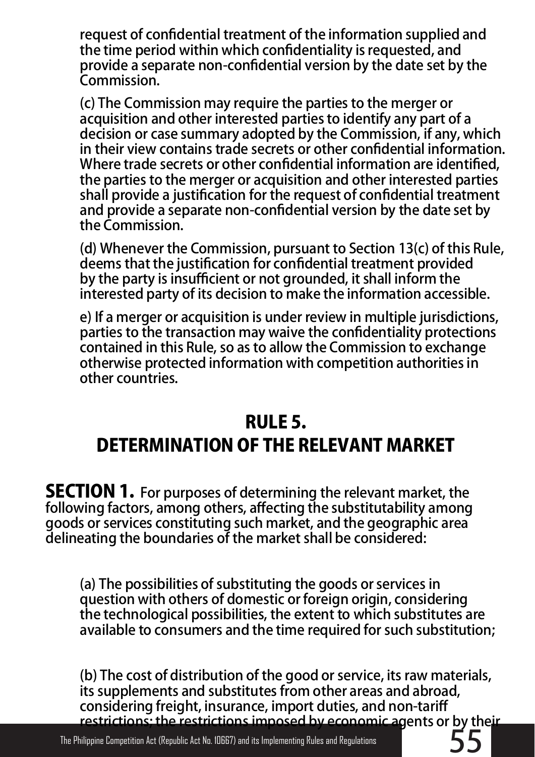request of confidential treatment of the information supplied and the time period within which confidentiality is requested, and provide a separate non-confidential version by the date set by the Commission.

(c) The Commission may require the parties to the merger or acquisition and other interested parties to identify any part of a decision or case summary adopted by the Commission, if any, which in their view contains trade secrets or other confidential information. Where trade secrets or other confidential information are identified, the parties to the merger or acquisition and other interested parties shall provide a justification for the request of confidential treatment and provide a separate non-confidential version by the date set by the Commission.

(d) Whenever the Commission, pursuant to Section 13(c) of this Rule, deems that the justification for confidential treatment provided by the party is insufficient or not grounded, it shall inform the interested party of its decision to make the information accessible.

e) If a merger or acquisition is under review in multiple jurisdictions, parties to the transaction may waive the confidentiality protections contained in this Rule, so as to allow the Commission to exchange otherwise protected information with competition authorities in other countries.

## RULE 5.
## DETERMINATION OF THE RELEVANT MARKET

**SECTION 1.** For purposes of determining the relevant market, the following factors, among others, affecting the substitutability among goods or services constituting such market, and the geographic area delineating the boundaries of the market shall be considered:

(a) The possibilities of substituting the goods or services in question with others of domestic or foreign origin, considering the technological possibilities, the extent to which substitutes are available to consumers and the time required for such substitution;

(b) The cost of distribution of the good or service, its raw materials, its supplements and substitutes from other areas and abroad, considering freight, insurance, import duties, and non-tariff restrictions; the restrictions imposed by economic agents or by their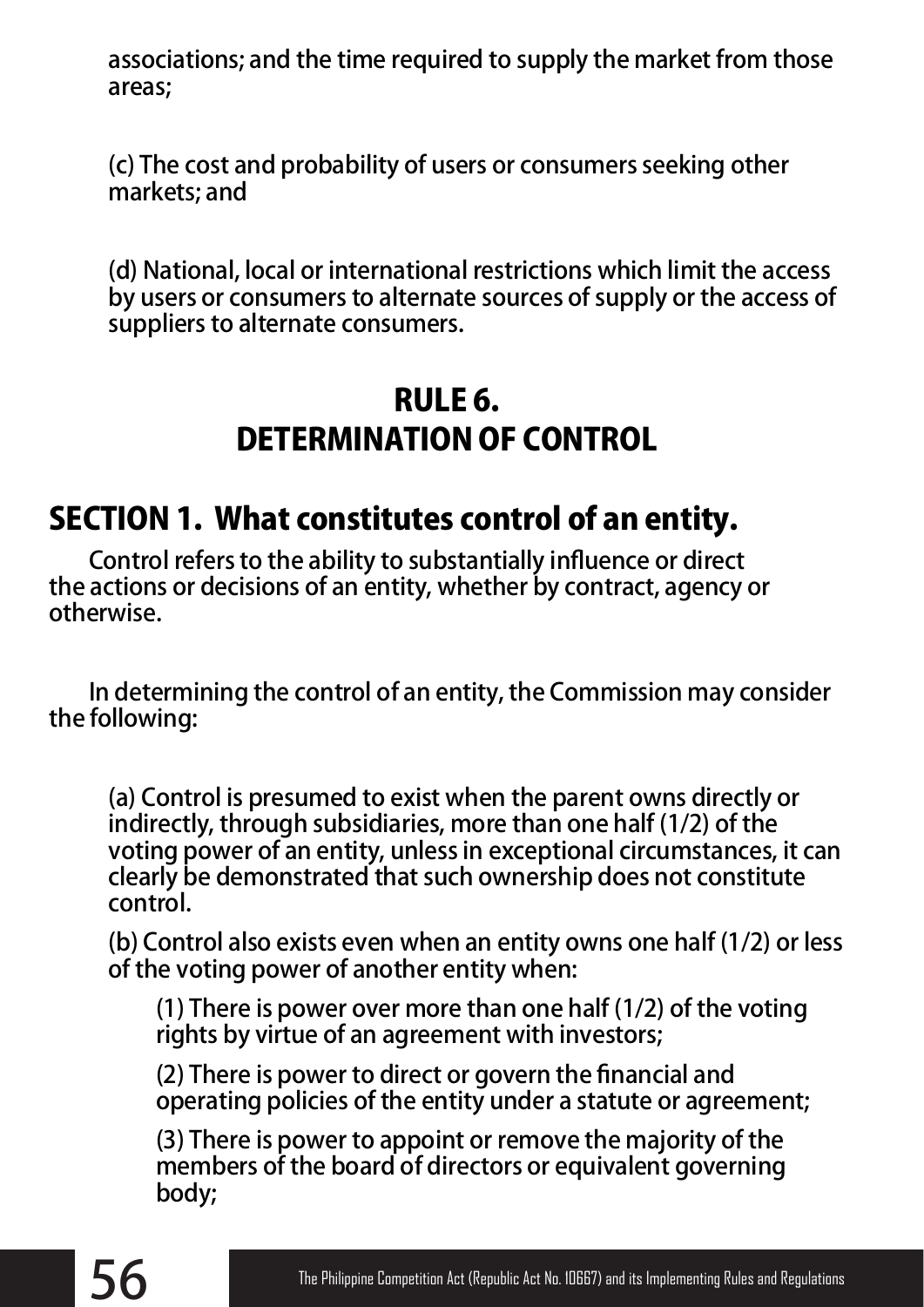associations; and the time required to supply the market from those areas;

(c) The cost and probability of users or consumers seeking other markets; and

(d) National, local or international restrictions which limit the access by users or consumers to alternate sources of supply or the access of suppliers to alternate consumers.

# RULE 6.
# DETERMINATION OF CONTROL

## SECTION 1. What constitutes control of an entity.

Control refers to the ability to substantially influence or direct the actions or decisions of an entity, whether by contract, agency or otherwise.

In determining the control of an entity, the Commission may consider the following:

(a) Control is presumed to exist when the parent owns directly or indirectly, through subsidiaries, more than one half (1/2) of the voting power of an entity, unless in exceptional circumstances, it can clearly be demonstrated that such ownership does not constitute control.

(b) Control also exists even when an entity owns one half (1/2) or less of the voting power of another entity when:

(1) There is power over more than one half (1/2) of the voting rights by virtue of an agreement with investors;

(2) There is power to direct or govern the financial and operating policies of the entity under a statute or agreement;

(3) There is power to appoint or remove the majority of the members of the board of directors or equivalent governing body;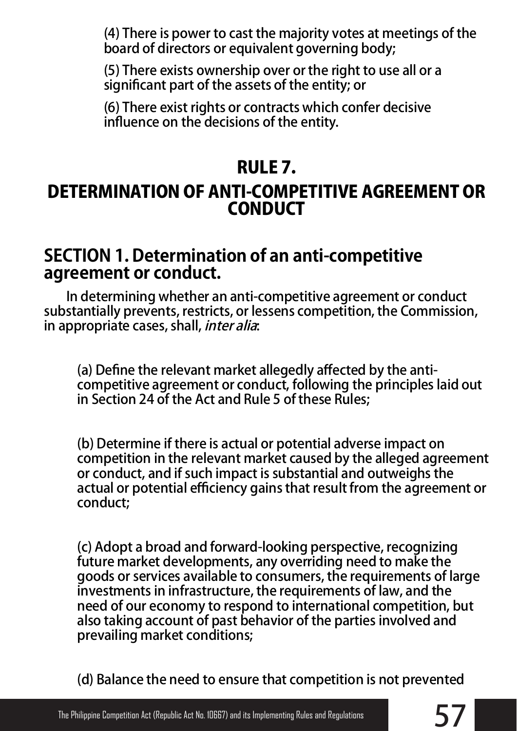(4) There is power to cast the majority votes at meetings of the board of directors or equivalent governing body;

(5) There exists ownership over or the right to use all or a significant part of the assets of the entity; or

(6) There exist rights or contracts which confer decisive influence on the decisions of the entity.

## RULE 7.
## DETERMINATION OF ANTI-COMPETITIVE AGREEMENT OR CONDUCT

### SECTION 1. Determination of an anti-competitive agreement or conduct.

In determining whether an anti-competitive agreement or conduct substantially prevents, restricts, or lessens competition, the Commission, in appropriate cases, shall, *inter alia*:

(a) Define the relevant market allegedly affected by the anti-competitive agreement or conduct, following the principles laid out in Section 24 of the Act and Rule 5 of these Rules;

(b) Determine if there is actual or potential adverse impact on competition in the relevant market caused by the alleged agreement or conduct, and if such impact is substantial and outweighs the actual or potential efficiency gains that result from the agreement or conduct;

(c) Adopt a broad and forward-looking perspective, recognizing future market developments, any overriding need to make the goods or services available to consumers, the requirements of large investments in infrastructure, the requirements of law, and the need of our economy to respond to international competition, but also taking account of past behavior of the parties involved and prevailing market conditions;

(d) Balance the need to ensure that competition is not prevented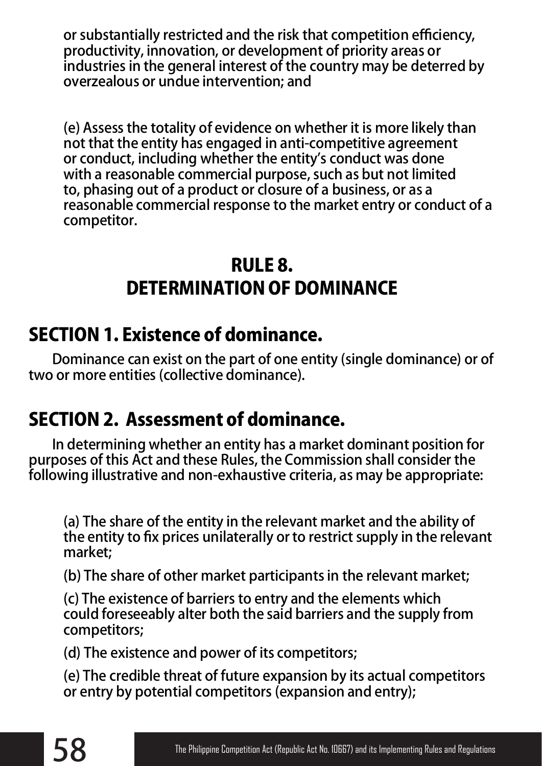or substantially restricted and the risk that competition efficiency, productivity, innovation, or development of priority areas or industries in the general interest of the country may be deterred by overzealous or undue intervention; and

(e) Assess the totality of evidence on whether it is more likely than not that the entity has engaged in anti-competitive agreement or conduct, including whether the entity's conduct was done with a reasonable commercial purpose, such as but not limited to, phasing out of a product or closure of a business, or as a reasonable commercial response to the market entry or conduct of a competitor.

# RULE 8.
# DETERMINATION OF DOMINANCE

## SECTION 1. Existence of dominance.

Dominance can exist on the part of one entity (single dominance) or of two or more entities (collective dominance).

## SECTION 2. Assessment of dominance.

In determining whether an entity has a market dominant position for purposes of this Act and these Rules, the Commission shall consider the following illustrative and non-exhaustive criteria, as may be appropriate:

(a) The share of the entity in the relevant market and the ability of the entity to fix prices unilaterally or to restrict supply in the relevant market;

(b) The share of other market participants in the relevant market;

(c) The existence of barriers to entry and the elements which could foreseeably alter both the said barriers and the supply from competitors;

(d) The existence and power of its competitors;

(e) The credible threat of future expansion by its actual competitors or entry by potential competitors (expansion and entry);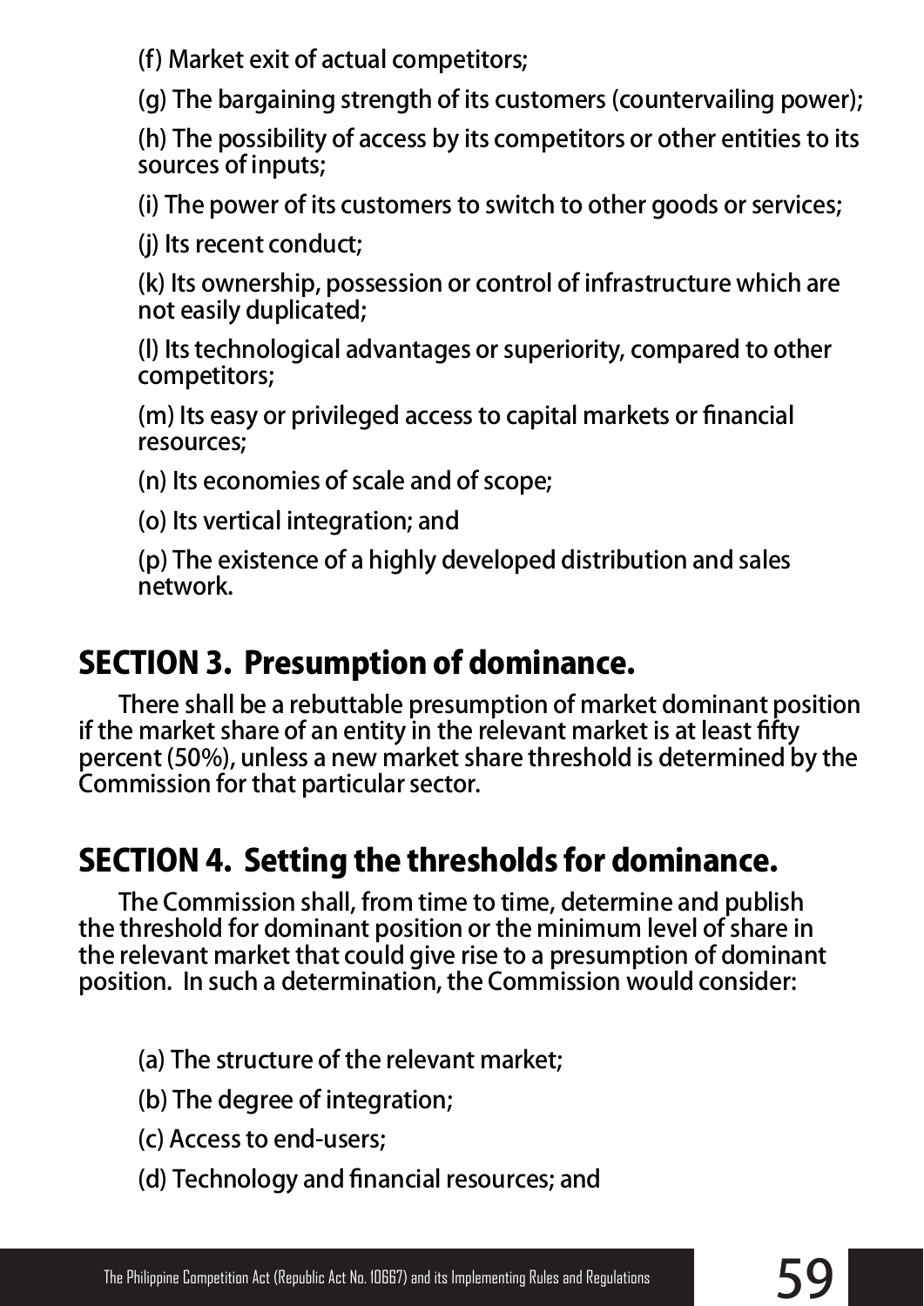(f) Market exit of actual competitors;

(g) The bargaining strength of its customers (countervailing power);

(h) The possibility of access by its competitors or other entities to its sources of inputs;

(i) The power of its customers to switch to other goods or services;

(j) Its recent conduct;

(k) Its ownership, possession or control of infrastructure which are not easily duplicated;

(l) Its technological advantages or superiority, compared to other competitors;

(m) Its easy or privileged access to capital markets or financial resources;

(n) Its economies of scale and of scope;

(o) Its vertical integration; and

(p) The existence of a highly developed distribution and sales network.

## SECTION 3. Presumption of dominance.

There shall be a rebuttable presumption of market dominant position if the market share of an entity in the relevant market is at least fifty percent (50%), unless a new market share threshold is determined by the Commission for that particular sector.

## SECTION 4. Setting the thresholds for dominance.

The Commission shall, from time to time, determine and publish the threshold for dominant position or the minimum level of share in the relevant market that could give rise to a presumption of dominant position. In such a determination, the Commission would consider:

(a) The structure of the relevant market;

(b) The degree of integration;

(c) Access to end-users;

(d) Technology and financial resources; and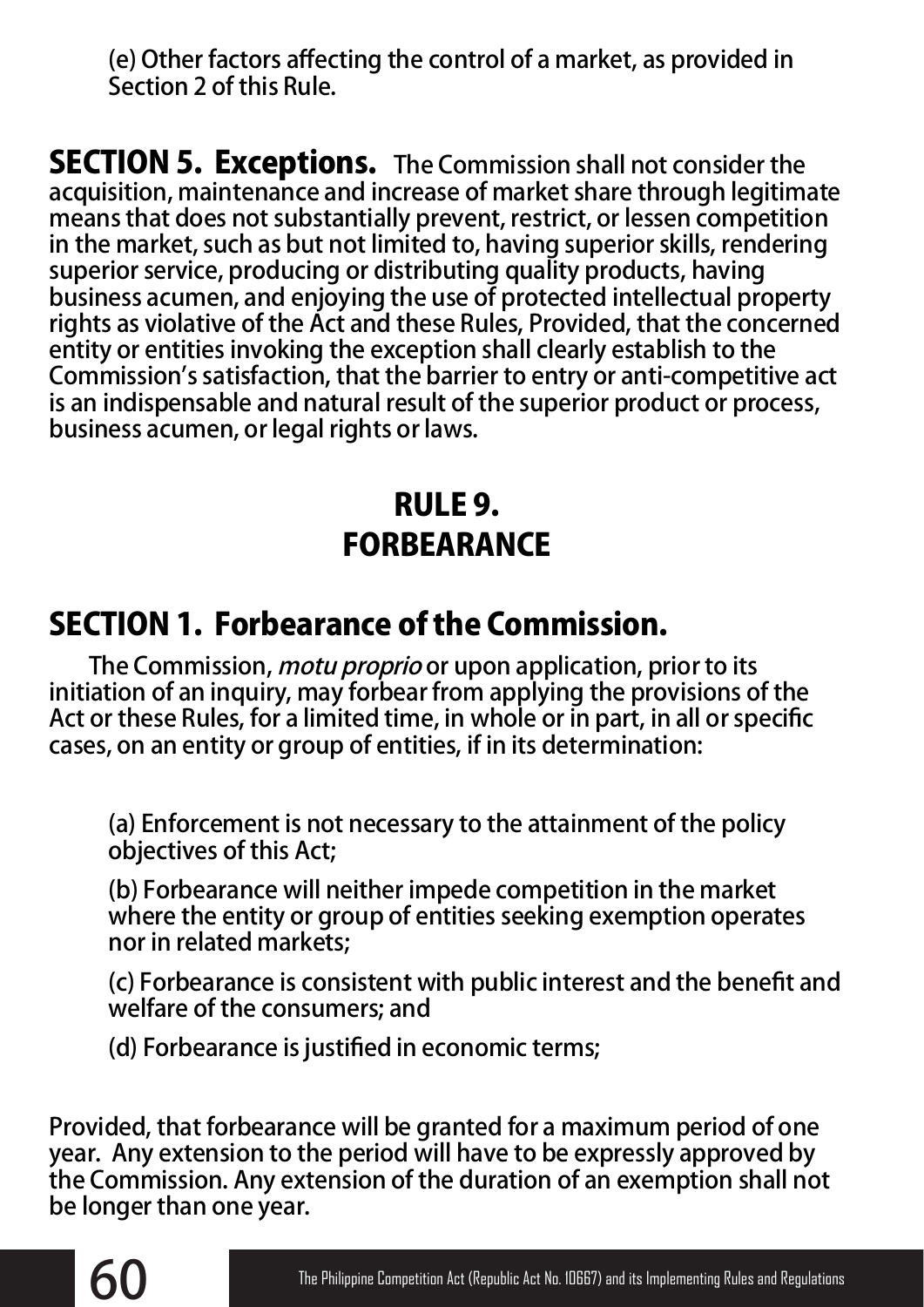(e) Other factors affecting the control of a market, as provided in Section 2 of this Rule.

**SECTION 5. Exceptions.** The Commission shall not consider the acquisition, maintenance and increase of market share through legitimate means that does not substantially prevent, restrict, or lessen competition in the market, such as but not limited to, having superior skills, rendering superior service, producing or distributing quality products, having business acumen, and enjoying the use of protected intellectual property rights as violative of the Act and these Rules, Provided, that the concerned entity or entities invoking the exception shall clearly establish to the Commission's satisfaction, that the barrier to entry or anti-competitive act is an indispensable and natural result of the superior product or process, business acumen, or legal rights or laws.

# RULE 9.
# FORBEARANCE

## SECTION 1. Forbearance of the Commission.

The Commission, *motu proprio* or upon application, prior to its initiation of an inquiry, may forbear from applying the provisions of the Act or these Rules, for a limited time, in whole or in part, in all or specific cases, on an entity or group of entities, if in its determination:

(a) Enforcement is not necessary to the attainment of the policy objectives of this Act;

(b) Forbearance will neither impede competition in the market where the entity or group of entities seeking exemption operates nor in related markets;

(c) Forbearance is consistent with public interest and the benefit and welfare of the consumers; and

(d) Forbearance is justified in economic terms;

Provided, that forbearance will be granted for a maximum period of one year. Any extension to the period will have to be expressly approved by the Commission. Any extension of the duration of an exemption shall not be longer than one year.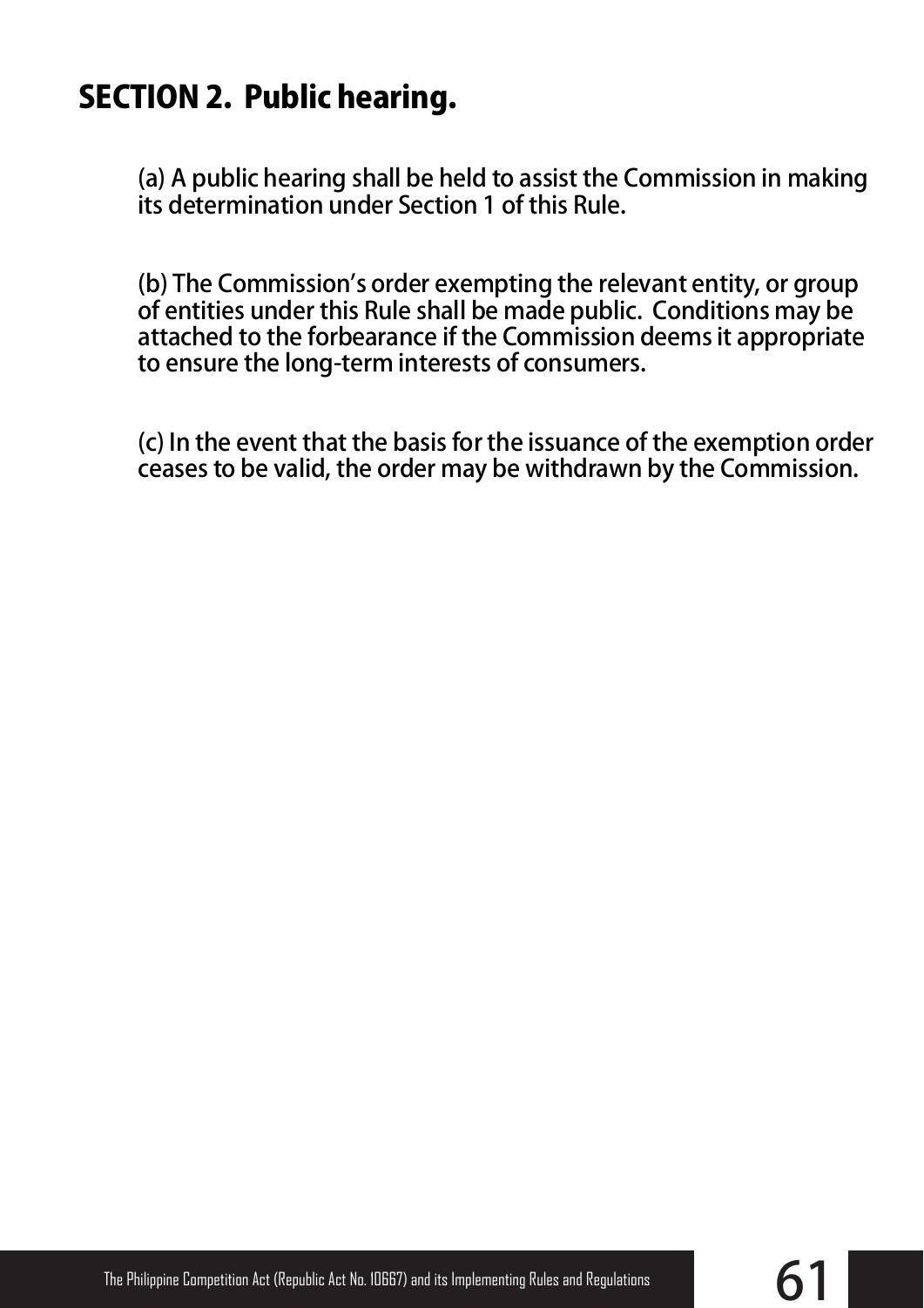## SECTION 2. Public hearing.

(a) A public hearing shall be held to assist the Commission in making its determination under Section 1 of this Rule.

(b) The Commission's order exempting the relevant entity, or group of entities under this Rule shall be made public. Conditions may be attached to the forbearance if the Commission deems it appropriate to ensure the long-term interests of consumers.

(c) In the event that the basis for the issuance of the exemption order ceases to be valid, the order may be withdrawn by the Commission.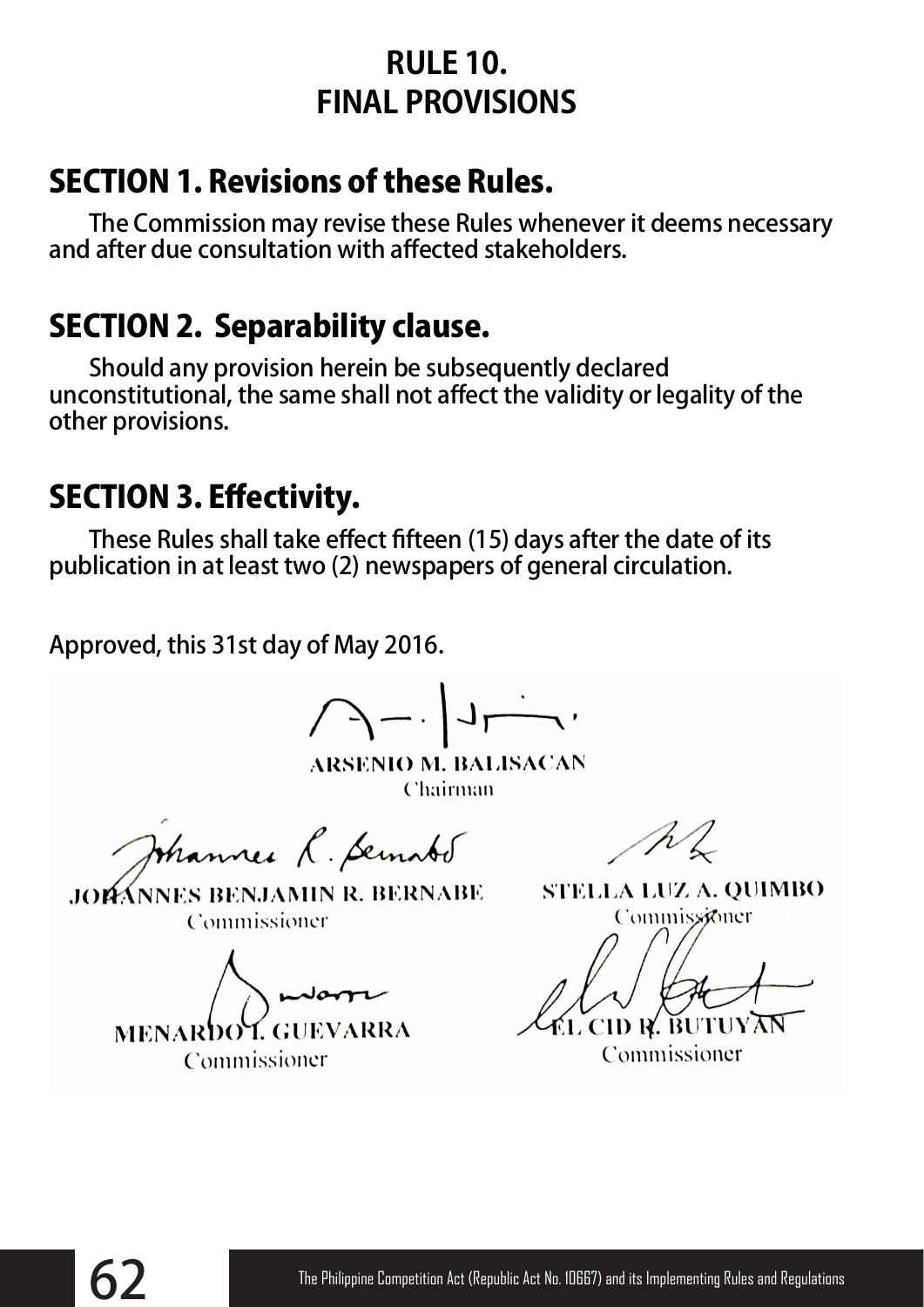# RULE 10.
# FINAL PROVISIONS

## SECTION 1. Revisions of these Rules.

The Commission may revise these Rules whenever it deems necessary and after due consultation with affected stakeholders.

## SECTION 2. Separability clause.

Should any provision herein be subsequently declared unconstitutional, the same shall not affect the validity or legality of the other provisions.

## SECTION 3. Effectivity.

These Rules shall take effect fifteen (15) days after the date of its publication in at least two (2) newspapers of general circulation.

Approved, this 31st day of May 2016.

**ARSENIO M. BALISACAN**
Chairman

**JOHANNES BENJAMIN R. BERNABE**
Commissioner

**STELLA LUZ A. QUIMBO**
Commissioner

**MENARDO I. GUEVARRA**
Commissioner

**EL CID R. BUTUYAN**
Commissioner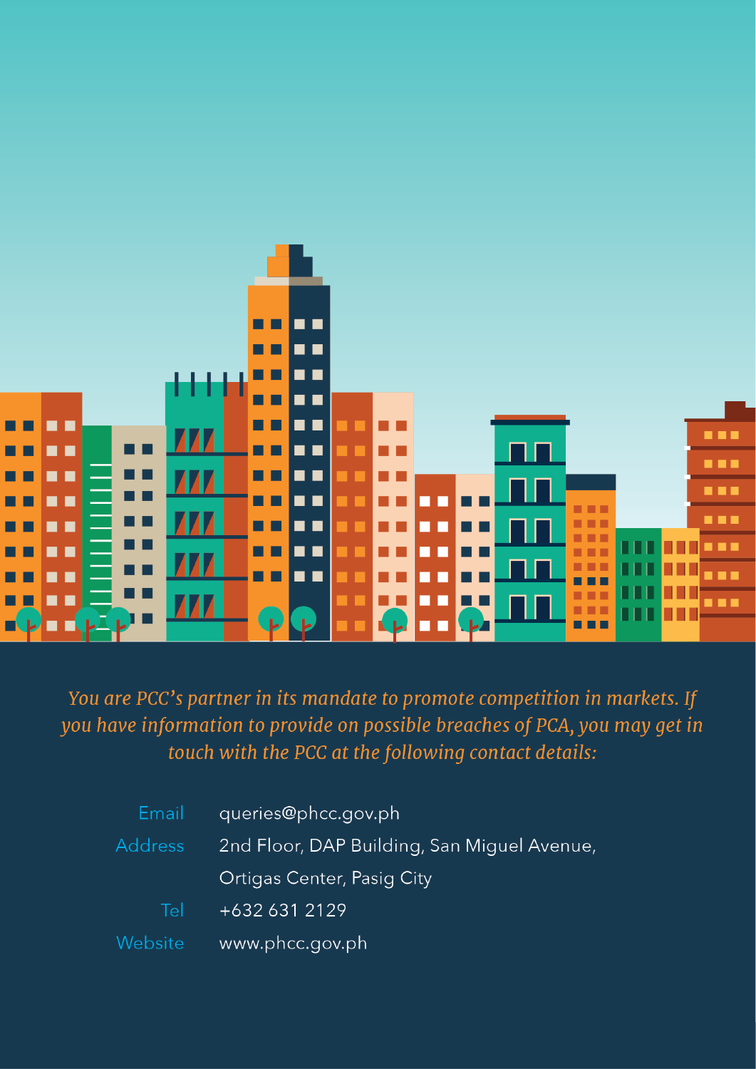*You are PCC's partner in its mandate to promote competition in markets. If you have information to provide on possible breaches of PCA, you may get in touch with the PCC at the following contact details:*

| | |
|---|---|
| Email | queries@phcc.gov.ph |
| Address | 2nd Floor, DAP Building, San Miguel Avenue, Ortigas Center, Pasig City |
| Tel | +632 631 2129 |
| Website | www.phcc.gov.ph |